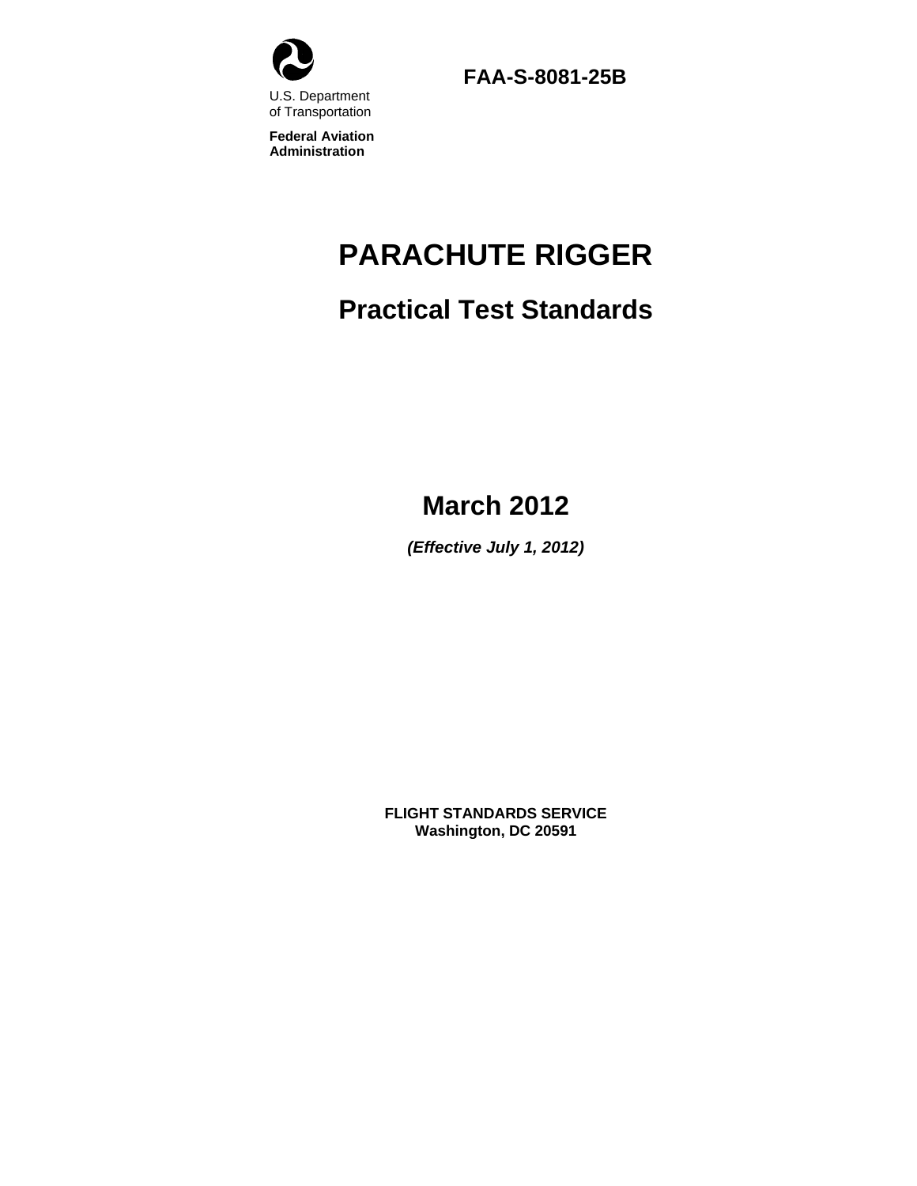U.S. Department
of Transportation

**Federal Aviation Administration**

**FAA-S-8081-25B**

# PARACHUTE RIGGER

## Practical Test Standards

## March 2012

***(Effective July 1, 2012)***

**FLIGHT STANDARDS SERVICE**
**Washington, DC 20591**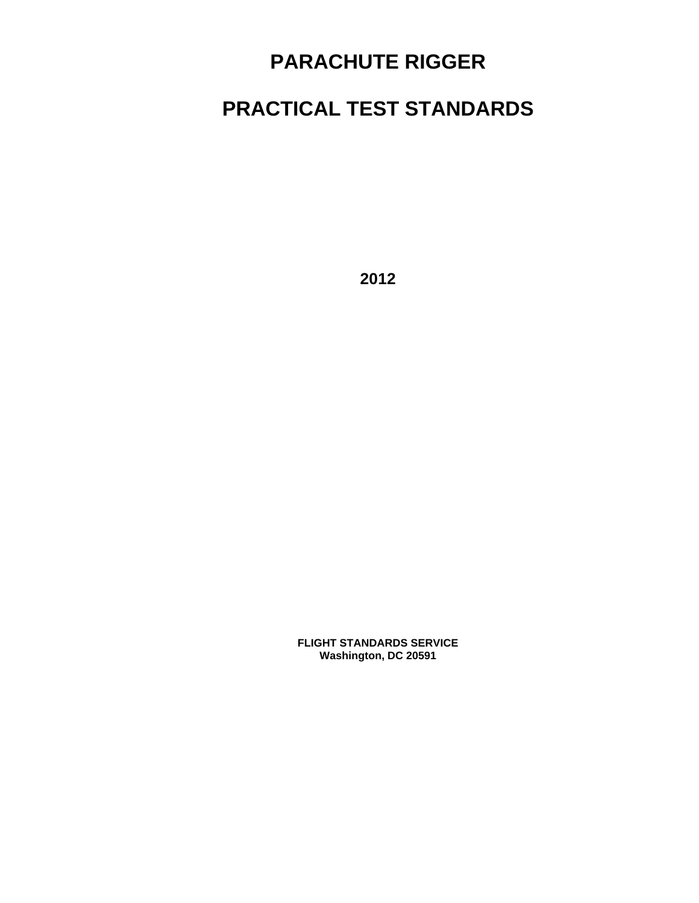# PARACHUTE RIGGER

# PRACTICAL TEST STANDARDS

**2012**

**FLIGHT STANDARDS SERVICE**
**Washington, DC 20591**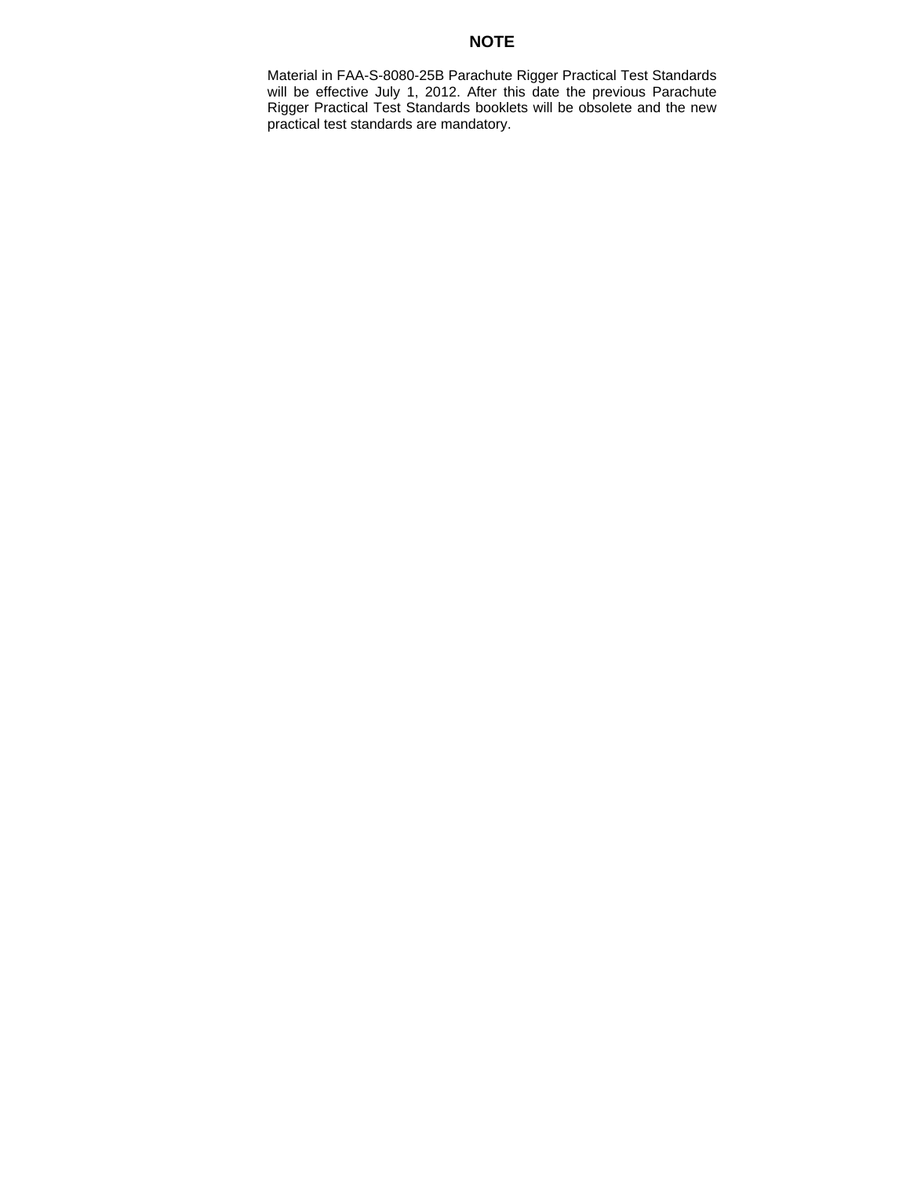# NOTE

Material in FAA-S-8080-25B Parachute Rigger Practical Test Standards will be effective July 1, 2012. After this date the previous Parachute Rigger Practical Test Standards booklets will be obsolete and the new practical test standards are mandatory.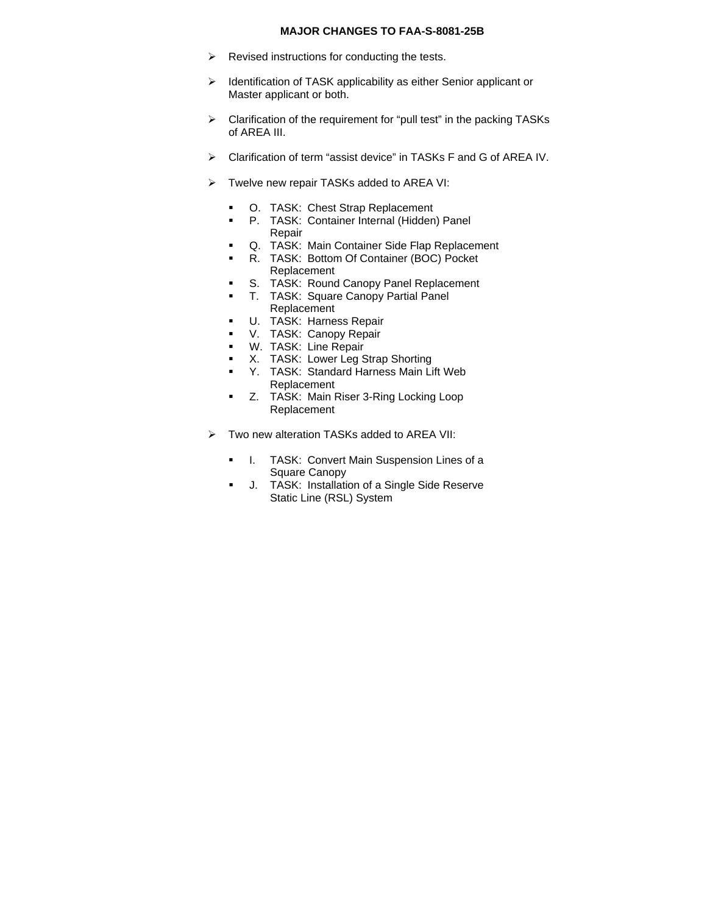## MAJOR CHANGES TO FAA-S-8081-25B

- Revised instructions for conducting the tests.
- Identification of TASK applicability as either Senior applicant or Master applicant or both.
- Clarification of the requirement for “pull test” in the packing TASKs of AREA III.
- Clarification of term “assist device” in TASKs F and G of AREA IV.
- Twelve new repair TASKs added to AREA VI:
  - O. TASK: Chest Strap Replacement
  - P. TASK: Container Internal (Hidden) Panel Repair
  - Q. TASK: Main Container Side Flap Replacement
  - R. TASK: Bottom Of Container (BOC) Pocket Replacement
  - S. TASK: Round Canopy Panel Replacement
  - T. TASK: Square Canopy Partial Panel Replacement
  - U. TASK: Harness Repair
  - V. TASK: Canopy Repair
  - W. TASK: Line Repair
  - X. TASK: Lower Leg Strap Shorting
  - Y. TASK: Standard Harness Main Lift Web Replacement
  - Z. TASK: Main Riser 3-Ring Locking Loop Replacement
- Two new alteration TASKs added to AREA VII:
  - I. TASK: Convert Main Suspension Lines of a Square Canopy
  - J. TASK: Installation of a Single Side Reserve Static Line (RSL) System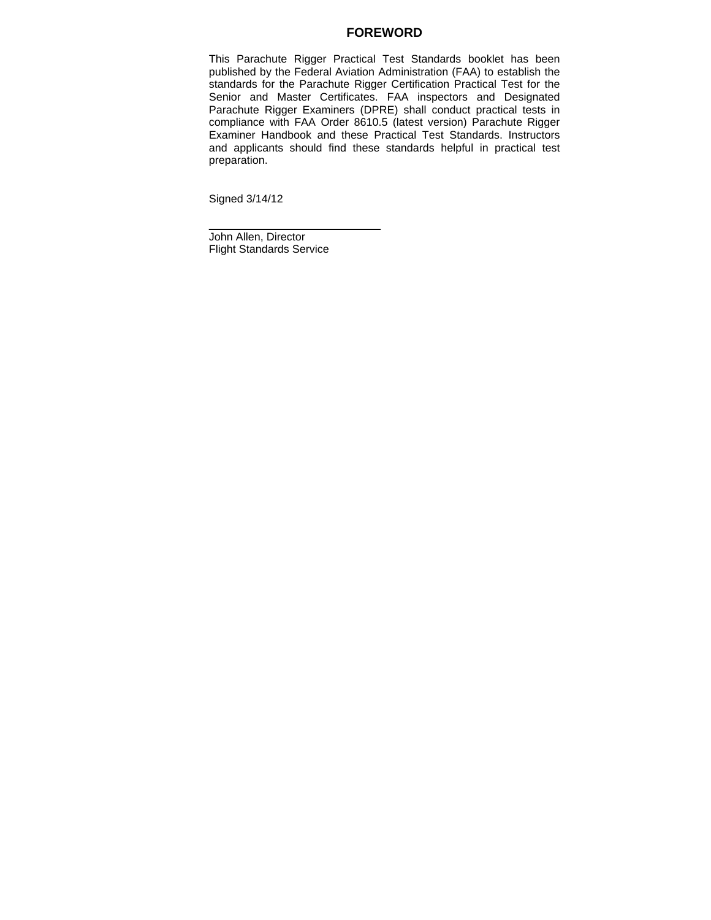# FOREWORD

This Parachute Rigger Practical Test Standards booklet has been published by the Federal Aviation Administration (FAA) to establish the standards for the Parachute Rigger Certification Practical Test for the Senior and Master Certificates. FAA inspectors and Designated Parachute Rigger Examiners (DPRE) shall conduct practical tests in compliance with FAA Order 8610.5 (latest version) Parachute Rigger Examiner Handbook and these Practical Test Standards. Instructors and applicants should find these standards helpful in practical test preparation.

Signed 3/14/12

John Allen, Director
Flight Standards Service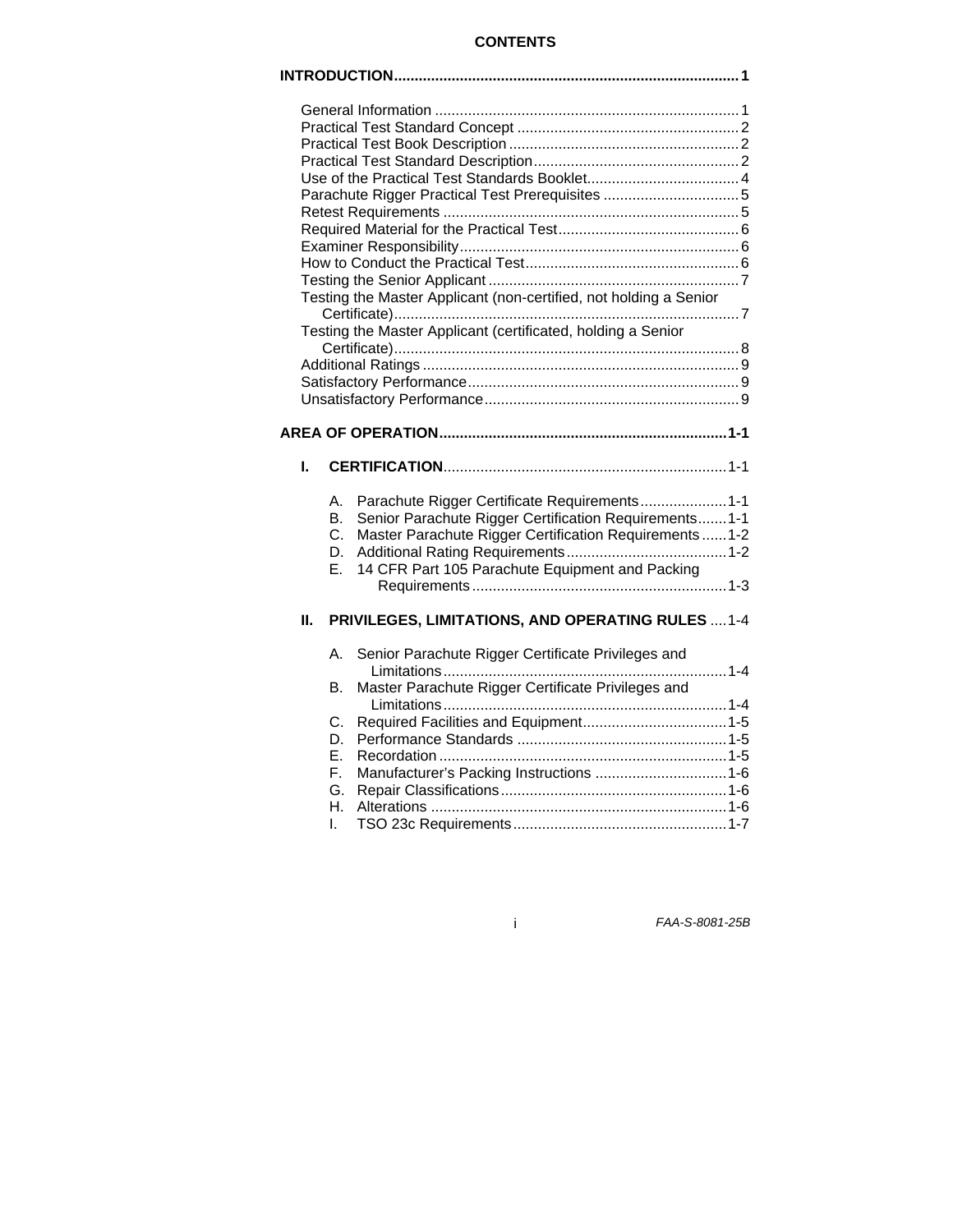# CONTENTS

**INTRODUCTION** .... 1

- General Information .... 1
- Practical Test Standard Concept .... 2
- Practical Test Book Description .... 2
- Practical Test Standard Description .... 2
- Use of the Practical Test Standards Booklet .... 4
- Parachute Rigger Practical Test Prerequisites .... 5
- Retest Requirements .... 5
- Required Material for the Practical Test .... 6
- Examiner Responsibility .... 6
- How to Conduct the Practical Test .... 6
- Testing the Senior Applicant .... 7
- Testing the Master Applicant (non-certified, not holding a Senior Certificate) .... 7
- Testing the Master Applicant (certificated, holding a Senior Certificate) .... 8
- Additional Ratings .... 9
- Satisfactory Performance .... 9
- Unsatisfactory Performance .... 9

**AREA OF OPERATION** .... 1-1

**I. CERTIFICATION** .... 1-1

- A. Parachute Rigger Certificate Requirements .... 1-1
- B. Senior Parachute Rigger Certification Requirements .... 1-1
- C. Master Parachute Rigger Certification Requirements .... 1-2
- D. Additional Rating Requirements .... 1-2
- E. 14 CFR Part 105 Parachute Equipment and Packing Requirements .... 1-3

**II. PRIVILEGES, LIMITATIONS, AND OPERATING RULES** .... 1-4

- A. Senior Parachute Rigger Certificate Privileges and Limitations .... 1-4
- B. Master Parachute Rigger Certificate Privileges and Limitations .... 1-4
- C. Required Facilities and Equipment .... 1-5
- D. Performance Standards .... 1-5
- E. Recordation .... 1-5
- F. Manufacturer's Packing Instructions .... 1-6
- G. Repair Classifications .... 1-6
- H. Alterations .... 1-6
- I. TSO 23c Requirements .... 1-7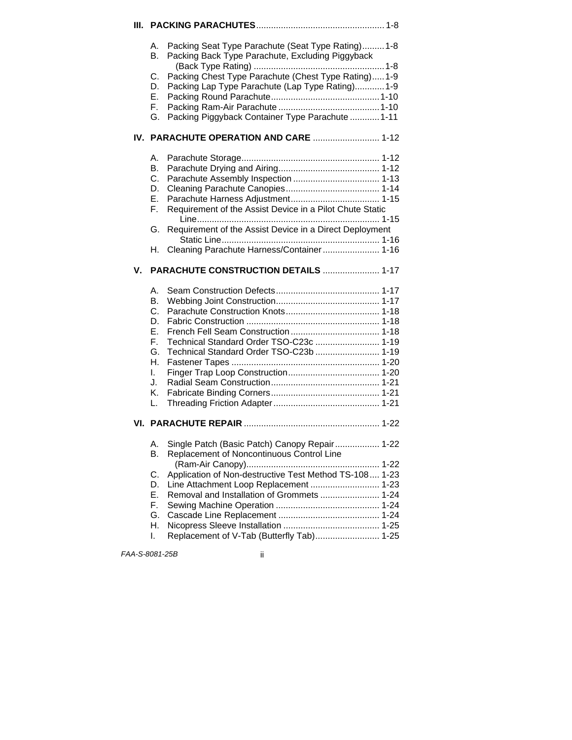**III. PACKING PARACHUTES** .................................................... 1-8

A. Packing Seat Type Parachute (Seat Type Rating) ......... 1-8
B. Packing Back Type Parachute, Excluding Piggyback (Back Type Rating) ..................................................... 1-8
C. Packing Chest Type Parachute (Chest Type Rating) ..... 1-9
D. Packing Lap Type Parachute (Lap Type Rating) ............ 1-9
E. Packing Round Parachute ............................................ 1-10
F. Packing Ram-Air Parachute ......................................... 1-10
G. Packing Piggyback Container Type Parachute ............ 1-11

**IV. PARACHUTE OPERATION AND CARE** ........................... 1-12

A. Parachute Storage ........................................................ 1-12
B. Parachute Drying and Airing ......................................... 1-12
C. Parachute Assembly Inspection ................................... 1-13
D. Cleaning Parachute Canopies ...................................... 1-14
E. Parachute Harness Adjustment .................................... 1-15
F. Requirement of the Assist Device in a Pilot Chute Static Line .......................................................................... 1-15
G. Requirement of the Assist Device in a Direct Deployment Static Line ............................................................... 1-16
H. Cleaning Parachute Harness/Container ....................... 1-16

**V. PARACHUTE CONSTRUCTION DETAILS** ....................... 1-17

A. Seam Construction Defects .......................................... 1-17
B. Webbing Joint Construction .......................................... 1-17
C. Parachute Construction Knots ...................................... 1-18
D. Fabric Construction ...................................................... 1-18
E. French Fell Seam Construction .................................... 1-18
F. Technical Standard Order TSO-C23c .......................... 1-19
G. Technical Standard Order TSO-C23b .......................... 1-19
H. Fastener Tapes ............................................................ 1-20
I. Finger Trap Loop Construction ..................................... 1-20
J. Radial Seam Construction ............................................ 1-21
K. Fabricate Binding Corners ............................................ 1-21
L. Threading Friction Adapter ........................................... 1-21

**VI. PARACHUTE REPAIR** ....................................................... 1-22

A. Single Patch (Basic Patch) Canopy Repair .................. 1-22
B. Replacement of Noncontinuous Control Line (Ram-Air Canopy) ...................................................... 1-22
C. Application of Non-destructive Test Method TS-108 .... 1-23
D. Line Attachment Loop Replacement ............................ 1-23
E. Removal and Installation of Grommets ........................ 1-24
F. Sewing Machine Operation .......................................... 1-24
G. Cascade Line Replacement ......................................... 1-24
H. Nicopress Sleeve Installation ....................................... 1-25
I. Replacement of V-Tab (Butterfly Tab) .......................... 1-25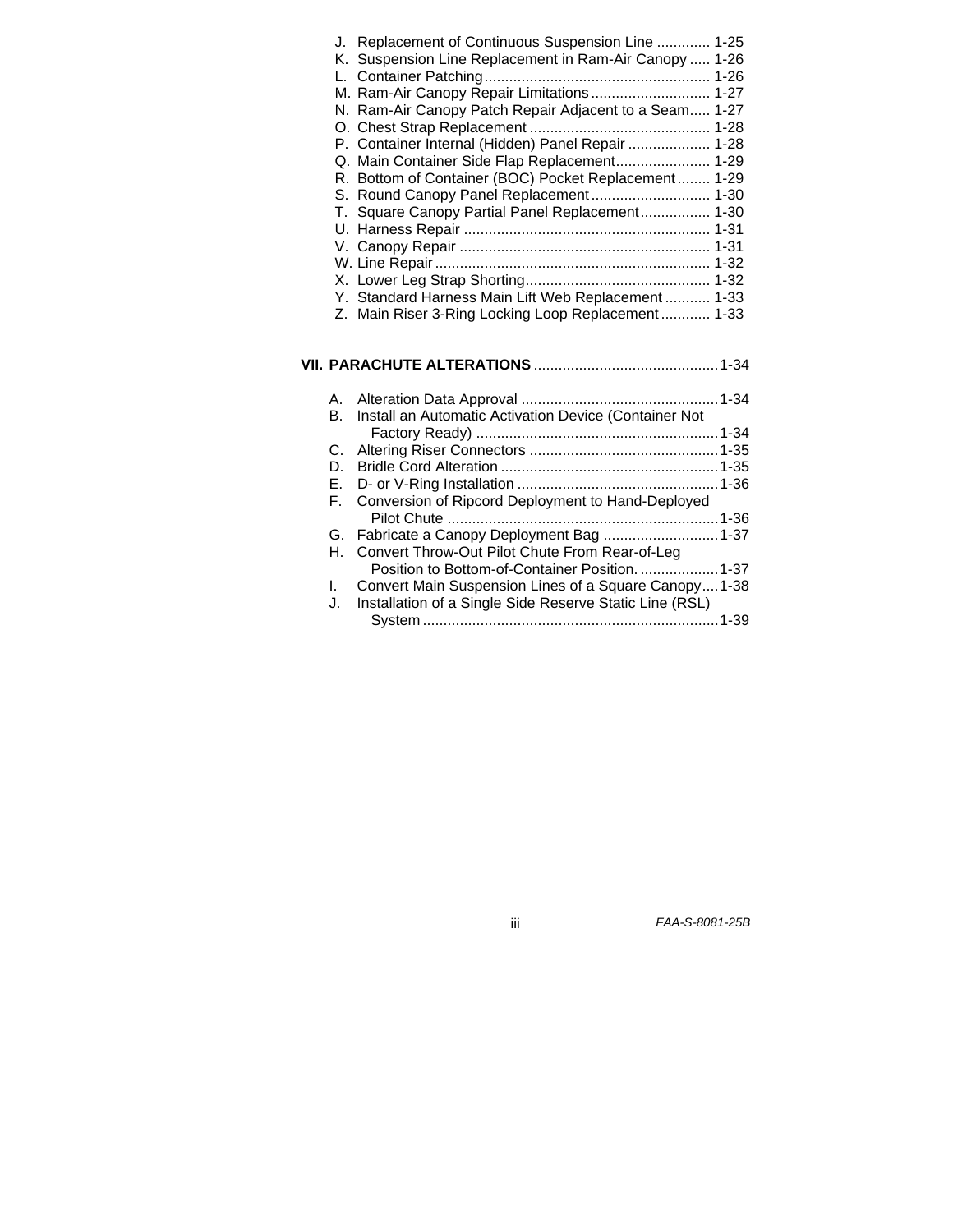J. Replacement of Continuous Suspension Line ............. 1-25
K. Suspension Line Replacement in Ram-Air Canopy ..... 1-26
L. Container Patching....................................................... 1-26
M. Ram-Air Canopy Repair Limitations............................. 1-27
N. Ram-Air Canopy Patch Repair Adjacent to a Seam..... 1-27
O. Chest Strap Replacement ............................................ 1-28
P. Container Internal (Hidden) Panel Repair .................... 1-28
Q. Main Container Side Flap Replacement....................... 1-29
R. Bottom of Container (BOC) Pocket Replacement........ 1-29
S. Round Canopy Panel Replacement............................. 1-30
T. Square Canopy Partial Panel Replacement................. 1-30
U. Harness Repair ............................................................ 1-31
V. Canopy Repair ............................................................. 1-31
W. Line Repair................................................................... 1-32
X. Lower Leg Strap Shorting............................................. 1-32
Y. Standard Harness Main Lift Web Replacement ........... 1-33
Z. Main Riser 3-Ring Locking Loop Replacement............ 1-33

**VII. PARACHUTE ALTERATIONS** ............................................. 1-34

A. Alteration Data Approval ................................................ 1-34
B. Install an Automatic Activation Device (Container Not Factory Ready) ........................................................... 1-34
C. Altering Riser Connectors .............................................. 1-35
D. Bridle Cord Alteration ..................................................... 1-35
E. D- or V-Ring Installation ................................................. 1-36
F. Conversion of Ripcord Deployment to Hand-Deployed Pilot Chute .................................................................. 1-36
G. Fabricate a Canopy Deployment Bag ............................ 1-37
H. Convert Throw-Out Pilot Chute From Rear-of-Leg Position to Bottom-of-Container Position. ................... 1-37
I. Convert Main Suspension Lines of a Square Canopy.... 1-38
J. Installation of a Single Side Reserve Static Line (RSL) System ....................................................................... 1-39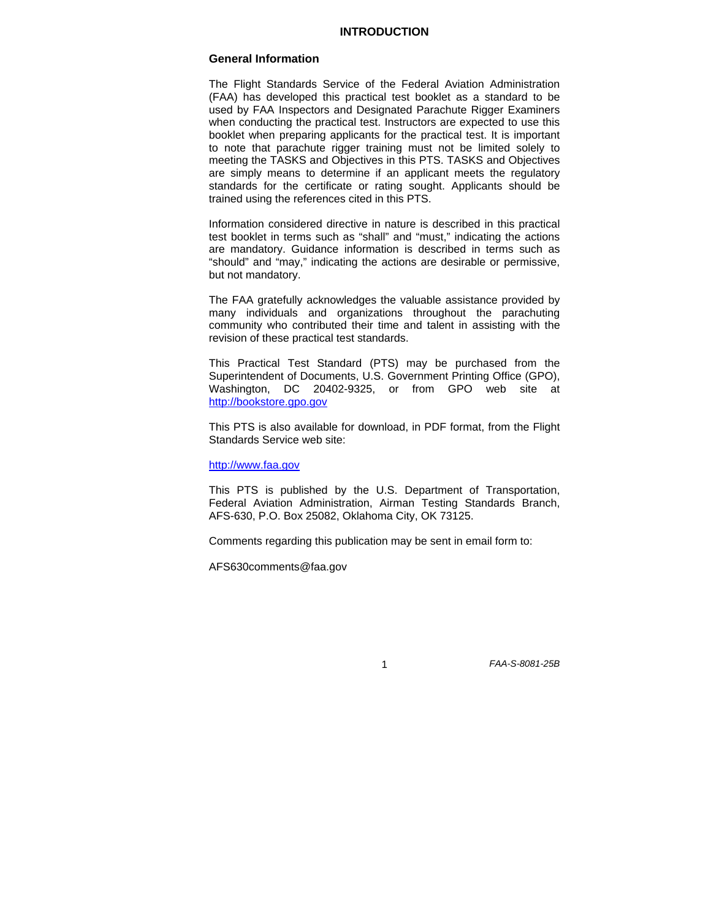# INTRODUCTION

## General Information

The Flight Standards Service of the Federal Aviation Administration (FAA) has developed this practical test booklet as a standard to be used by FAA Inspectors and Designated Parachute Rigger Examiners when conducting the practical test. Instructors are expected to use this booklet when preparing applicants for the practical test. It is important to note that parachute rigger training must not be limited solely to meeting the TASKS and Objectives in this PTS. TASKS and Objectives are simply means to determine if an applicant meets the regulatory standards for the certificate or rating sought. Applicants should be trained using the references cited in this PTS.

Information considered directive in nature is described in this practical test booklet in terms such as "shall" and "must," indicating the actions are mandatory. Guidance information is described in terms such as "should" and "may," indicating the actions are desirable or permissive, but not mandatory.

The FAA gratefully acknowledges the valuable assistance provided by many individuals and organizations throughout the parachuting community who contributed their time and talent in assisting with the revision of these practical test standards.

This Practical Test Standard (PTS) may be purchased from the Superintendent of Documents, U.S. Government Printing Office (GPO), Washington, DC 20402-9325, or from GPO web site at http://bookstore.gpo.gov

This PTS is also available for download, in PDF format, from the Flight Standards Service web site:

http://www.faa.gov

This PTS is published by the U.S. Department of Transportation, Federal Aviation Administration, Airman Testing Standards Branch, AFS-630, P.O. Box 25082, Oklahoma City, OK 73125.

Comments regarding this publication may be sent in email form to:

AFS630comments@faa.gov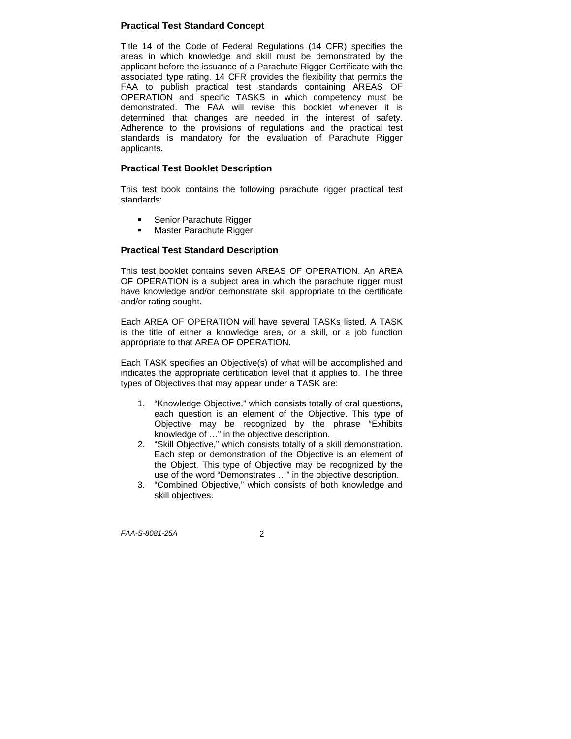## Practical Test Standard Concept

Title 14 of the Code of Federal Regulations (14 CFR) specifies the areas in which knowledge and skill must be demonstrated by the applicant before the issuance of a Parachute Rigger Certificate with the associated type rating. 14 CFR provides the flexibility that permits the FAA to publish practical test standards containing AREAS OF OPERATION and specific TASKS in which competency must be demonstrated. The FAA will revise this booklet whenever it is determined that changes are needed in the interest of safety. Adherence to the provisions of regulations and the practical test standards is mandatory for the evaluation of Parachute Rigger applicants.

## Practical Test Booklet Description

This test book contains the following parachute rigger practical test standards:

- Senior Parachute Rigger
- Master Parachute Rigger

## Practical Test Standard Description

This test booklet contains seven AREAS OF OPERATION. An AREA OF OPERATION is a subject area in which the parachute rigger must have knowledge and/or demonstrate skill appropriate to the certificate and/or rating sought.

Each AREA OF OPERATION will have several TASKs listed. A TASK is the title of either a knowledge area, or a skill, or a job function appropriate to that AREA OF OPERATION.

Each TASK specifies an Objective(s) of what will be accomplished and indicates the appropriate certification level that it applies to. The three types of Objectives that may appear under a TASK are:

1. "Knowledge Objective," which consists totally of oral questions, each question is an element of the Objective. This type of Objective may be recognized by the phrase "Exhibits knowledge of …" in the objective description.
2. "Skill Objective," which consists totally of a skill demonstration. Each step or demonstration of the Objective is an element of the Object. This type of Objective may be recognized by the use of the word "Demonstrates …" in the objective description.
3. "Combined Objective," which consists of both knowledge and skill objectives.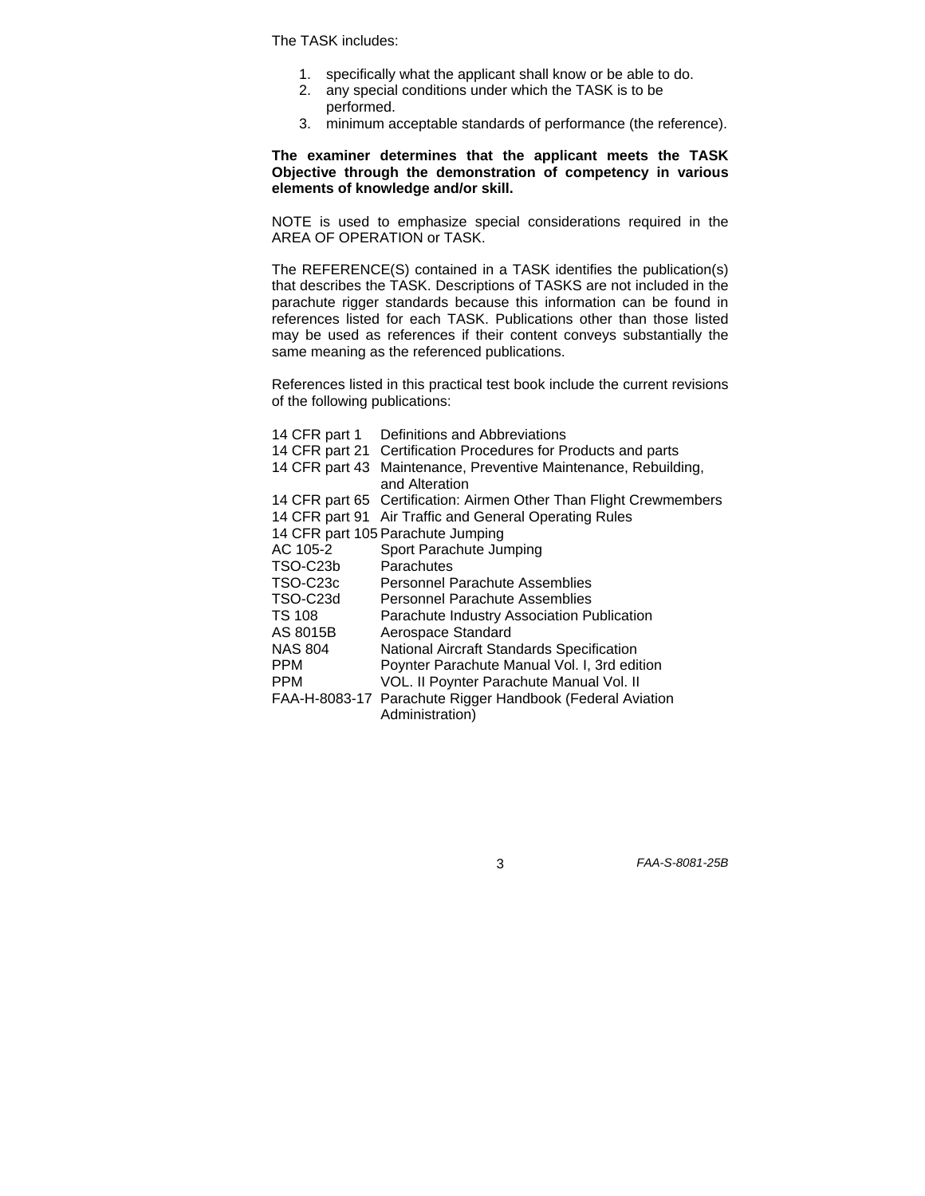The TASK includes:

1. specifically what the applicant shall know or be able to do.
2. any special conditions under which the TASK is to be performed.
3. minimum acceptable standards of performance (the reference).

**The examiner determines that the applicant meets the TASK Objective through the demonstration of competency in various elements of knowledge and/or skill.**

NOTE is used to emphasize special considerations required in the AREA OF OPERATION or TASK.

The REFERENCE(S) contained in a TASK identifies the publication(s) that describes the TASK. Descriptions of TASKS are not included in the parachute rigger standards because this information can be found in references listed for each TASK. Publications other than those listed may be used as references if their content conveys substantially the same meaning as the referenced publications.

References listed in this practical test book include the current revisions of the following publications:

| | |
|---|---|
| 14 CFR part 1 | Definitions and Abbreviations |
| 14 CFR part 21 | Certification Procedures for Products and parts |
| 14 CFR part 43 | Maintenance, Preventive Maintenance, Rebuilding, and Alteration |
| 14 CFR part 65 | Certification: Airmen Other Than Flight Crewmembers |
| 14 CFR part 91 | Air Traffic and General Operating Rules |
| 14 CFR part 105 | Parachute Jumping |
| AC 105-2 | Sport Parachute Jumping |
| TSO-C23b | Parachutes |
| TSO-C23c | Personnel Parachute Assemblies |
| TSO-C23d | Personnel Parachute Assemblies |
| TS 108 | Parachute Industry Association Publication |
| AS 8015B | Aerospace Standard |
| NAS 804 | National Aircraft Standards Specification |
| PPM | Poynter Parachute Manual Vol. I, 3rd edition |
| PPM | VOL. II Poynter Parachute Manual Vol. II |
| FAA-H-8083-17 | Parachute Rigger Handbook (Federal Aviation Administration) |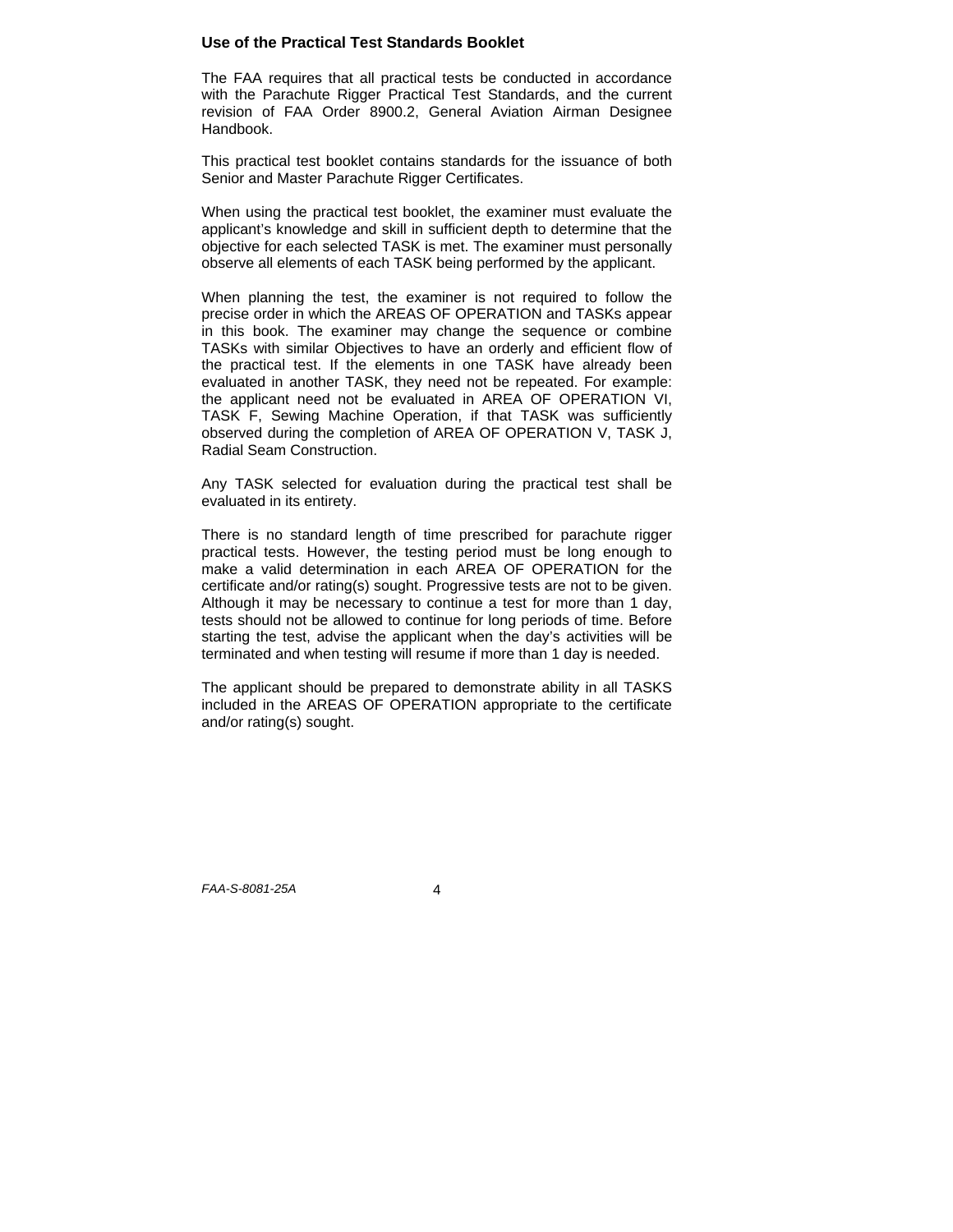## Use of the Practical Test Standards Booklet

The FAA requires that all practical tests be conducted in accordance with the Parachute Rigger Practical Test Standards, and the current revision of FAA Order 8900.2, General Aviation Airman Designee Handbook.

This practical test booklet contains standards for the issuance of both Senior and Master Parachute Rigger Certificates.

When using the practical test booklet, the examiner must evaluate the applicant's knowledge and skill in sufficient depth to determine that the objective for each selected TASK is met. The examiner must personally observe all elements of each TASK being performed by the applicant.

When planning the test, the examiner is not required to follow the precise order in which the AREAS OF OPERATION and TASKs appear in this book. The examiner may change the sequence or combine TASKs with similar Objectives to have an orderly and efficient flow of the practical test. If the elements in one TASK have already been evaluated in another TASK, they need not be repeated. For example: the applicant need not be evaluated in AREA OF OPERATION VI, TASK F, Sewing Machine Operation, if that TASK was sufficiently observed during the completion of AREA OF OPERATION V, TASK J, Radial Seam Construction.

Any TASK selected for evaluation during the practical test shall be evaluated in its entirety.

There is no standard length of time prescribed for parachute rigger practical tests. However, the testing period must be long enough to make a valid determination in each AREA OF OPERATION for the certificate and/or rating(s) sought. Progressive tests are not to be given. Although it may be necessary to continue a test for more than 1 day, tests should not be allowed to continue for long periods of time. Before starting the test, advise the applicant when the day's activities will be terminated and when testing will resume if more than 1 day is needed.

The applicant should be prepared to demonstrate ability in all TASKS included in the AREAS OF OPERATION appropriate to the certificate and/or rating(s) sought.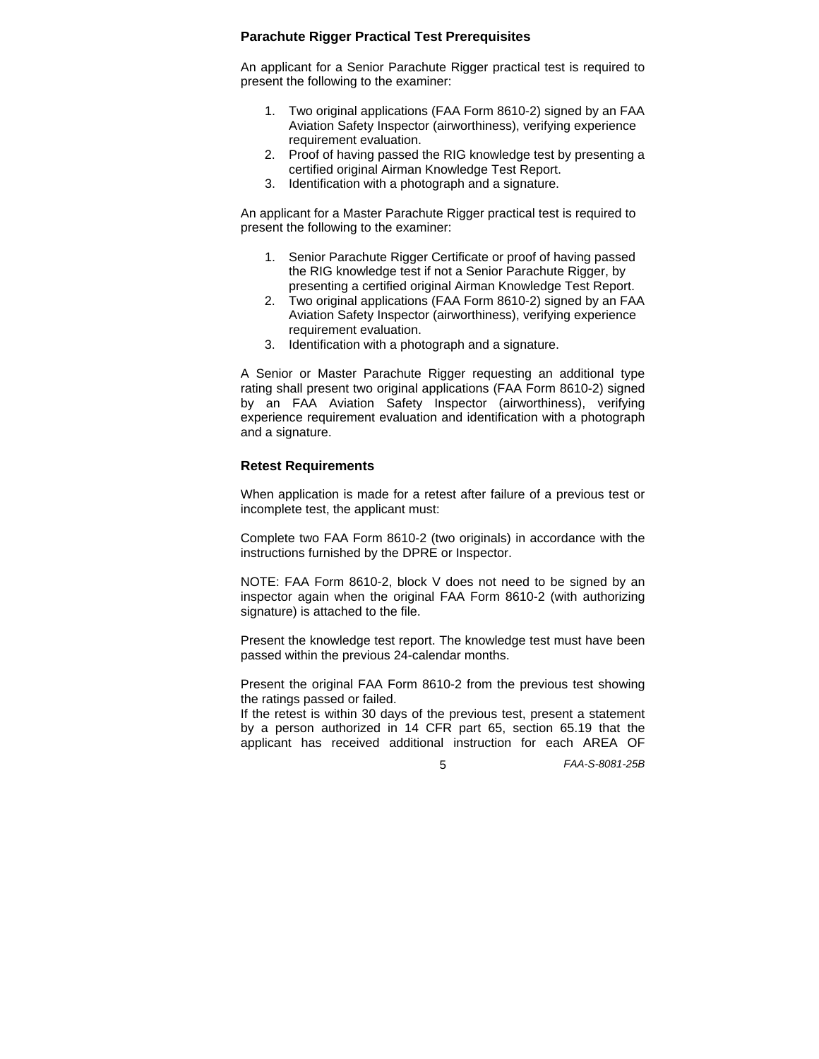### Parachute Rigger Practical Test Prerequisites

An applicant for a Senior Parachute Rigger practical test is required to present the following to the examiner:

1. Two original applications (FAA Form 8610-2) signed by an FAA Aviation Safety Inspector (airworthiness), verifying experience requirement evaluation.
2. Proof of having passed the RIG knowledge test by presenting a certified original Airman Knowledge Test Report.
3. Identification with a photograph and a signature.

An applicant for a Master Parachute Rigger practical test is required to present the following to the examiner:

1. Senior Parachute Rigger Certificate or proof of having passed the RIG knowledge test if not a Senior Parachute Rigger, by presenting a certified original Airman Knowledge Test Report.
2. Two original applications (FAA Form 8610-2) signed by an FAA Aviation Safety Inspector (airworthiness), verifying experience requirement evaluation.
3. Identification with a photograph and a signature.

A Senior or Master Parachute Rigger requesting an additional type rating shall present two original applications (FAA Form 8610-2) signed by an FAA Aviation Safety Inspector (airworthiness), verifying experience requirement evaluation and identification with a photograph and a signature.

### Retest Requirements

When application is made for a retest after failure of a previous test or incomplete test, the applicant must:

Complete two FAA Form 8610-2 (two originals) in accordance with the instructions furnished by the DPRE or Inspector.

NOTE: FAA Form 8610-2, block V does not need to be signed by an inspector again when the original FAA Form 8610-2 (with authorizing signature) is attached to the file.

Present the knowledge test report. The knowledge test must have been passed within the previous 24-calendar months.

Present the original FAA Form 8610-2 from the previous test showing the ratings passed or failed.
If the retest is within 30 days of the previous test, present a statement by a person authorized in 14 CFR part 65, section 65.19 that the applicant has received additional instruction for each AREA OF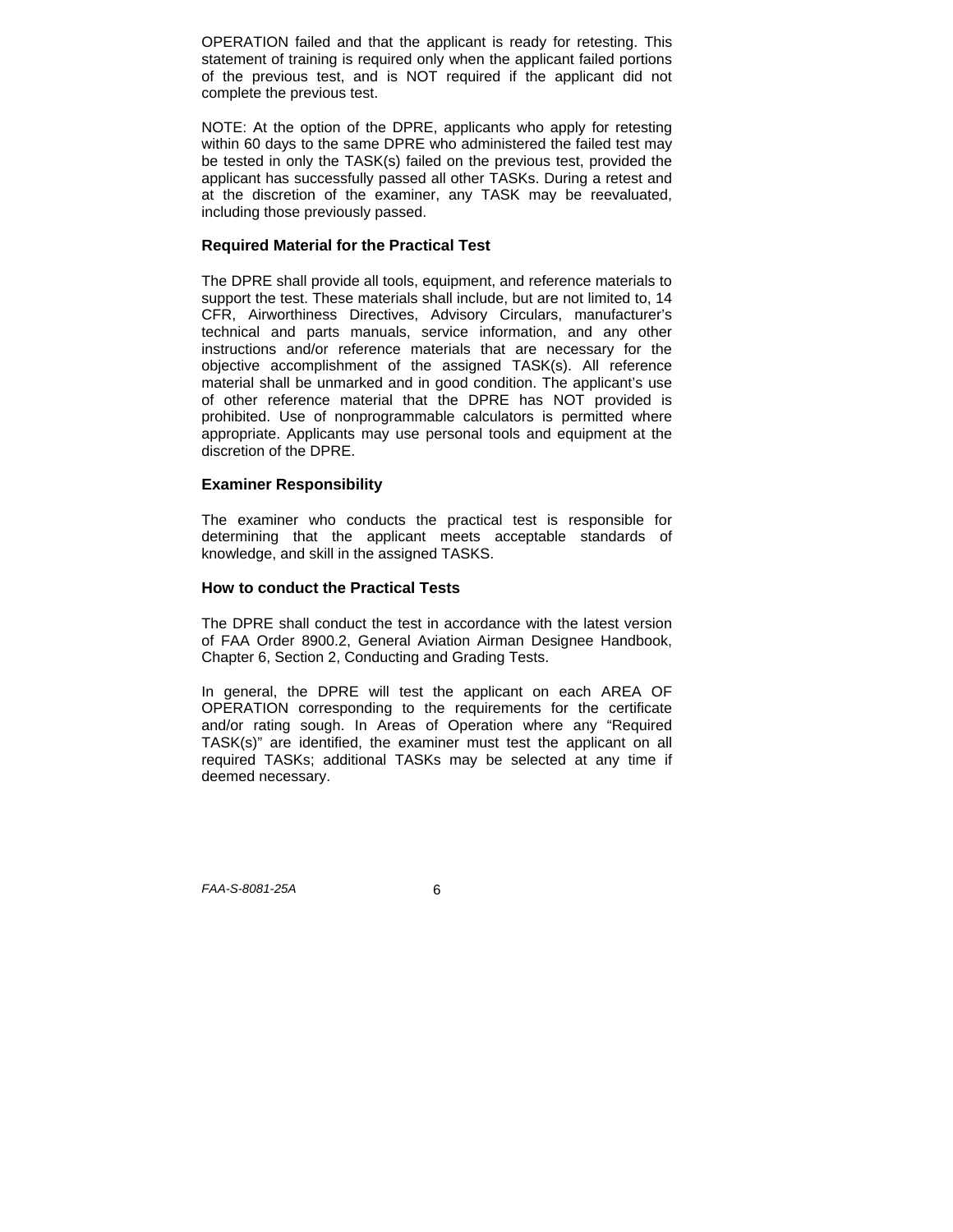OPERATION failed and that the applicant is ready for retesting. This statement of training is required only when the applicant failed portions of the previous test, and is NOT required if the applicant did not complete the previous test.

NOTE: At the option of the DPRE, applicants who apply for retesting within 60 days to the same DPRE who administered the failed test may be tested in only the TASK(s) failed on the previous test, provided the applicant has successfully passed all other TASKs. During a retest and at the discretion of the examiner, any TASK may be reevaluated, including those previously passed.

### Required Material for the Practical Test

The DPRE shall provide all tools, equipment, and reference materials to support the test. These materials shall include, but are not limited to, 14 CFR, Airworthiness Directives, Advisory Circulars, manufacturer's technical and parts manuals, service information, and any other instructions and/or reference materials that are necessary for the objective accomplishment of the assigned TASK(s). All reference material shall be unmarked and in good condition. The applicant's use of other reference material that the DPRE has NOT provided is prohibited. Use of nonprogrammable calculators is permitted where appropriate. Applicants may use personal tools and equipment at the discretion of the DPRE.

### Examiner Responsibility

The examiner who conducts the practical test is responsible for determining that the applicant meets acceptable standards of knowledge, and skill in the assigned TASKS.

### How to conduct the Practical Tests

The DPRE shall conduct the test in accordance with the latest version of FAA Order 8900.2, General Aviation Airman Designee Handbook, Chapter 6, Section 2, Conducting and Grading Tests.

In general, the DPRE will test the applicant on each AREA OF OPERATION corresponding to the requirements for the certificate and/or rating sough. In Areas of Operation where any "Required TASK(s)" are identified, the examiner must test the applicant on all required TASKs; additional TASKs may be selected at any time if deemed necessary.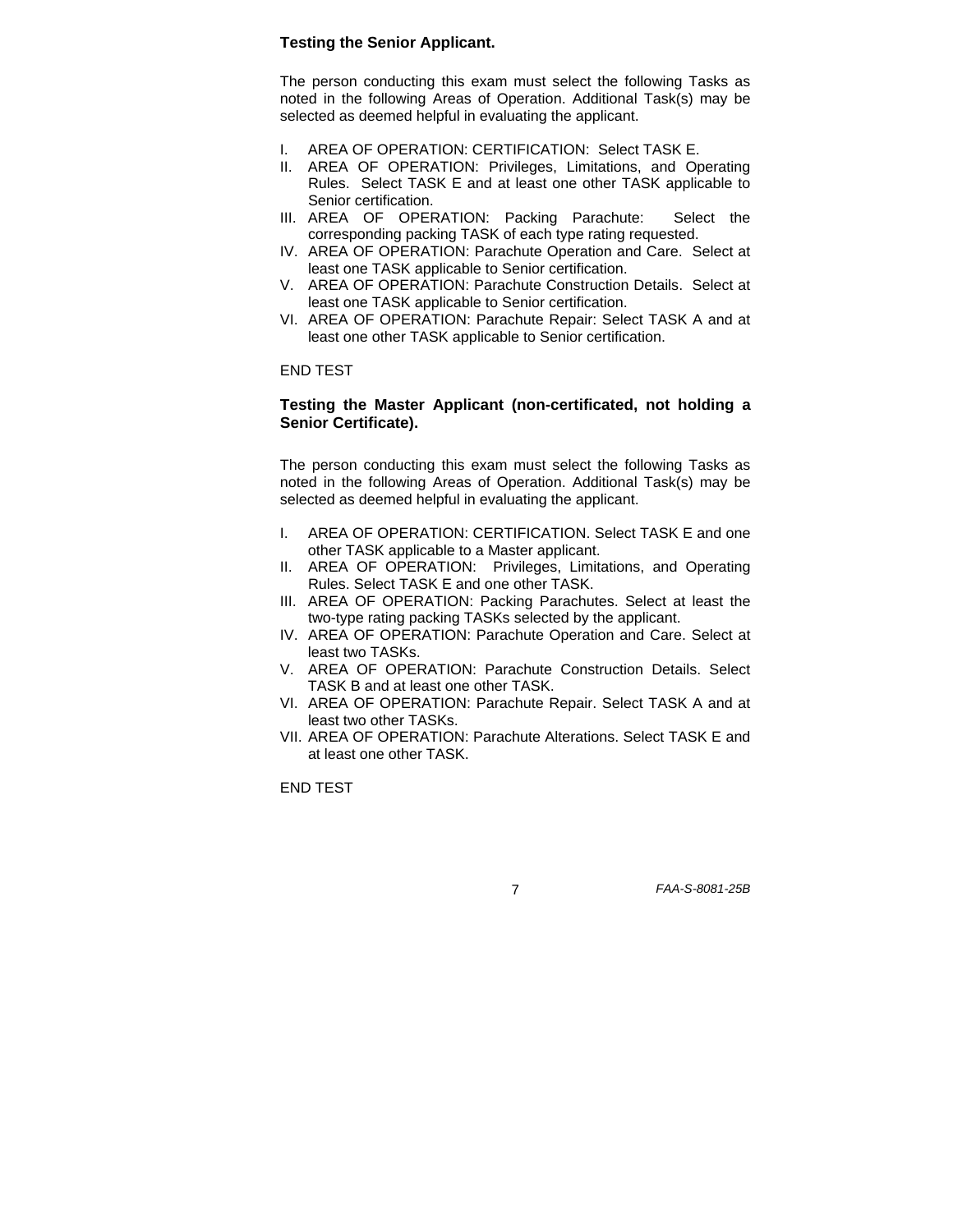**Testing the Senior Applicant.**

The person conducting this exam must select the following Tasks as noted in the following Areas of Operation. Additional Task(s) may be selected as deemed helpful in evaluating the applicant.

I. AREA OF OPERATION: CERTIFICATION: Select TASK E.
II. AREA OF OPERATION: Privileges, Limitations, and Operating Rules. Select TASK E and at least one other TASK applicable to Senior certification.
III. AREA OF OPERATION: Packing Parachute: Select the corresponding packing TASK of each type rating requested.
IV. AREA OF OPERATION: Parachute Operation and Care. Select at least one TASK applicable to Senior certification.
V. AREA OF OPERATION: Parachute Construction Details. Select at least one TASK applicable to Senior certification.
VI. AREA OF OPERATION: Parachute Repair: Select TASK A and at least one other TASK applicable to Senior certification.

END TEST

**Testing the Master Applicant (non-certificated, not holding a Senior Certificate).**

The person conducting this exam must select the following Tasks as noted in the following Areas of Operation. Additional Task(s) may be selected as deemed helpful in evaluating the applicant.

I. AREA OF OPERATION: CERTIFICATION. Select TASK E and one other TASK applicable to a Master applicant.
II. AREA OF OPERATION: Privileges, Limitations, and Operating Rules. Select TASK E and one other TASK.
III. AREA OF OPERATION: Packing Parachutes. Select at least the two-type rating packing TASKs selected by the applicant.
IV. AREA OF OPERATION: Parachute Operation and Care. Select at least two TASKs.
V. AREA OF OPERATION: Parachute Construction Details. Select TASK B and at least one other TASK.
VI. AREA OF OPERATION: Parachute Repair. Select TASK A and at least two other TASKs.
VII. AREA OF OPERATION: Parachute Alterations. Select TASK E and at least one other TASK.

END TEST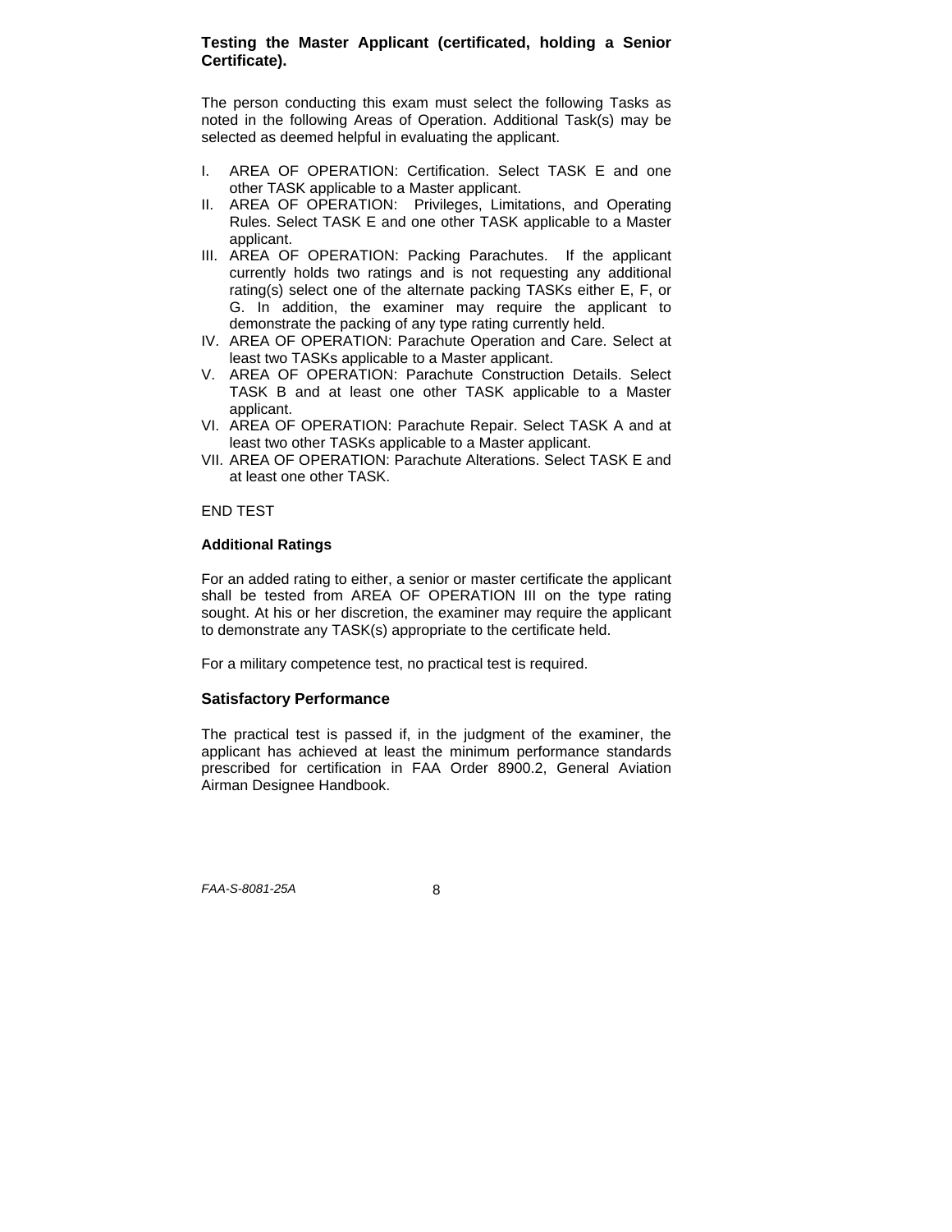**Testing the Master Applicant (certificated, holding a Senior Certificate).**

The person conducting this exam must select the following Tasks as noted in the following Areas of Operation. Additional Task(s) may be selected as deemed helpful in evaluating the applicant.

I. AREA OF OPERATION: Certification. Select TASK E and one other TASK applicable to a Master applicant.
II. AREA OF OPERATION: Privileges, Limitations, and Operating Rules. Select TASK E and one other TASK applicable to a Master applicant.
III. AREA OF OPERATION: Packing Parachutes. If the applicant currently holds two ratings and is not requesting any additional rating(s) select one of the alternate packing TASKs either E, F, or G. In addition, the examiner may require the applicant to demonstrate the packing of any type rating currently held.
IV. AREA OF OPERATION: Parachute Operation and Care. Select at least two TASKs applicable to a Master applicant.
V. AREA OF OPERATION: Parachute Construction Details. Select TASK B and at least one other TASK applicable to a Master applicant.
VI. AREA OF OPERATION: Parachute Repair. Select TASK A and at least two other TASKs applicable to a Master applicant.
VII. AREA OF OPERATION: Parachute Alterations. Select TASK E and at least one other TASK.

END TEST

**Additional Ratings**

For an added rating to either, a senior or master certificate the applicant shall be tested from AREA OF OPERATION III on the type rating sought. At his or her discretion, the examiner may require the applicant to demonstrate any TASK(s) appropriate to the certificate held.

For a military competence test, no practical test is required.

**Satisfactory Performance**

The practical test is passed if, in the judgment of the examiner, the applicant has achieved at least the minimum performance standards prescribed for certification in FAA Order 8900.2, General Aviation Airman Designee Handbook.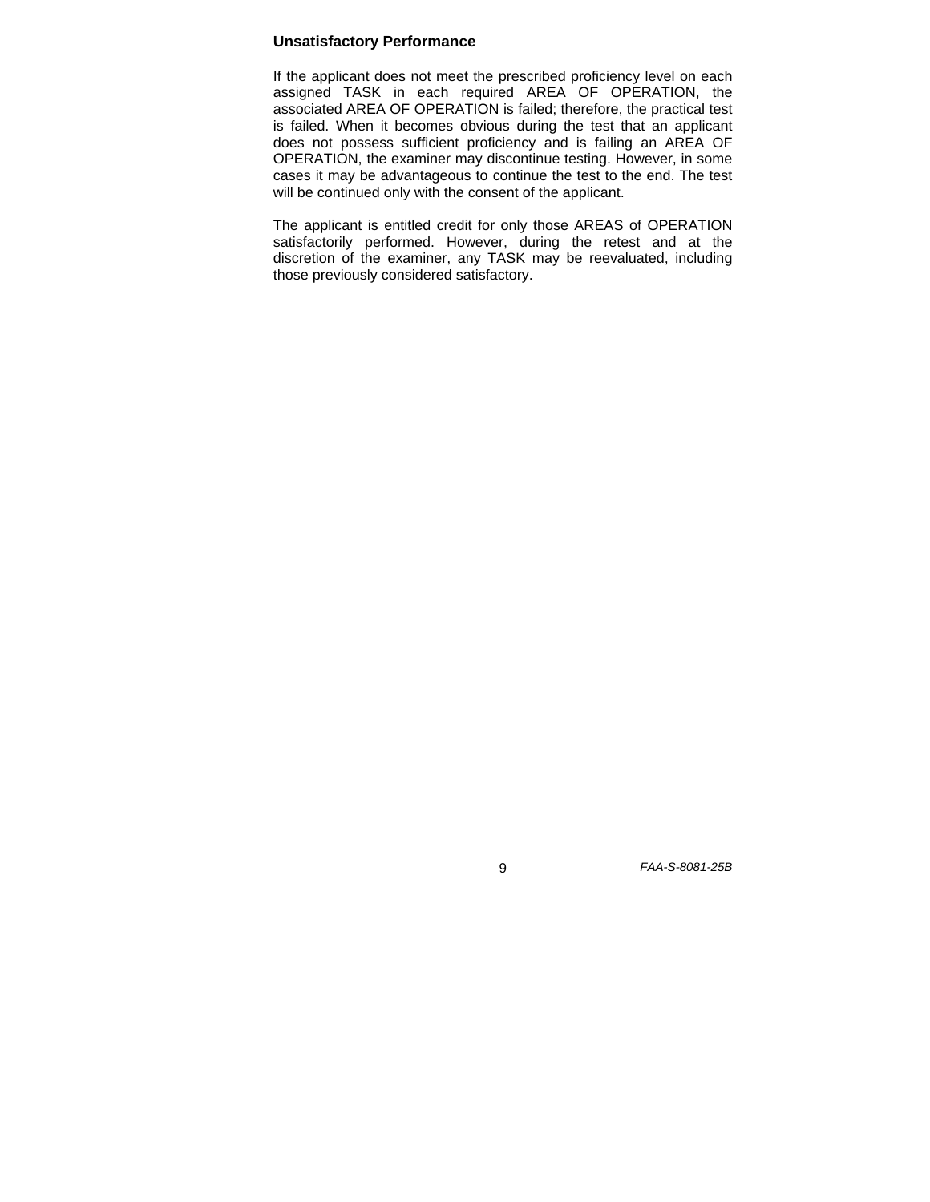### Unsatisfactory Performance

If the applicant does not meet the prescribed proficiency level on each assigned TASK in each required AREA OF OPERATION, the associated AREA OF OPERATION is failed; therefore, the practical test is failed. When it becomes obvious during the test that an applicant does not possess sufficient proficiency and is failing an AREA OF OPERATION, the examiner may discontinue testing. However, in some cases it may be advantageous to continue the test to the end. The test will be continued only with the consent of the applicant.

The applicant is entitled credit for only those AREAS of OPERATION satisfactorily performed. However, during the retest and at the discretion of the examiner, any TASK may be reevaluated, including those previously considered satisfactory.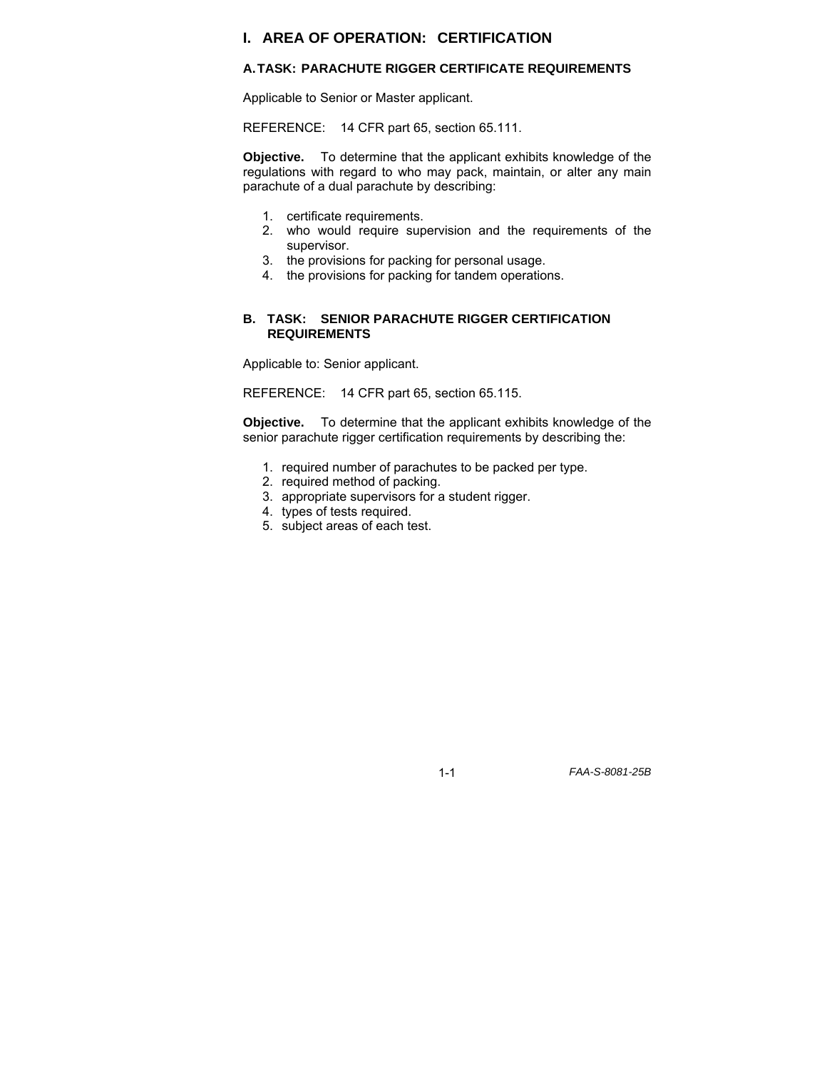# I. AREA OF OPERATION: CERTIFICATION

## A. TASK: PARACHUTE RIGGER CERTIFICATE REQUIREMENTS

Applicable to Senior or Master applicant.

REFERENCE: 14 CFR part 65, section 65.111.

**Objective.** To determine that the applicant exhibits knowledge of the regulations with regard to who may pack, maintain, or alter any main parachute of a dual parachute by describing:

1. certificate requirements.
2. who would require supervision and the requirements of the supervisor.
3. the provisions for packing for personal usage.
4. the provisions for packing for tandem operations.

## B. TASK: SENIOR PARACHUTE RIGGER CERTIFICATION REQUIREMENTS

Applicable to: Senior applicant.

REFERENCE: 14 CFR part 65, section 65.115.

**Objective.** To determine that the applicant exhibits knowledge of the senior parachute rigger certification requirements by describing the:

1. required number of parachutes to be packed per type.
2. required method of packing.
3. appropriate supervisors for a student rigger.
4. types of tests required.
5. subject areas of each test.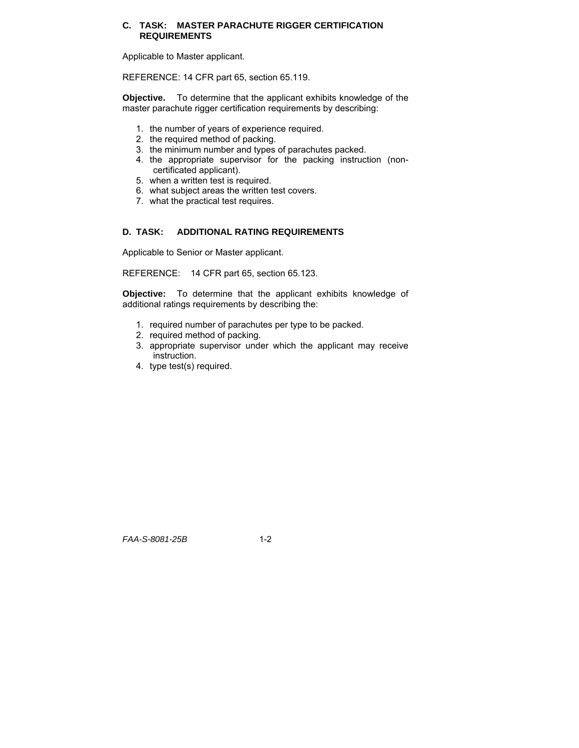### C. TASK: MASTER PARACHUTE RIGGER CERTIFICATION REQUIREMENTS

Applicable to Master applicant.

REFERENCE: 14 CFR part 65, section 65.119.

**Objective.** To determine that the applicant exhibits knowledge of the master parachute rigger certification requirements by describing:

1. the number of years of experience required.
2. the required method of packing.
3. the minimum number and types of parachutes packed.
4. the appropriate supervisor for the packing instruction (non-certificated applicant).
5. when a written test is required.
6. what subject areas the written test covers.
7. what the practical test requires.

### D. TASK: ADDITIONAL RATING REQUIREMENTS

Applicable to Senior or Master applicant.

REFERENCE: 14 CFR part 65, section 65.123.

**Objective:** To determine that the applicant exhibits knowledge of additional ratings requirements by describing the:

1. required number of parachutes per type to be packed.
2. required method of packing.
3. appropriate supervisor under which the applicant may receive instruction.
4. type test(s) required.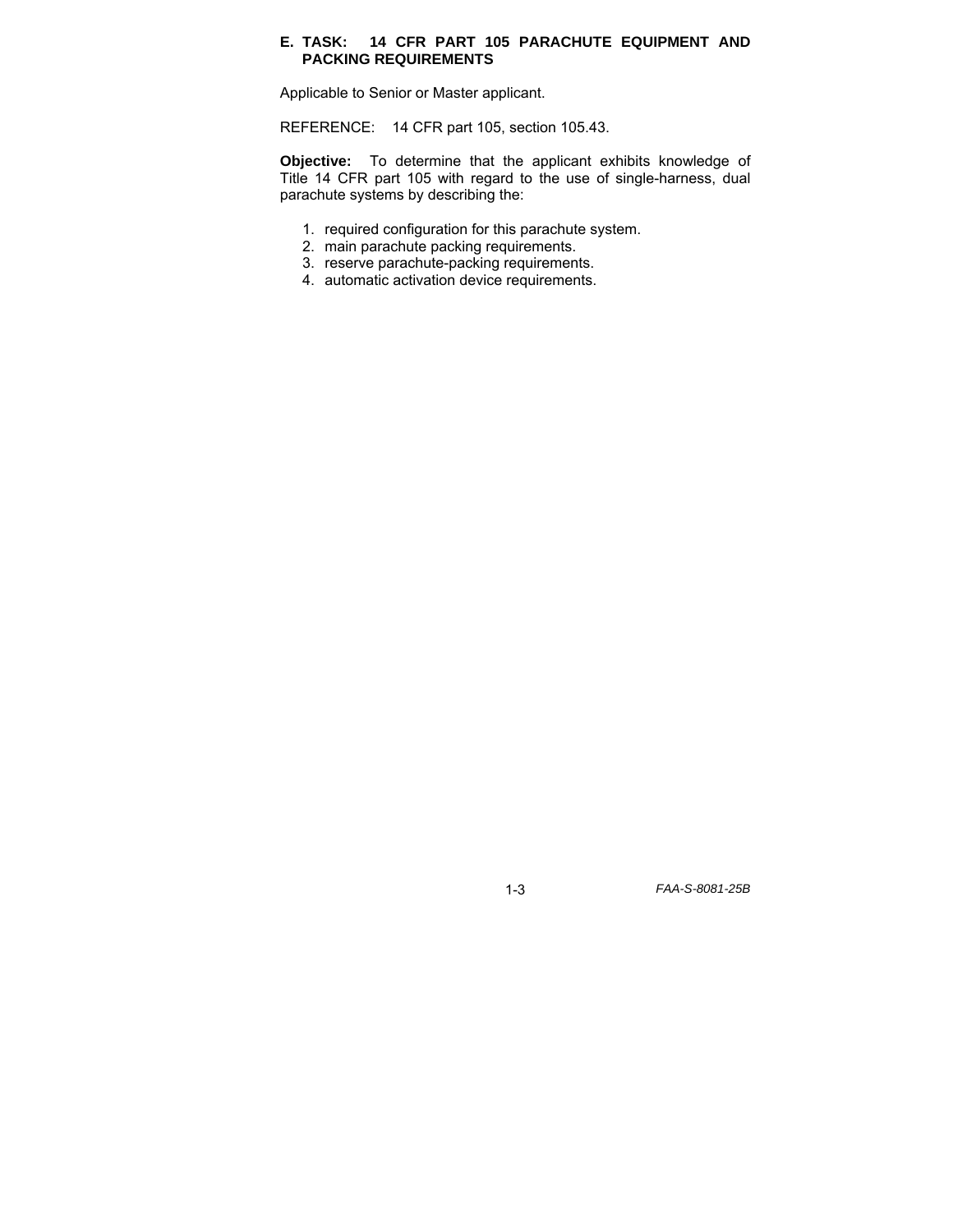### E. TASK: 14 CFR PART 105 PARACHUTE EQUIPMENT AND PACKING REQUIREMENTS

Applicable to Senior or Master applicant.

REFERENCE: 14 CFR part 105, section 105.43.

**Objective:** To determine that the applicant exhibits knowledge of Title 14 CFR part 105 with regard to the use of single-harness, dual parachute systems by describing the:

1. required configuration for this parachute system.
2. main parachute packing requirements.
3. reserve parachute-packing requirements.
4. automatic activation device requirements.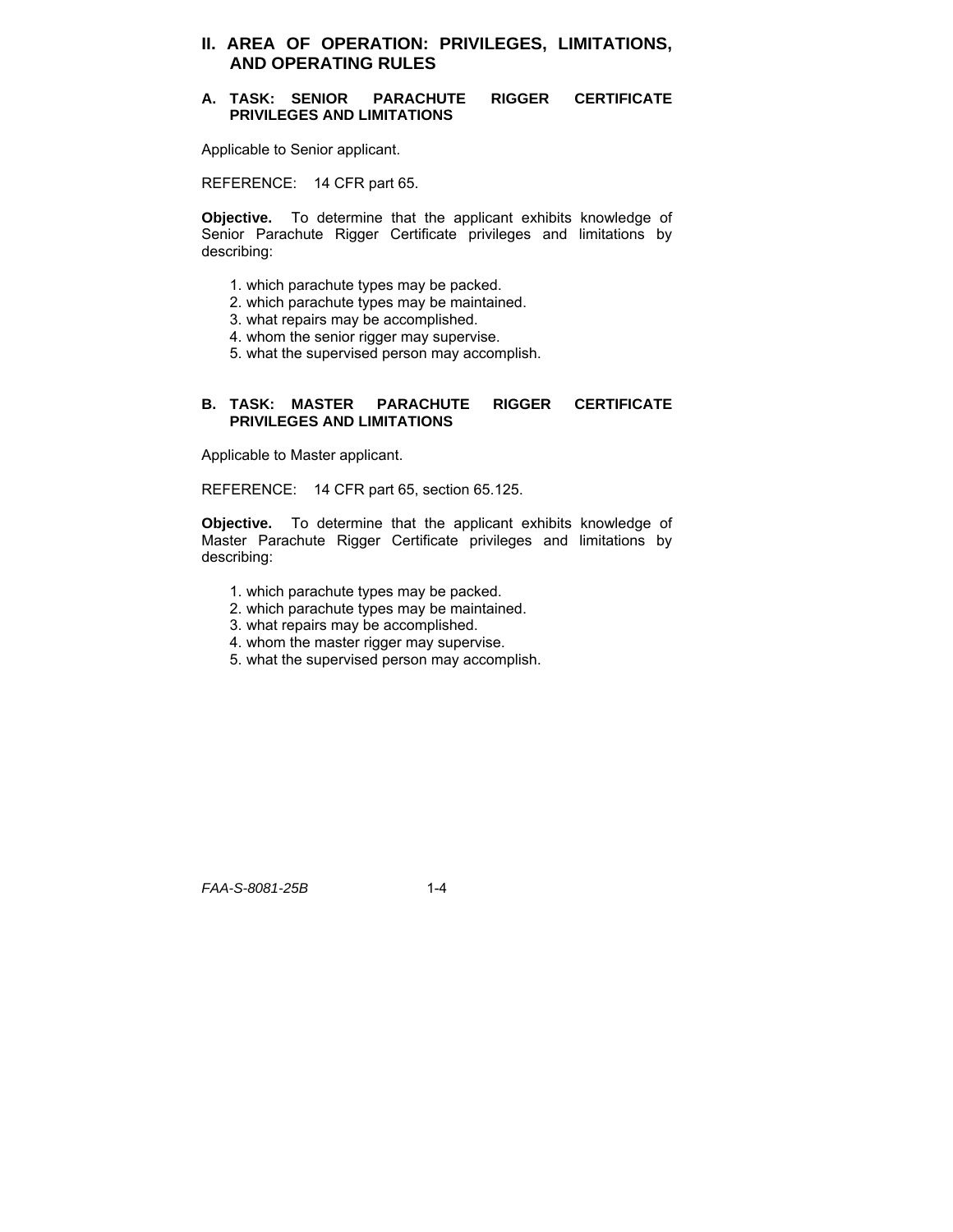## II. AREA OF OPERATION: PRIVILEGES, LIMITATIONS, AND OPERATING RULES

### A. TASK: SENIOR PARACHUTE RIGGER CERTIFICATE PRIVILEGES AND LIMITATIONS

Applicable to Senior applicant.

REFERENCE: 14 CFR part 65.

**Objective.** To determine that the applicant exhibits knowledge of Senior Parachute Rigger Certificate privileges and limitations by describing:

1. which parachute types may be packed.
2. which parachute types may be maintained.
3. what repairs may be accomplished.
4. whom the senior rigger may supervise.
5. what the supervised person may accomplish.

### B. TASK: MASTER PARACHUTE RIGGER CERTIFICATE PRIVILEGES AND LIMITATIONS

Applicable to Master applicant.

REFERENCE: 14 CFR part 65, section 65.125.

**Objective.** To determine that the applicant exhibits knowledge of Master Parachute Rigger Certificate privileges and limitations by describing:

1. which parachute types may be packed.
2. which parachute types may be maintained.
3. what repairs may be accomplished.
4. whom the master rigger may supervise.
5. what the supervised person may accomplish.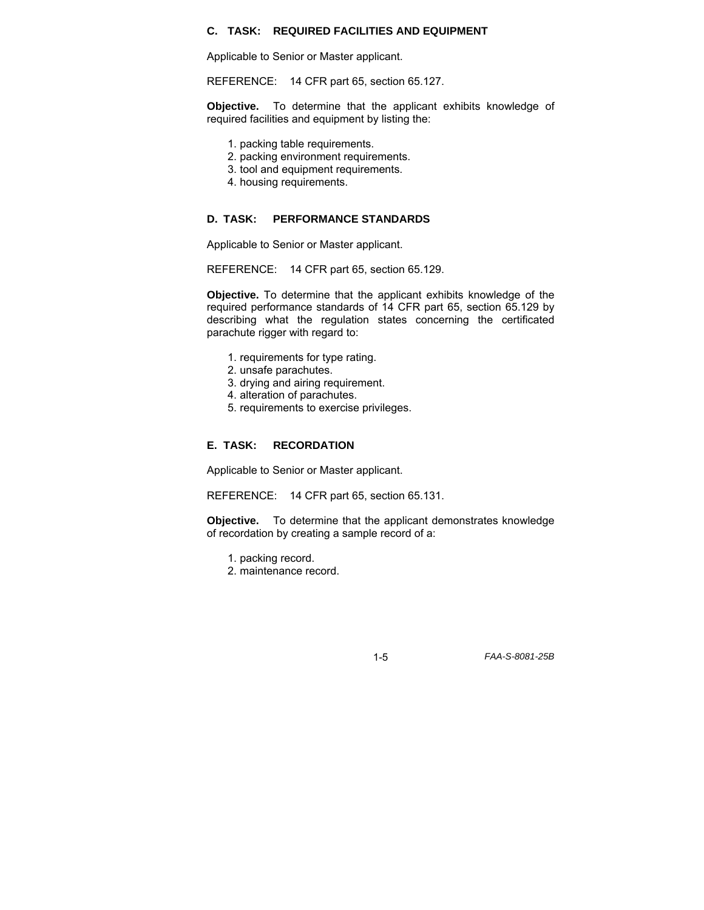### C. TASK: REQUIRED FACILITIES AND EQUIPMENT

Applicable to Senior or Master applicant.

REFERENCE: 14 CFR part 65, section 65.127.

**Objective.** To determine that the applicant exhibits knowledge of required facilities and equipment by listing the:

1. packing table requirements.
2. packing environment requirements.
3. tool and equipment requirements.
4. housing requirements.

### D. TASK: PERFORMANCE STANDARDS

Applicable to Senior or Master applicant.

REFERENCE: 14 CFR part 65, section 65.129.

**Objective.** To determine that the applicant exhibits knowledge of the required performance standards of 14 CFR part 65, section 65.129 by describing what the regulation states concerning the certificated parachute rigger with regard to:

1. requirements for type rating.
2. unsafe parachutes.
3. drying and airing requirement.
4. alteration of parachutes.
5. requirements to exercise privileges.

### E. TASK: RECORDATION

Applicable to Senior or Master applicant.

REFERENCE: 14 CFR part 65, section 65.131.

**Objective.** To determine that the applicant demonstrates knowledge of recordation by creating a sample record of a:

1. packing record.
2. maintenance record.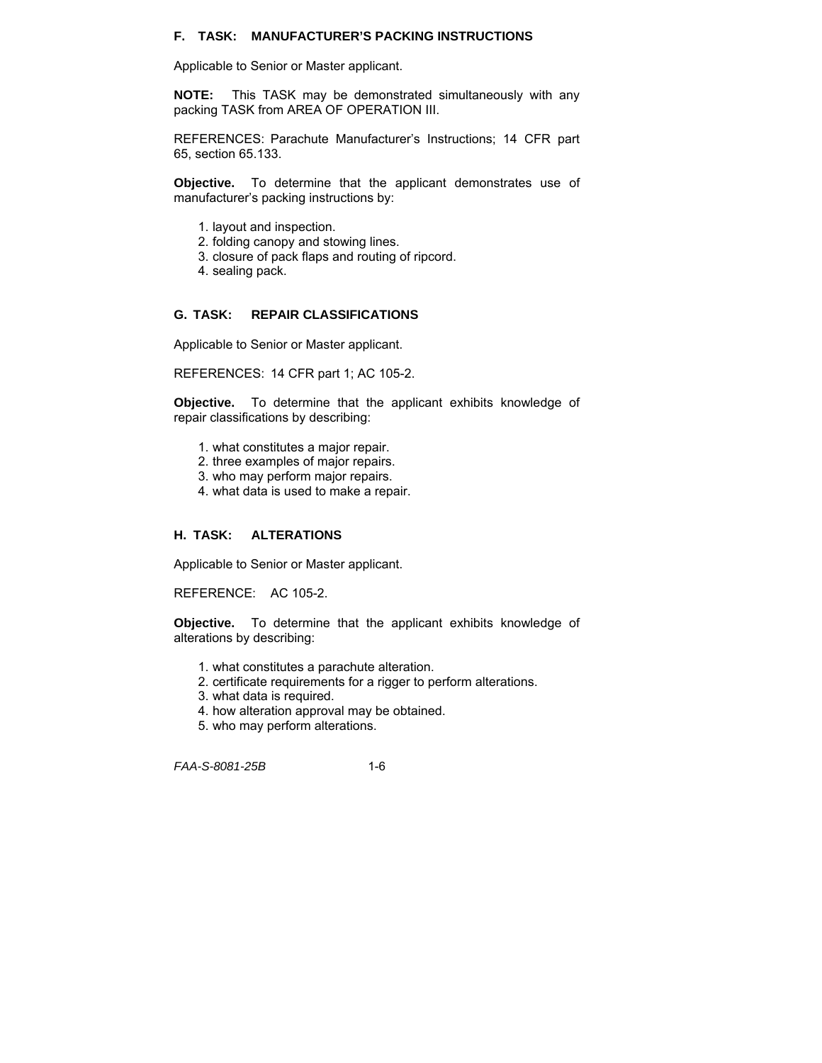### F. TASK: MANUFACTURER'S PACKING INSTRUCTIONS

Applicable to Senior or Master applicant.

**NOTE:** This TASK may be demonstrated simultaneously with any packing TASK from AREA OF OPERATION III.

REFERENCES: Parachute Manufacturer's Instructions; 14 CFR part 65, section 65.133.

**Objective.** To determine that the applicant demonstrates use of manufacturer's packing instructions by:

1. layout and inspection.
2. folding canopy and stowing lines.
3. closure of pack flaps and routing of ripcord.
4. sealing pack.

### G. TASK: REPAIR CLASSIFICATIONS

Applicable to Senior or Master applicant.

REFERENCES: 14 CFR part 1; AC 105-2.

**Objective.** To determine that the applicant exhibits knowledge of repair classifications by describing:

1. what constitutes a major repair.
2. three examples of major repairs.
3. who may perform major repairs.
4. what data is used to make a repair.

### H. TASK: ALTERATIONS

Applicable to Senior or Master applicant.

REFERENCE: AC 105-2.

**Objective.** To determine that the applicant exhibits knowledge of alterations by describing:

1. what constitutes a parachute alteration.
2. certificate requirements for a rigger to perform alterations.
3. what data is required.
4. how alteration approval may be obtained.
5. who may perform alterations.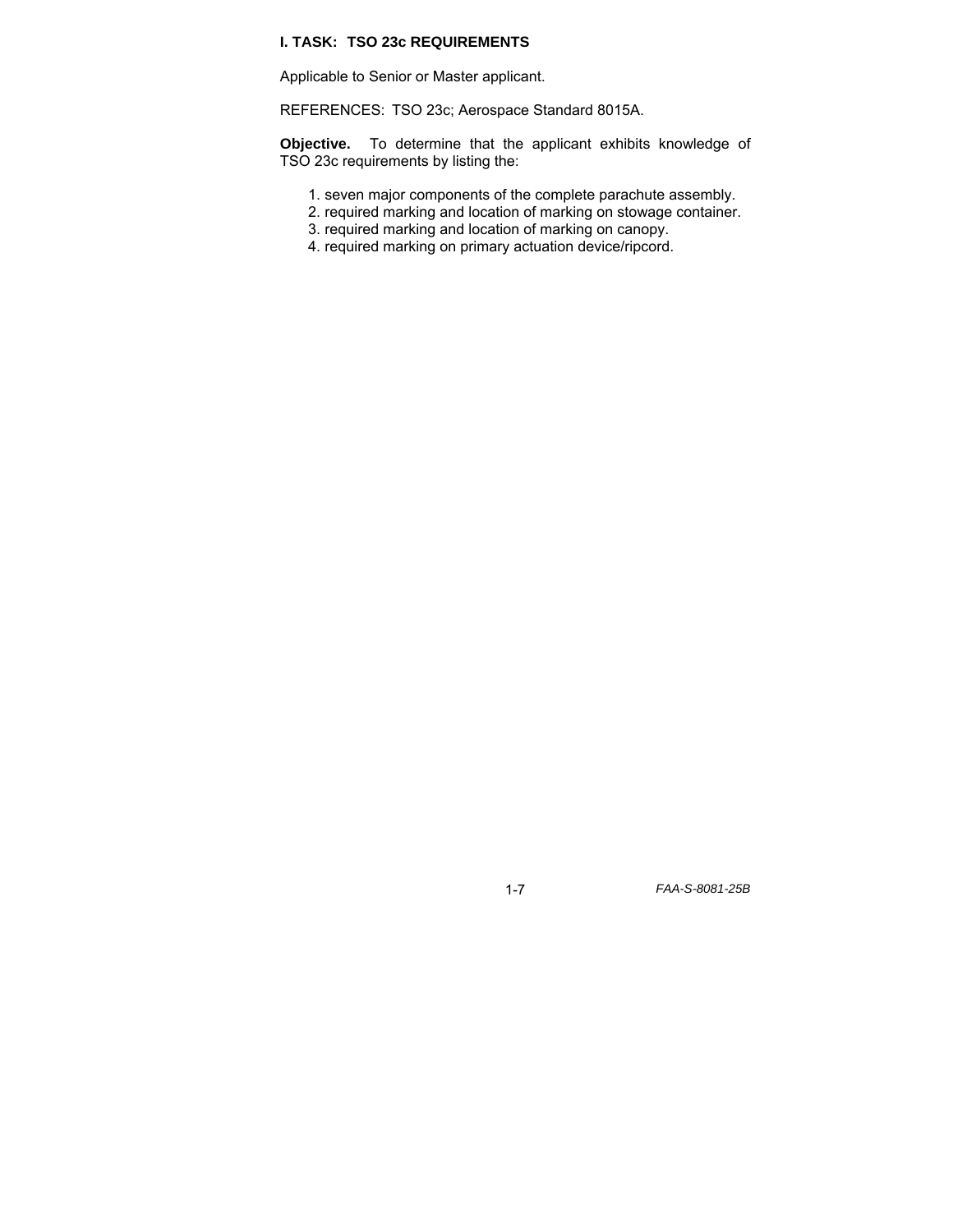## I. TASK: TSO 23c REQUIREMENTS

Applicable to Senior or Master applicant.

REFERENCES: TSO 23c; Aerospace Standard 8015A.

**Objective.** To determine that the applicant exhibits knowledge of TSO 23c requirements by listing the:

1. seven major components of the complete parachute assembly.
2. required marking and location of marking on stowage container.
3. required marking and location of marking on canopy.
4. required marking on primary actuation device/ripcord.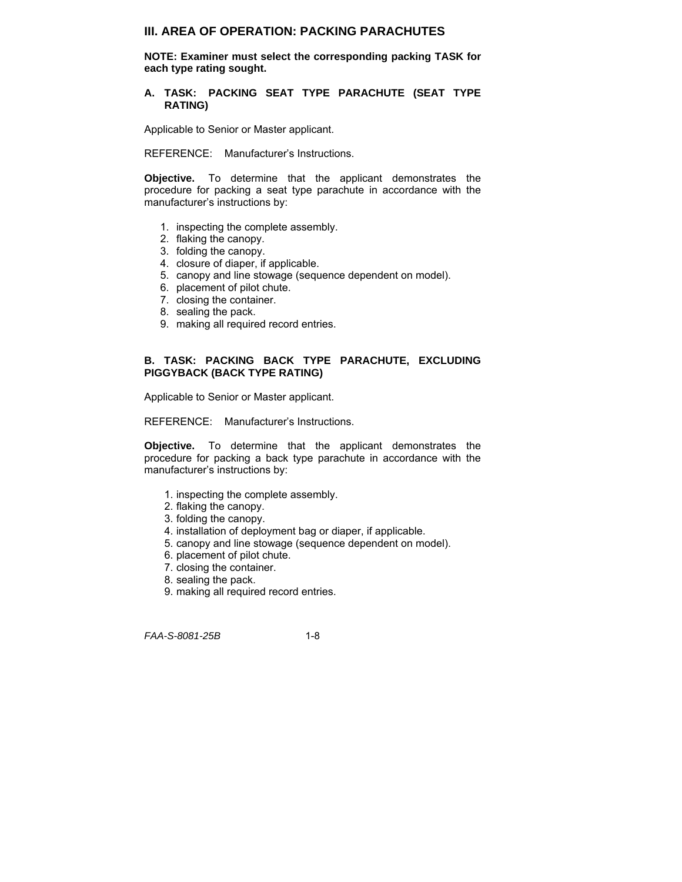## III. AREA OF OPERATION: PACKING PARACHUTES

**NOTE: Examiner must select the corresponding packing TASK for each type rating sought.**

### A. TASK: PACKING SEAT TYPE PARACHUTE (SEAT TYPE RATING)

Applicable to Senior or Master applicant.

REFERENCE: Manufacturer's Instructions.

**Objective.** To determine that the applicant demonstrates the procedure for packing a seat type parachute in accordance with the manufacturer's instructions by:

1. inspecting the complete assembly.
2. flaking the canopy.
3. folding the canopy.
4. closure of diaper, if applicable.
5. canopy and line stowage (sequence dependent on model).
6. placement of pilot chute.
7. closing the container.
8. sealing the pack.
9. making all required record entries.

### B. TASK: PACKING BACK TYPE PARACHUTE, EXCLUDING PIGGYBACK (BACK TYPE RATING)

Applicable to Senior or Master applicant.

REFERENCE: Manufacturer's Instructions.

**Objective.** To determine that the applicant demonstrates the procedure for packing a back type parachute in accordance with the manufacturer's instructions by:

1. inspecting the complete assembly.
2. flaking the canopy.
3. folding the canopy.
4. installation of deployment bag or diaper, if applicable.
5. canopy and line stowage (sequence dependent on model).
6. placement of pilot chute.
7. closing the container.
8. sealing the pack.
9. making all required record entries.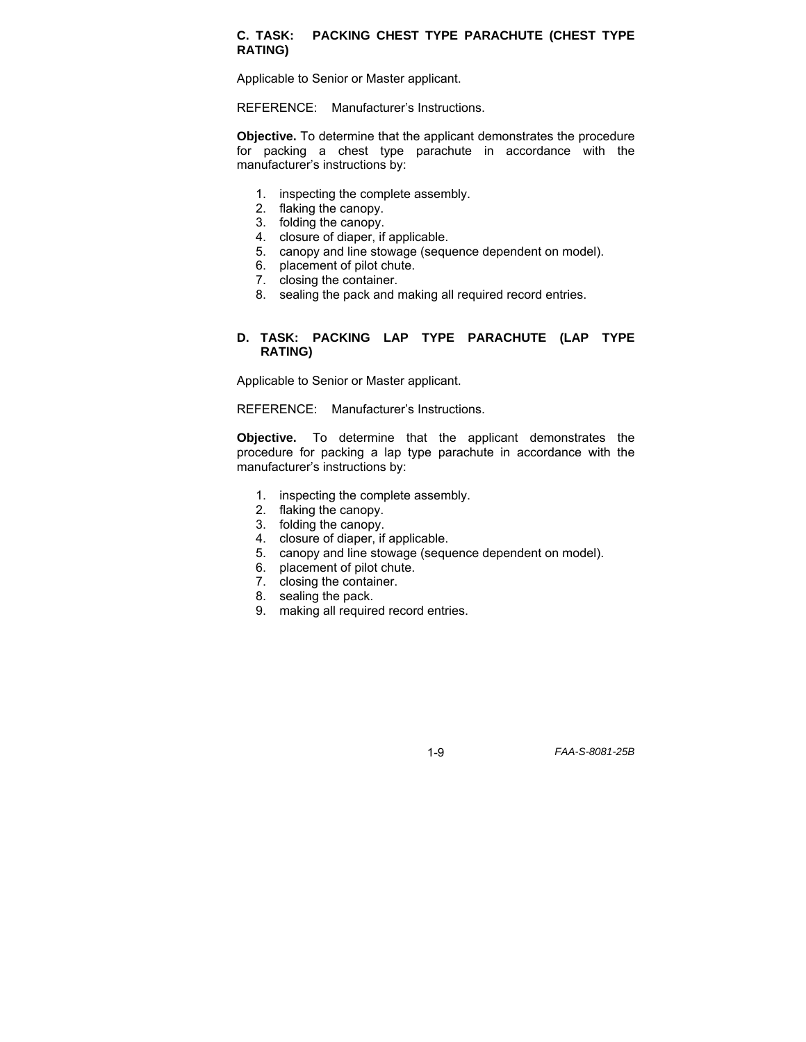### C. TASK: PACKING CHEST TYPE PARACHUTE (CHEST TYPE RATING)

Applicable to Senior or Master applicant.

REFERENCE: Manufacturer's Instructions.

**Objective.** To determine that the applicant demonstrates the procedure for packing a chest type parachute in accordance with the manufacturer's instructions by:

1. inspecting the complete assembly.
2. flaking the canopy.
3. folding the canopy.
4. closure of diaper, if applicable.
5. canopy and line stowage (sequence dependent on model).
6. placement of pilot chute.
7. closing the container.
8. sealing the pack and making all required record entries.

### D. TASK: PACKING LAP TYPE PARACHUTE (LAP TYPE RATING)

Applicable to Senior or Master applicant.

REFERENCE: Manufacturer's Instructions.

**Objective.** To determine that the applicant demonstrates the procedure for packing a lap type parachute in accordance with the manufacturer's instructions by:

1. inspecting the complete assembly.
2. flaking the canopy.
3. folding the canopy.
4. closure of diaper, if applicable.
5. canopy and line stowage (sequence dependent on model).
6. placement of pilot chute.
7. closing the container.
8. sealing the pack.
9. making all required record entries.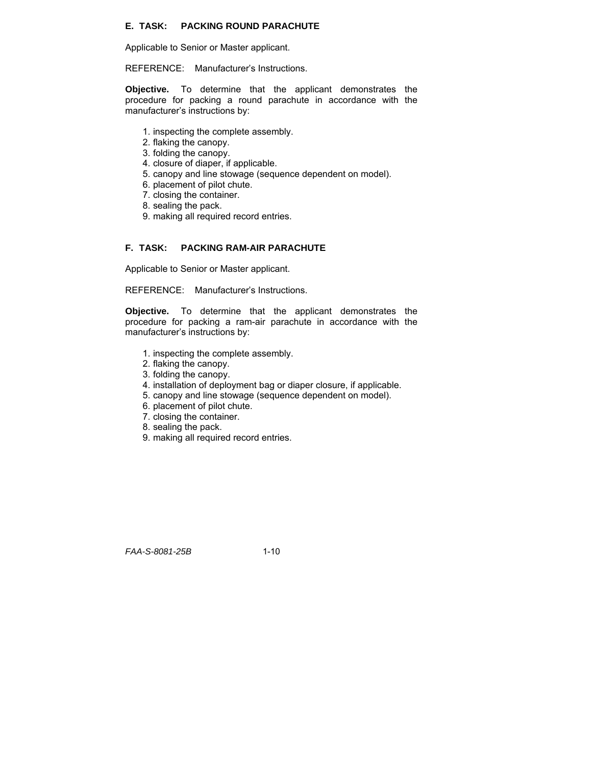## E. TASK: PACKING ROUND PARACHUTE

Applicable to Senior or Master applicant.

REFERENCE: Manufacturer's Instructions.

**Objective.** To determine that the applicant demonstrates the procedure for packing a round parachute in accordance with the manufacturer's instructions by:

1. inspecting the complete assembly.
2. flaking the canopy.
3. folding the canopy.
4. closure of diaper, if applicable.
5. canopy and line stowage (sequence dependent on model).
6. placement of pilot chute.
7. closing the container.
8. sealing the pack.
9. making all required record entries.

## F. TASK: PACKING RAM-AIR PARACHUTE

Applicable to Senior or Master applicant.

REFERENCE: Manufacturer's Instructions.

**Objective.** To determine that the applicant demonstrates the procedure for packing a ram-air parachute in accordance with the manufacturer's instructions by:

1. inspecting the complete assembly.
2. flaking the canopy.
3. folding the canopy.
4. installation of deployment bag or diaper closure, if applicable.
5. canopy and line stowage (sequence dependent on model).
6. placement of pilot chute.
7. closing the container.
8. sealing the pack.
9. making all required record entries.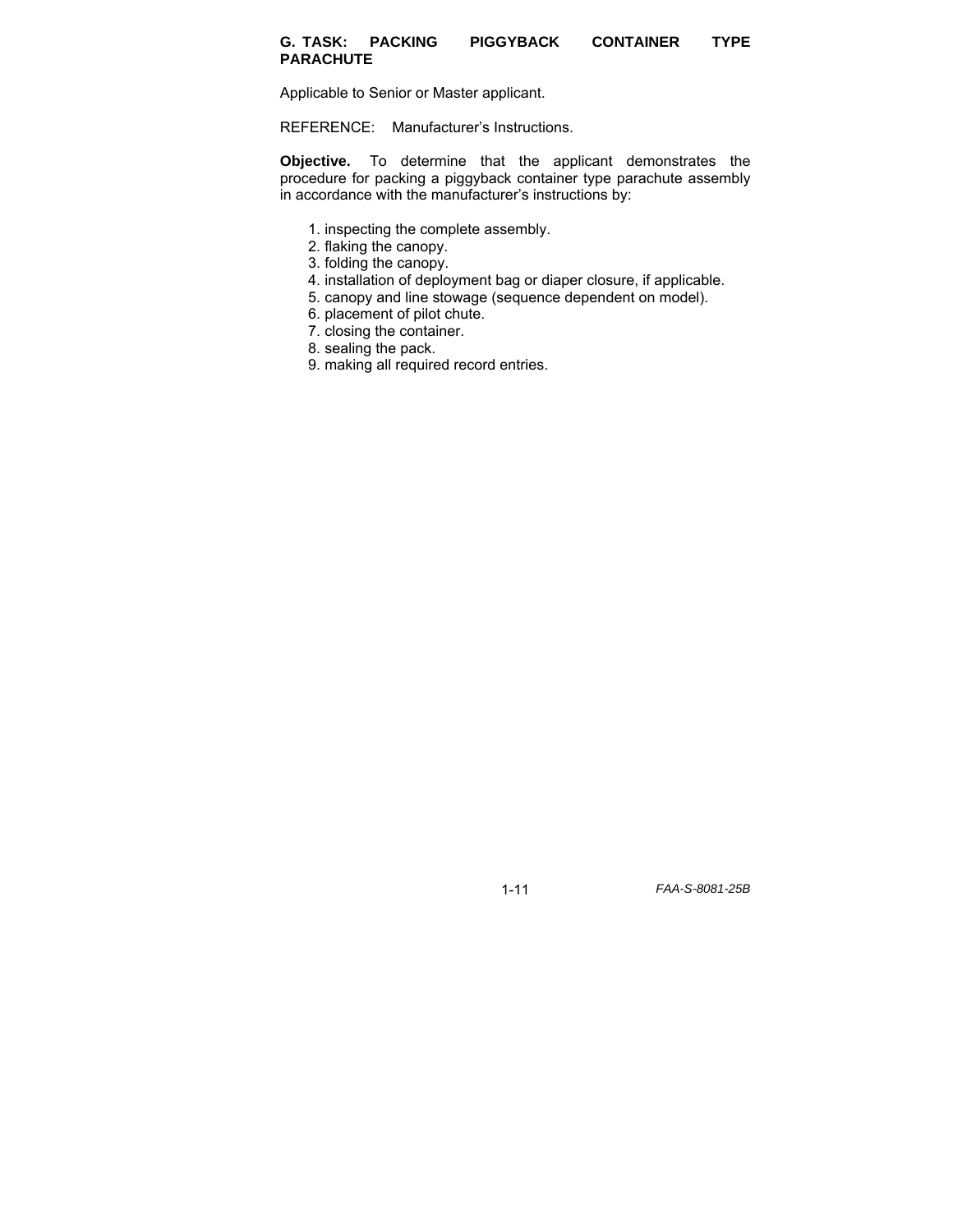### G. TASK: PACKING PIGGYBACK CONTAINER TYPE PARACHUTE

Applicable to Senior or Master applicant.

REFERENCE: Manufacturer's Instructions.

**Objective.** To determine that the applicant demonstrates the procedure for packing a piggyback container type parachute assembly in accordance with the manufacturer's instructions by:

1. inspecting the complete assembly.
2. flaking the canopy.
3. folding the canopy.
4. installation of deployment bag or diaper closure, if applicable.
5. canopy and line stowage (sequence dependent on model).
6. placement of pilot chute.
7. closing the container.
8. sealing the pack.
9. making all required record entries.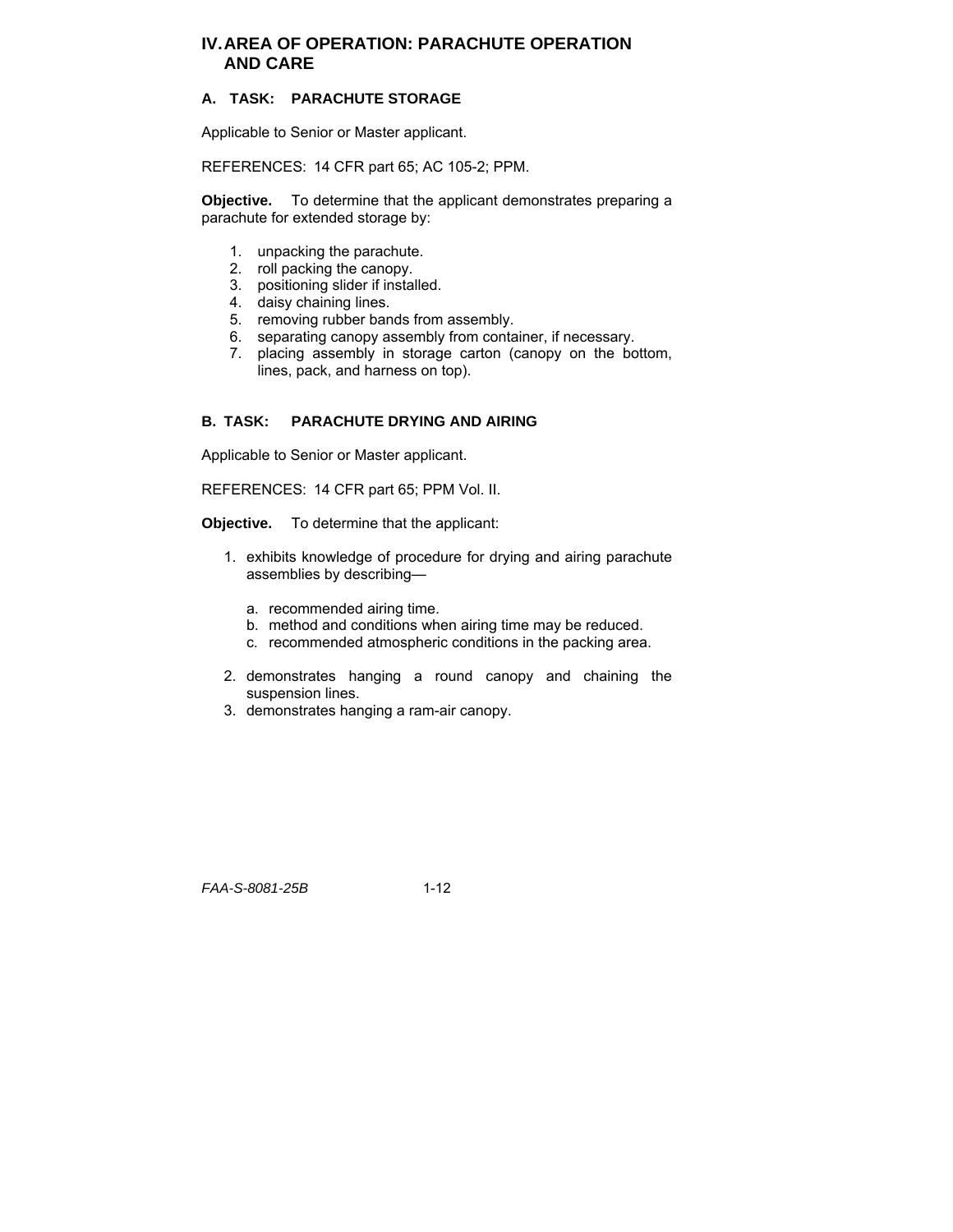## IV. AREA OF OPERATION: PARACHUTE OPERATION AND CARE

### A. TASK: PARACHUTE STORAGE

Applicable to Senior or Master applicant.

REFERENCES: 14 CFR part 65; AC 105-2; PPM.

**Objective.** To determine that the applicant demonstrates preparing a parachute for extended storage by:

1. unpacking the parachute.
2. roll packing the canopy.
3. positioning slider if installed.
4. daisy chaining lines.
5. removing rubber bands from assembly.
6. separating canopy assembly from container, if necessary.
7. placing assembly in storage carton (canopy on the bottom, lines, pack, and harness on top).

### B. TASK: PARACHUTE DRYING AND AIRING

Applicable to Senior or Master applicant.

REFERENCES: 14 CFR part 65; PPM Vol. II.

**Objective.** To determine that the applicant:

1. exhibits knowledge of procedure for drying and airing parachute assemblies by describing—
   a. recommended airing time.
   b. method and conditions when airing time may be reduced.
   c. recommended atmospheric conditions in the packing area.
2. demonstrates hanging a round canopy and chaining the suspension lines.
3. demonstrates hanging a ram-air canopy.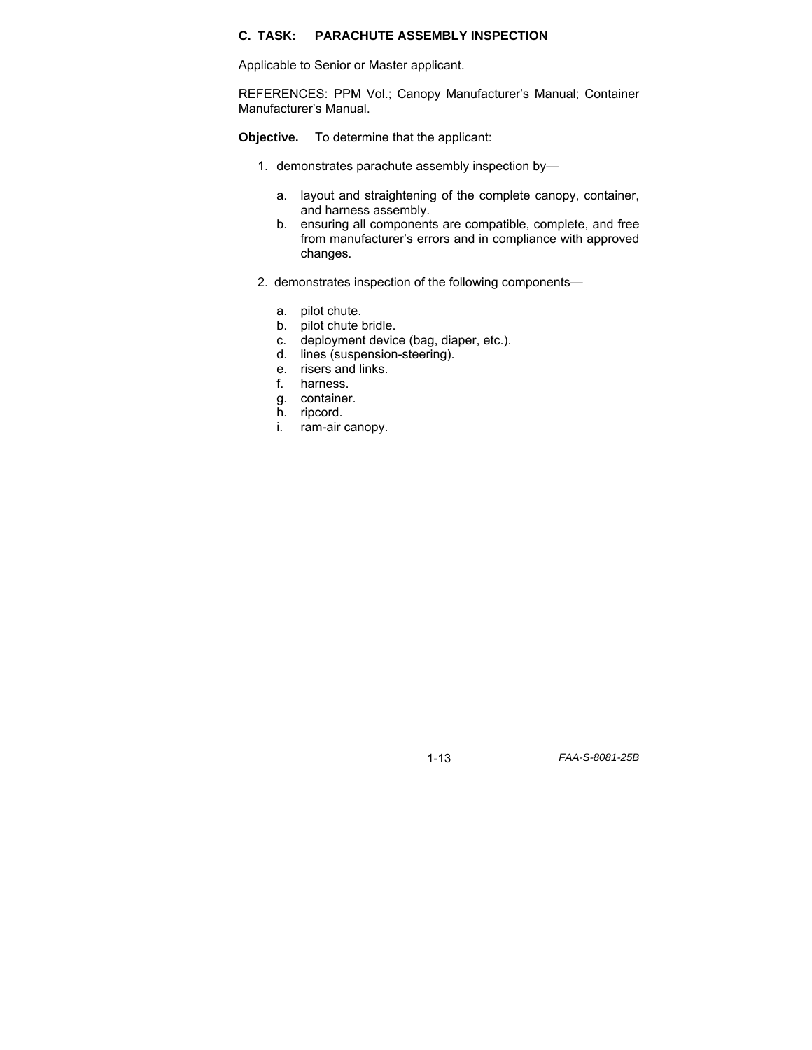### C. TASK: PARACHUTE ASSEMBLY INSPECTION

Applicable to Senior or Master applicant.

REFERENCES: PPM Vol.; Canopy Manufacturer's Manual; Container Manufacturer's Manual.

**Objective.** To determine that the applicant:

1. demonstrates parachute assembly inspection by—
   a. layout and straightening of the complete canopy, container, and harness assembly.
   b. ensuring all components are compatible, complete, and free from manufacturer's errors and in compliance with approved changes.

2. demonstrates inspection of the following components—
   a. pilot chute.
   b. pilot chute bridle.
   c. deployment device (bag, diaper, etc.).
   d. lines (suspension-steering).
   e. risers and links.
   f. harness.
   g. container.
   h. ripcord.
   i. ram-air canopy.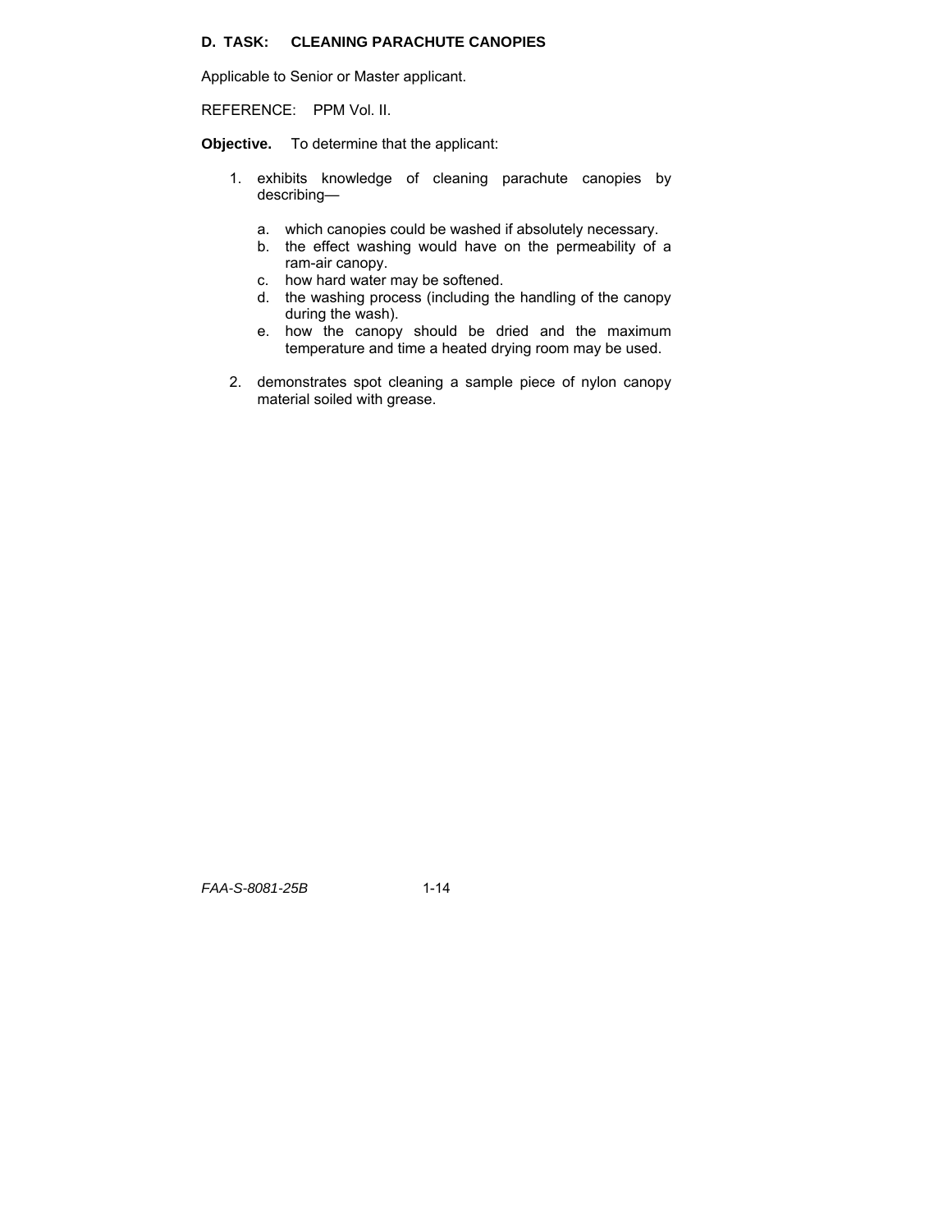### D. TASK: CLEANING PARACHUTE CANOPIES

Applicable to Senior or Master applicant.

REFERENCE: PPM Vol. II.

**Objective.** To determine that the applicant:

1. exhibits knowledge of cleaning parachute canopies by describing—
   a. which canopies could be washed if absolutely necessary.
   b. the effect washing would have on the permeability of a ram-air canopy.
   c. how hard water may be softened.
   d. the washing process (including the handling of the canopy during the wash).
   e. how the canopy should be dried and the maximum temperature and time a heated drying room may be used.
2. demonstrates spot cleaning a sample piece of nylon canopy material soiled with grease.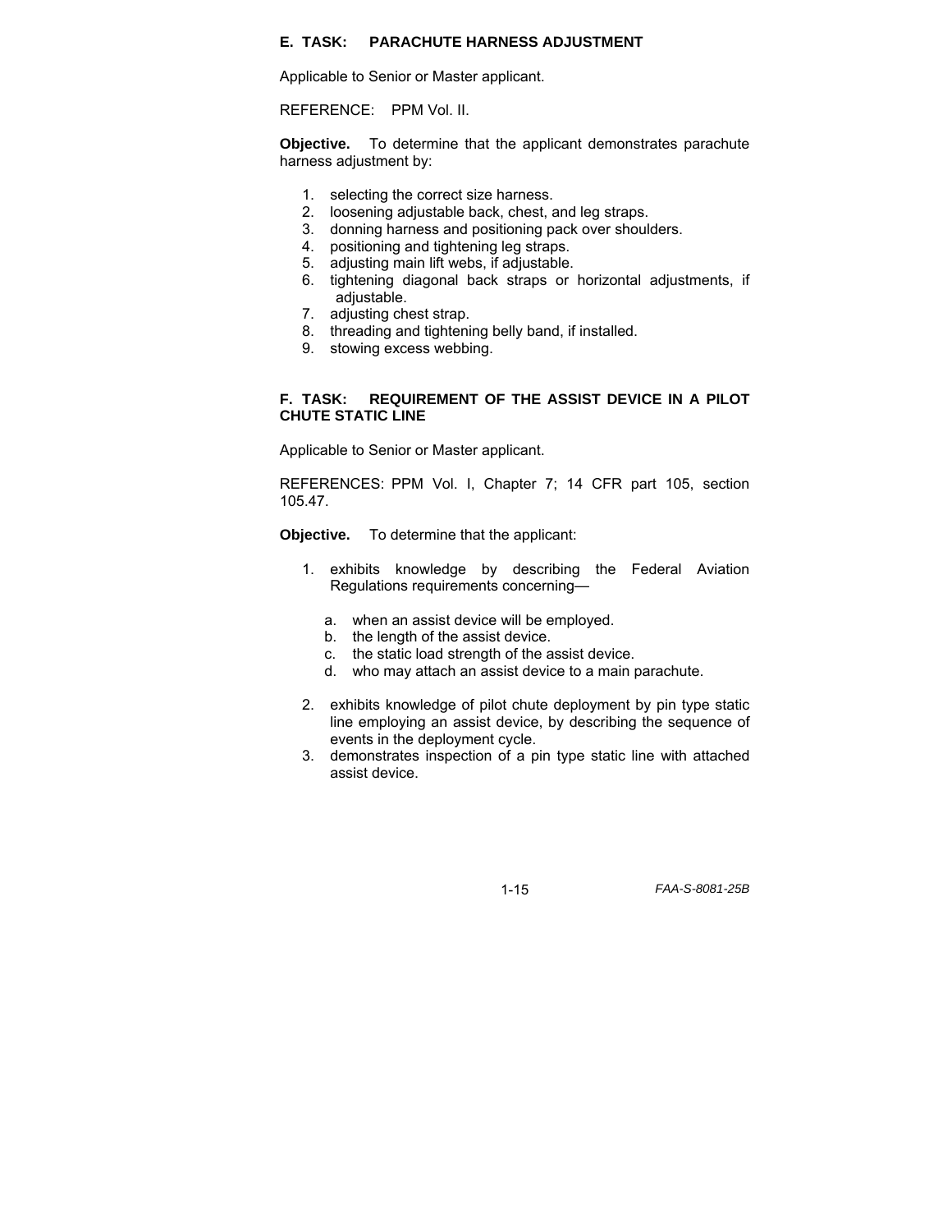### E. TASK: PARACHUTE HARNESS ADJUSTMENT

Applicable to Senior or Master applicant.

REFERENCE: PPM Vol. II.

**Objective.** To determine that the applicant demonstrates parachute harness adjustment by:

1. selecting the correct size harness.
2. loosening adjustable back, chest, and leg straps.
3. donning harness and positioning pack over shoulders.
4. positioning and tightening leg straps.
5. adjusting main lift webs, if adjustable.
6. tightening diagonal back straps or horizontal adjustments, if adjustable.
7. adjusting chest strap.
8. threading and tightening belly band, if installed.
9. stowing excess webbing.

### F. TASK: REQUIREMENT OF THE ASSIST DEVICE IN A PILOT CHUTE STATIC LINE

Applicable to Senior or Master applicant.

REFERENCES: PPM Vol. I, Chapter 7; 14 CFR part 105, section 105.47.

**Objective.** To determine that the applicant:

1. exhibits knowledge by describing the Federal Aviation Regulations requirements concerning—
   a. when an assist device will be employed.
   b. the length of the assist device.
   c. the static load strength of the assist device.
   d. who may attach an assist device to a main parachute.
2. exhibits knowledge of pilot chute deployment by pin type static line employing an assist device, by describing the sequence of events in the deployment cycle.
3. demonstrates inspection of a pin type static line with attached assist device.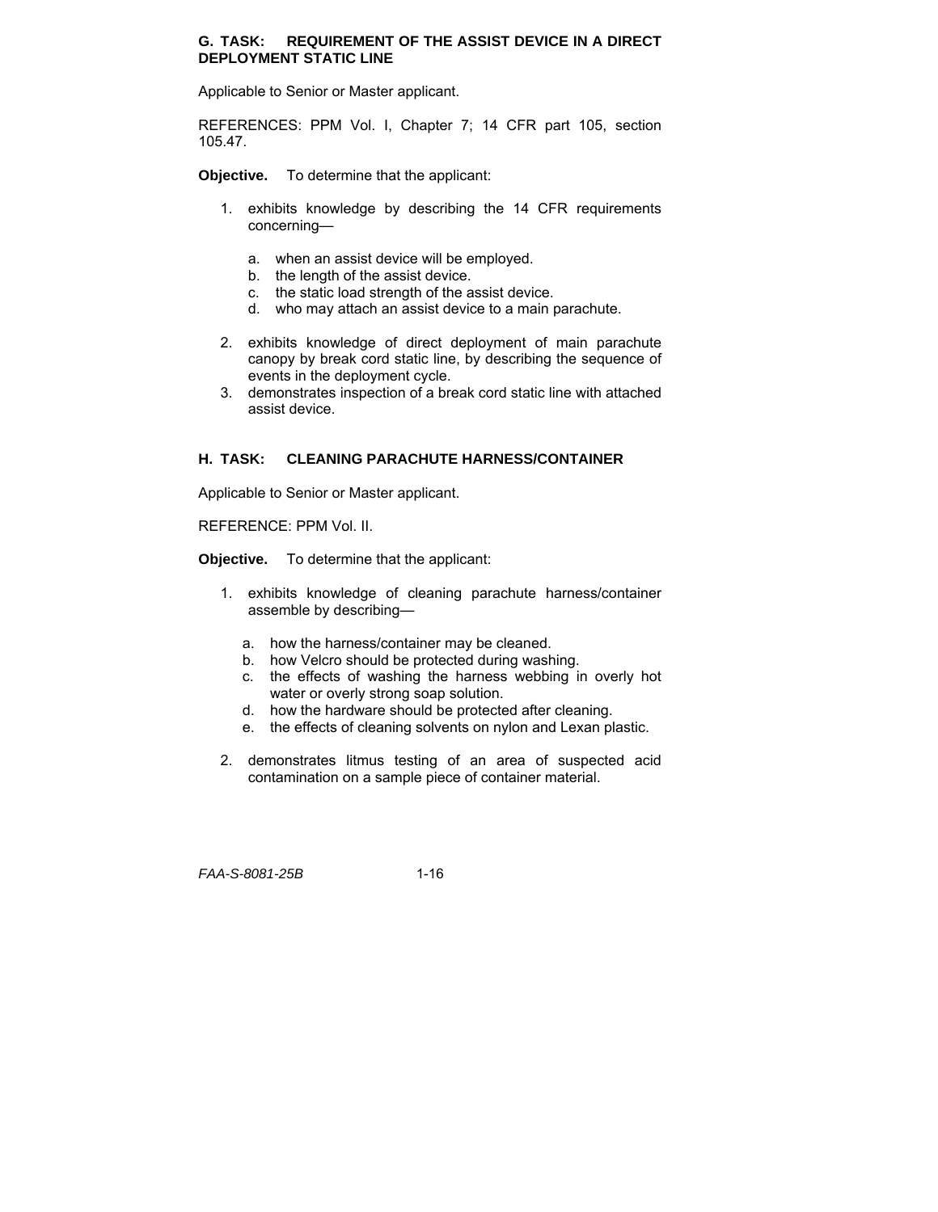### G. TASK: REQUIREMENT OF THE ASSIST DEVICE IN A DIRECT DEPLOYMENT STATIC LINE

Applicable to Senior or Master applicant.

REFERENCES: PPM Vol. I, Chapter 7; 14 CFR part 105, section 105.47.

**Objective.** To determine that the applicant:

1. exhibits knowledge by describing the 14 CFR requirements concerning—
   a. when an assist device will be employed.
   b. the length of the assist device.
   c. the static load strength of the assist device.
   d. who may attach an assist device to a main parachute.
2. exhibits knowledge of direct deployment of main parachute canopy by break cord static line, by describing the sequence of events in the deployment cycle.
3. demonstrates inspection of a break cord static line with attached assist device.

### H. TASK: CLEANING PARACHUTE HARNESS/CONTAINER

Applicable to Senior or Master applicant.

REFERENCE: PPM Vol. II.

**Objective.** To determine that the applicant:

1. exhibits knowledge of cleaning parachute harness/container assemble by describing—
   a. how the harness/container may be cleaned.
   b. how Velcro should be protected during washing.
   c. the effects of washing the harness webbing in overly hot water or overly strong soap solution.
   d. how the hardware should be protected after cleaning.
   e. the effects of cleaning solvents on nylon and Lexan plastic.
2. demonstrates litmus testing of an area of suspected acid contamination on a sample piece of container material.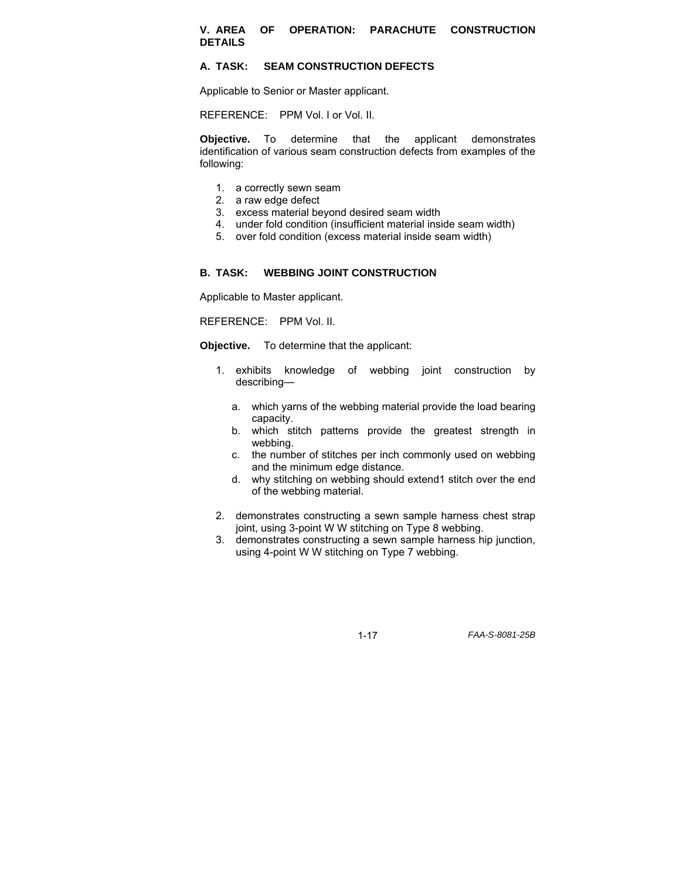## V. AREA OF OPERATION: PARACHUTE CONSTRUCTION DETAILS

### A. TASK: SEAM CONSTRUCTION DEFECTS

Applicable to Senior or Master applicant.

REFERENCE: PPM Vol. I or Vol. II.

**Objective.** To determine that the applicant demonstrates identification of various seam construction defects from examples of the following:

1. a correctly sewn seam
2. a raw edge defect
3. excess material beyond desired seam width
4. under fold condition (insufficient material inside seam width)
5. over fold condition (excess material inside seam width)

### B. TASK: WEBBING JOINT CONSTRUCTION

Applicable to Master applicant.

REFERENCE: PPM Vol. II.

**Objective.** To determine that the applicant:

1. exhibits knowledge of webbing joint construction by describing—
   a. which yarns of the webbing material provide the load bearing capacity.
   b. which stitch patterns provide the greatest strength in webbing.
   c. the number of stitches per inch commonly used on webbing and the minimum edge distance.
   d. why stitching on webbing should extend1 stitch over the end of the webbing material.
2. demonstrates constructing a sewn sample harness chest strap joint, using 3-point W W stitching on Type 8 webbing.
3. demonstrates constructing a sewn sample harness hip junction, using 4-point W W stitching on Type 7 webbing.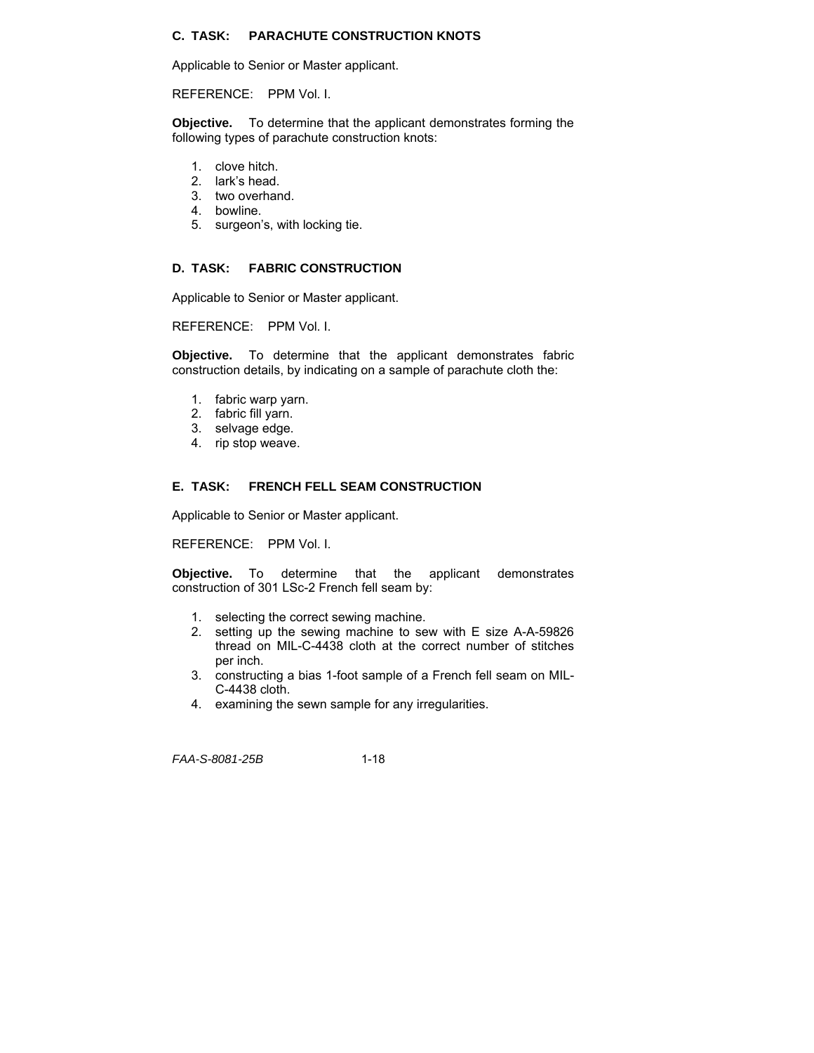### C. TASK: PARACHUTE CONSTRUCTION KNOTS

Applicable to Senior or Master applicant.

REFERENCE: PPM Vol. I.

**Objective.** To determine that the applicant demonstrates forming the following types of parachute construction knots:

1. clove hitch.
2. lark's head.
3. two overhand.
4. bowline.
5. surgeon's, with locking tie.

### D. TASK: FABRIC CONSTRUCTION

Applicable to Senior or Master applicant.

REFERENCE: PPM Vol. I.

**Objective.** To determine that the applicant demonstrates fabric construction details, by indicating on a sample of parachute cloth the:

1. fabric warp yarn.
2. fabric fill yarn.
3. selvage edge.
4. rip stop weave.

### E. TASK: FRENCH FELL SEAM CONSTRUCTION

Applicable to Senior or Master applicant.

REFERENCE: PPM Vol. I.

**Objective.** To determine that the applicant demonstrates construction of 301 LSc-2 French fell seam by:

1. selecting the correct sewing machine.
2. setting up the sewing machine to sew with E size A-A-59826 thread on MIL-C-4438 cloth at the correct number of stitches per inch.
3. constructing a bias 1-foot sample of a French fell seam on MIL-C-4438 cloth.
4. examining the sewn sample for any irregularities.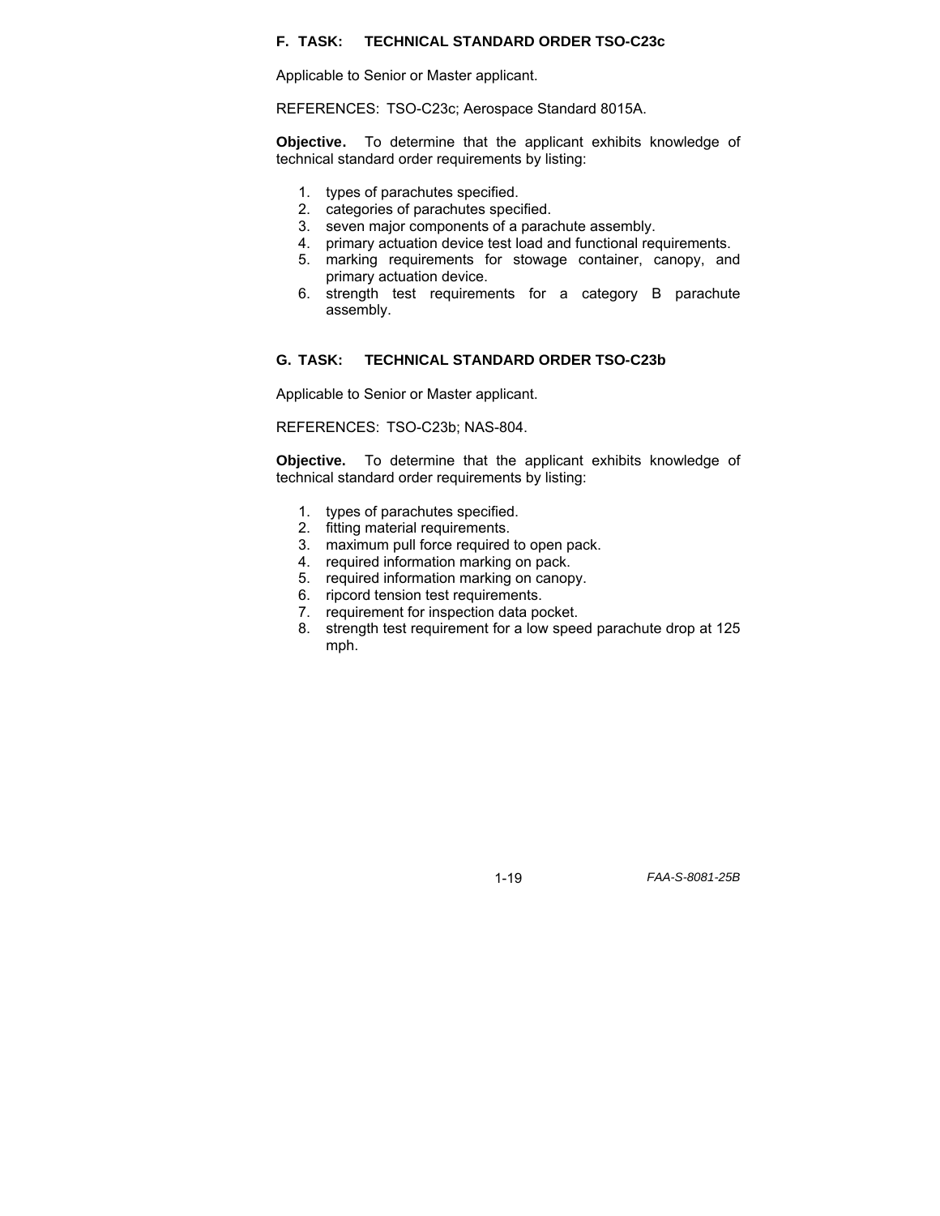### F. TASK: TECHNICAL STANDARD ORDER TSO-C23c

Applicable to Senior or Master applicant.

REFERENCES: TSO-C23c; Aerospace Standard 8015A.

**Objective.** To determine that the applicant exhibits knowledge of technical standard order requirements by listing:

1. types of parachutes specified.
2. categories of parachutes specified.
3. seven major components of a parachute assembly.
4. primary actuation device test load and functional requirements.
5. marking requirements for stowage container, canopy, and primary actuation device.
6. strength test requirements for a category B parachute assembly.

### G. TASK: TECHNICAL STANDARD ORDER TSO-C23b

Applicable to Senior or Master applicant.

REFERENCES: TSO-C23b; NAS-804.

**Objective.** To determine that the applicant exhibits knowledge of technical standard order requirements by listing:

1. types of parachutes specified.
2. fitting material requirements.
3. maximum pull force required to open pack.
4. required information marking on pack.
5. required information marking on canopy.
6. ripcord tension test requirements.
7. requirement for inspection data pocket.
8. strength test requirement for a low speed parachute drop at 125 mph.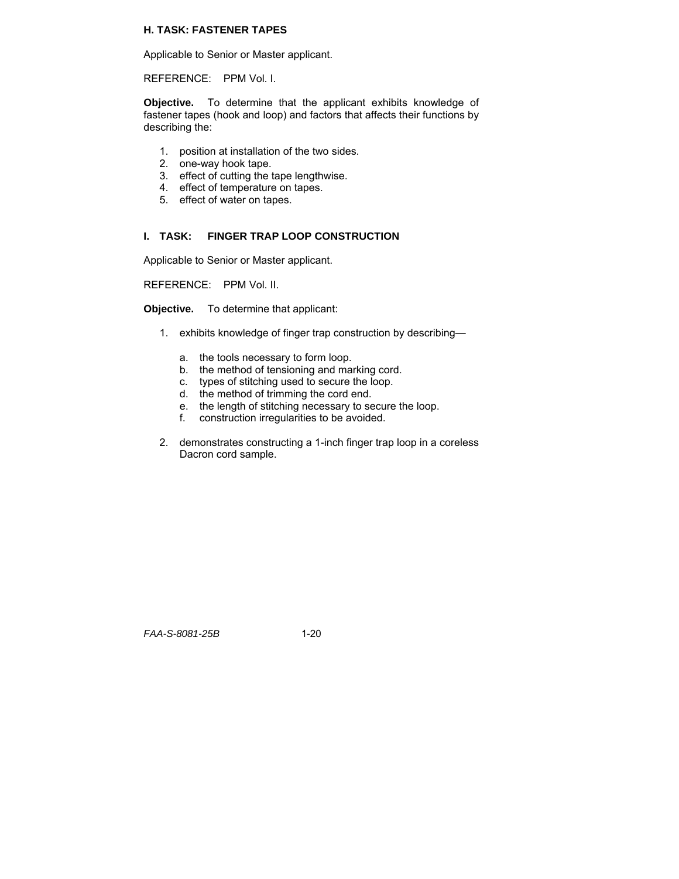### H. TASK: FASTENER TAPES

Applicable to Senior or Master applicant.

REFERENCE: PPM Vol. I.

**Objective.** To determine that the applicant exhibits knowledge of fastener tapes (hook and loop) and factors that affects their functions by describing the:

1. position at installation of the two sides.
2. one-way hook tape.
3. effect of cutting the tape lengthwise.
4. effect of temperature on tapes.
5. effect of water on tapes.

### I. TASK: FINGER TRAP LOOP CONSTRUCTION

Applicable to Senior or Master applicant.

REFERENCE: PPM Vol. II.

**Objective.** To determine that applicant:

1. exhibits knowledge of finger trap construction by describing—
   a. the tools necessary to form loop.
   b. the method of tensioning and marking cord.
   c. types of stitching used to secure the loop.
   d. the method of trimming the cord end.
   e. the length of stitching necessary to secure the loop.
   f. construction irregularities to be avoided.
2. demonstrates constructing a 1-inch finger trap loop in a coreless Dacron cord sample.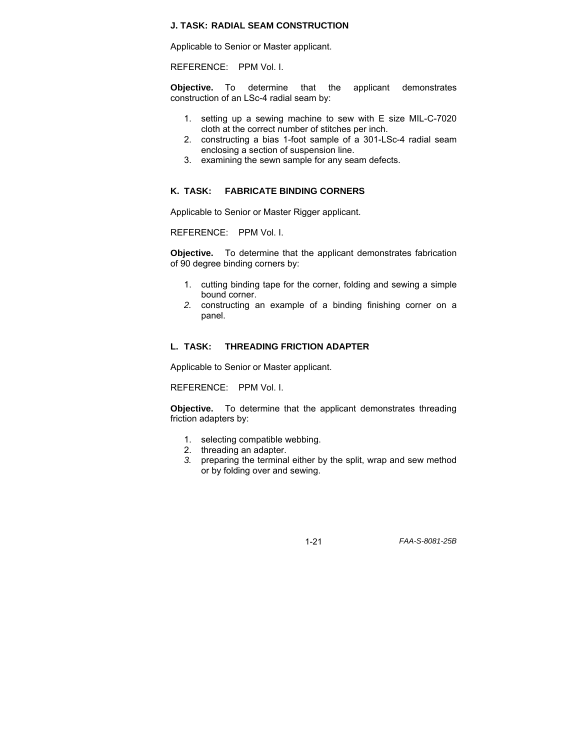### J. TASK: RADIAL SEAM CONSTRUCTION

Applicable to Senior or Master applicant.

REFERENCE: PPM Vol. I.

**Objective.** To determine that the applicant demonstrates construction of an LSc-4 radial seam by:

1. setting up a sewing machine to sew with E size MIL-C-7020 cloth at the correct number of stitches per inch.
2. constructing a bias 1-foot sample of a 301-LSc-4 radial seam enclosing a section of suspension line.
3. examining the sewn sample for any seam defects.

### K. TASK: FABRICATE BINDING CORNERS

Applicable to Senior or Master Rigger applicant.

REFERENCE: PPM Vol. I.

**Objective.** To determine that the applicant demonstrates fabrication of 90 degree binding corners by:

1. cutting binding tape for the corner, folding and sewing a simple bound corner.
2. constructing an example of a binding finishing corner on a panel.

### L. TASK: THREADING FRICTION ADAPTER

Applicable to Senior or Master applicant.

REFERENCE: PPM Vol. I.

**Objective.** To determine that the applicant demonstrates threading friction adapters by:

1. selecting compatible webbing.
2. threading an adapter.
3. preparing the terminal either by the split, wrap and sew method or by folding over and sewing.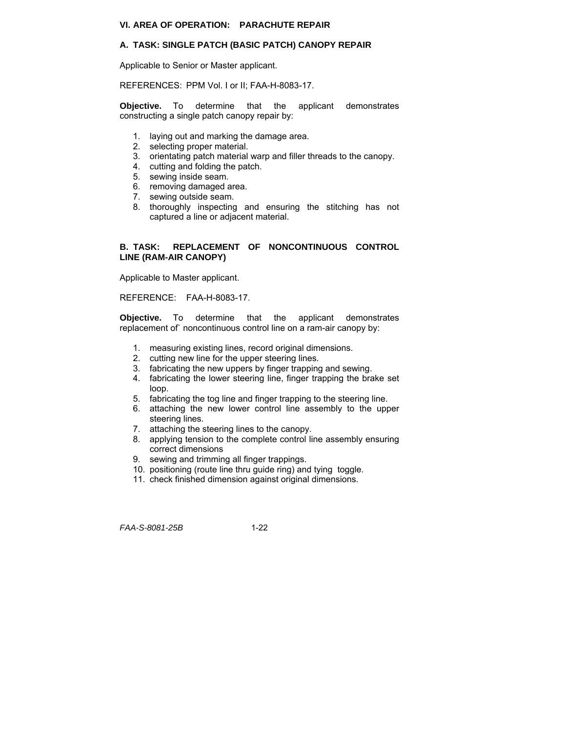## VI. AREA OF OPERATION: PARACHUTE REPAIR

### A. TASK: SINGLE PATCH (BASIC PATCH) CANOPY REPAIR

Applicable to Senior or Master applicant.

REFERENCES: PPM Vol. I or II; FAA-H-8083-17.

**Objective.** To determine that the applicant demonstrates constructing a single patch canopy repair by:

1. laying out and marking the damage area.
2. selecting proper material.
3. orientating patch material warp and filler threads to the canopy.
4. cutting and folding the patch.
5. sewing inside seam.
6. removing damaged area.
7. sewing outside seam.
8. thoroughly inspecting and ensuring the stitching has not captured a line or adjacent material.

### B. TASK: REPLACEMENT OF NONCONTINUOUS CONTROL LINE (RAM-AIR CANOPY)

Applicable to Master applicant.

REFERENCE: FAA-H-8083-17.

**Objective.** To determine that the applicant demonstrates replacement of` noncontinuous control line on a ram-air canopy by:

1. measuring existing lines, record original dimensions.
2. cutting new line for the upper steering lines.
3. fabricating the new uppers by finger trapping and sewing.
4. fabricating the lower steering line, finger trapping the brake set loop.
5. fabricating the tog line and finger trapping to the steering line.
6. attaching the new lower control line assembly to the upper steering lines.
7. attaching the steering lines to the canopy.
8. applying tension to the complete control line assembly ensuring correct dimensions
9. sewing and trimming all finger trappings.
10. positioning (route line thru guide ring) and tying toggle.
11. check finished dimension against original dimensions.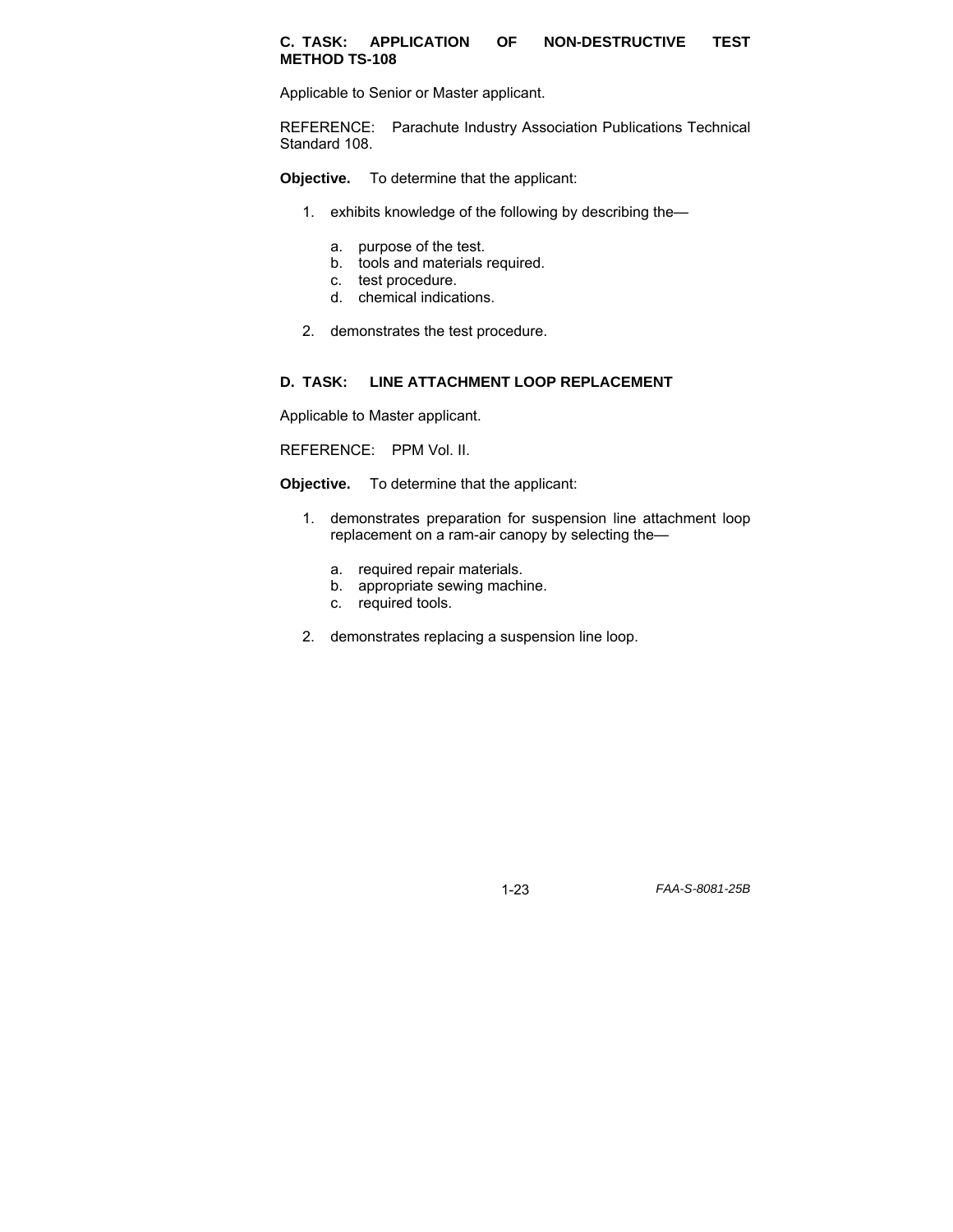### C. TASK: APPLICATION OF NON-DESTRUCTIVE TEST METHOD TS-108

Applicable to Senior or Master applicant.

REFERENCE: Parachute Industry Association Publications Technical Standard 108.

**Objective.** To determine that the applicant:

1. exhibits knowledge of the following by describing the—
   a. purpose of the test.
   b. tools and materials required.
   c. test procedure.
   d. chemical indications.
2. demonstrates the test procedure.

### D. TASK: LINE ATTACHMENT LOOP REPLACEMENT

Applicable to Master applicant.

REFERENCE: PPM Vol. II.

**Objective.** To determine that the applicant:

1. demonstrates preparation for suspension line attachment loop replacement on a ram-air canopy by selecting the—
   a. required repair materials.
   b. appropriate sewing machine.
   c. required tools.
2. demonstrates replacing a suspension line loop.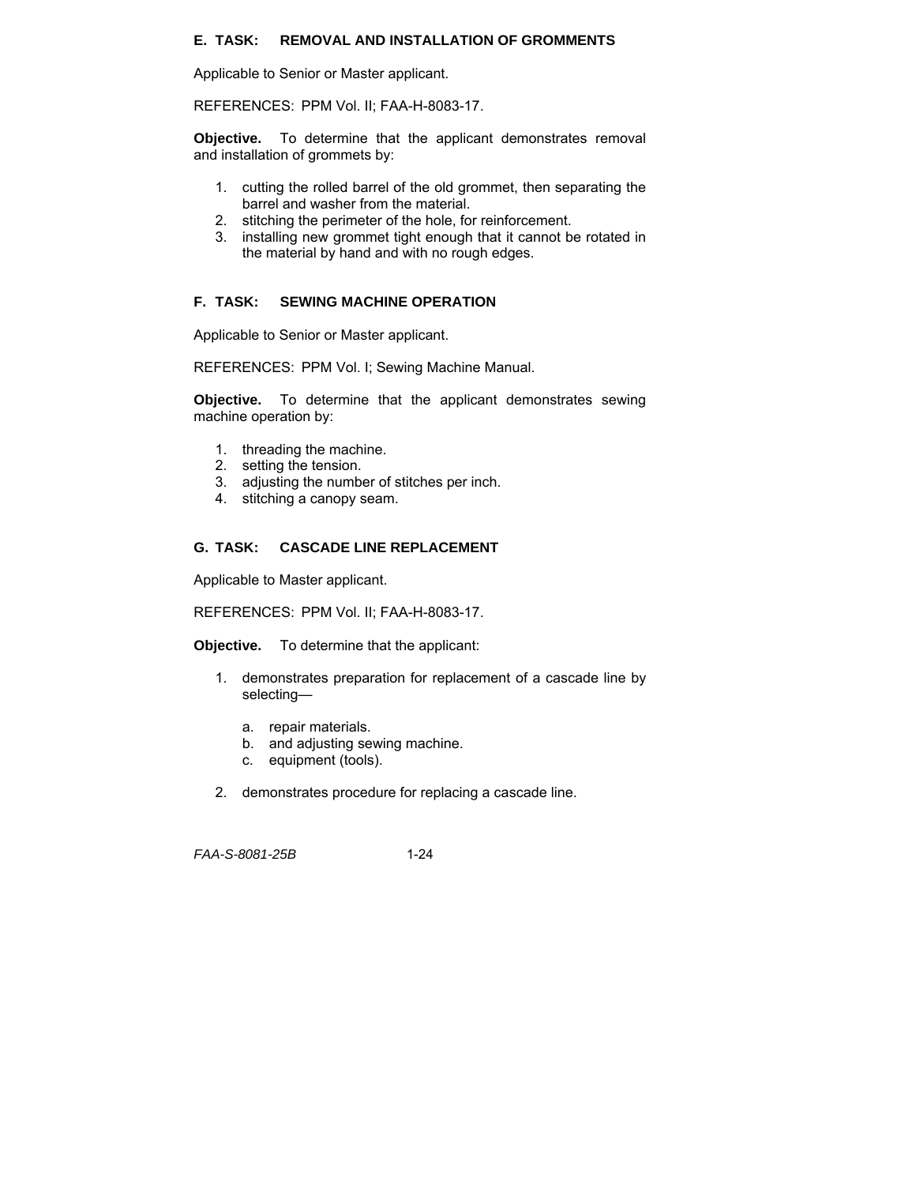## E. TASK: REMOVAL AND INSTALLATION OF GROMMENTS

Applicable to Senior or Master applicant.

REFERENCES: PPM Vol. II; FAA-H-8083-17.

**Objective.** To determine that the applicant demonstrates removal and installation of grommets by:

1. cutting the rolled barrel of the old grommet, then separating the barrel and washer from the material.
2. stitching the perimeter of the hole, for reinforcement.
3. installing new grommet tight enough that it cannot be rotated in the material by hand and with no rough edges.

## F. TASK: SEWING MACHINE OPERATION

Applicable to Senior or Master applicant.

REFERENCES: PPM Vol. I; Sewing Machine Manual.

**Objective.** To determine that the applicant demonstrates sewing machine operation by:

1. threading the machine.
2. setting the tension.
3. adjusting the number of stitches per inch.
4. stitching a canopy seam.

## G. TASK: CASCADE LINE REPLACEMENT

Applicable to Master applicant.

REFERENCES: PPM Vol. II; FAA-H-8083-17.

**Objective.** To determine that the applicant:

1. demonstrates preparation for replacement of a cascade line by selecting—

   a. repair materials.
   b. and adjusting sewing machine.
   c. equipment (tools).

2. demonstrates procedure for replacing a cascade line.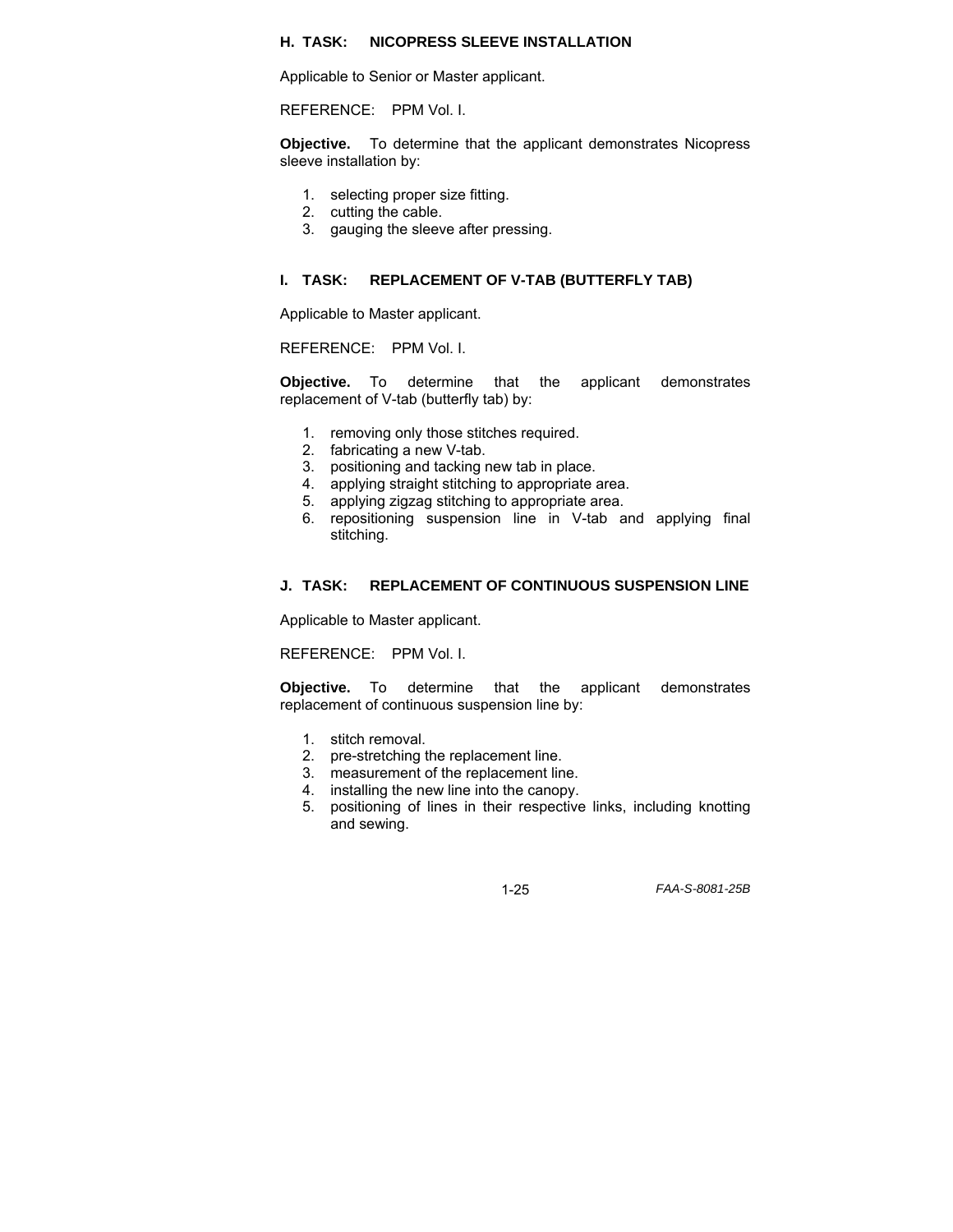### H. TASK: NICOPRESS SLEEVE INSTALLATION

Applicable to Senior or Master applicant.

REFERENCE: PPM Vol. I.

**Objective.** To determine that the applicant demonstrates Nicopress sleeve installation by:

1. selecting proper size fitting.
2. cutting the cable.
3. gauging the sleeve after pressing.

### I. TASK: REPLACEMENT OF V-TAB (BUTTERFLY TAB)

Applicable to Master applicant.

REFERENCE: PPM Vol. I.

**Objective.** To determine that the applicant demonstrates replacement of V-tab (butterfly tab) by:

1. removing only those stitches required.
2. fabricating a new V-tab.
3. positioning and tacking new tab in place.
4. applying straight stitching to appropriate area.
5. applying zigzag stitching to appropriate area.
6. repositioning suspension line in V-tab and applying final stitching.

### J. TASK: REPLACEMENT OF CONTINUOUS SUSPENSION LINE

Applicable to Master applicant.

REFERENCE: PPM Vol. I.

**Objective.** To determine that the applicant demonstrates replacement of continuous suspension line by:

1. stitch removal.
2. pre-stretching the replacement line.
3. measurement of the replacement line.
4. installing the new line into the canopy.
5. positioning of lines in their respective links, including knotting and sewing.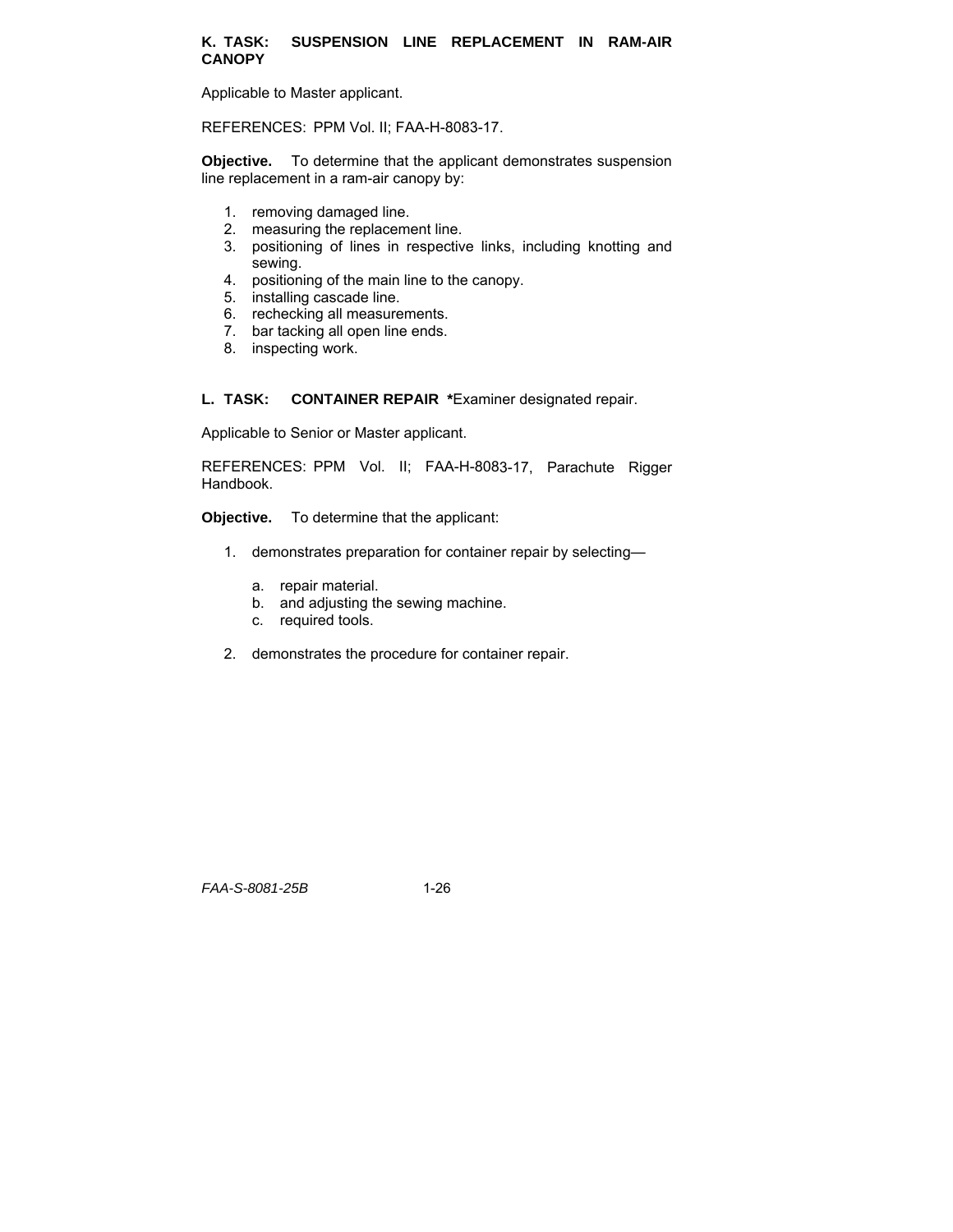## K. TASK: SUSPENSION LINE REPLACEMENT IN RAM-AIR CANOPY

Applicable to Master applicant.

REFERENCES: PPM Vol. II; FAA-H-8083-17.

**Objective.** To determine that the applicant demonstrates suspension line replacement in a ram-air canopy by:

1. removing damaged line.
2. measuring the replacement line.
3. positioning of lines in respective links, including knotting and sewing.
4. positioning of the main line to the canopy.
5. installing cascade line.
6. rechecking all measurements.
7. bar tacking all open line ends.
8. inspecting work.

## L. TASK: CONTAINER REPAIR *Examiner designated repair.

Applicable to Senior or Master applicant.

REFERENCES: PPM Vol. II; FAA-H-8083-17, Parachute Rigger Handbook.

**Objective.** To determine that the applicant:

1. demonstrates preparation for container repair by selecting—
   a. repair material.
   b. and adjusting the sewing machine.
   c. required tools.
2. demonstrates the procedure for container repair.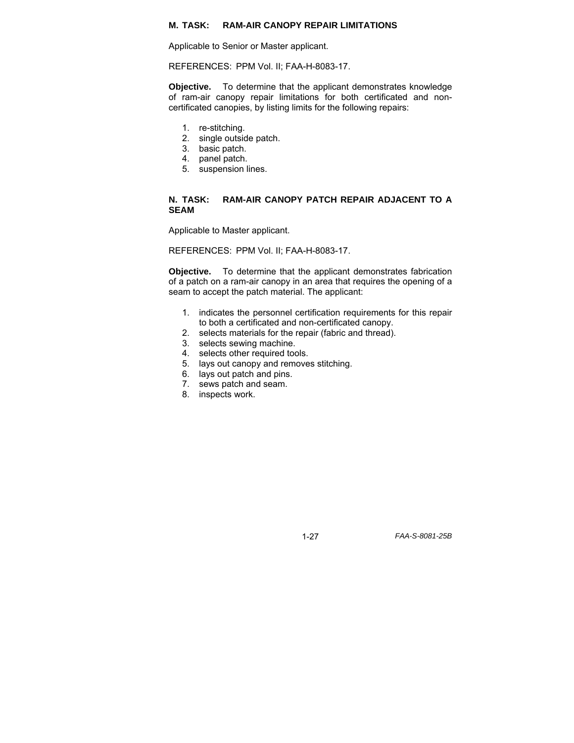### M. TASK: RAM-AIR CANOPY REPAIR LIMITATIONS

Applicable to Senior or Master applicant.

REFERENCES: PPM Vol. II; FAA-H-8083-17.

**Objective.** To determine that the applicant demonstrates knowledge of ram-air canopy repair limitations for both certificated and non-certificated canopies, by listing limits for the following repairs:

1. re-stitching.
2. single outside patch.
3. basic patch.
4. panel patch.
5. suspension lines.

### N. TASK: RAM-AIR CANOPY PATCH REPAIR ADJACENT TO A SEAM

Applicable to Master applicant.

REFERENCES: PPM Vol. II; FAA-H-8083-17.

**Objective.** To determine that the applicant demonstrates fabrication of a patch on a ram-air canopy in an area that requires the opening of a seam to accept the patch material. The applicant:

1. indicates the personnel certification requirements for this repair to both a certificated and non-certificated canopy.
2. selects materials for the repair (fabric and thread).
3. selects sewing machine.
4. selects other required tools.
5. lays out canopy and removes stitching.
6. lays out patch and pins.
7. sews patch and seam.
8. inspects work.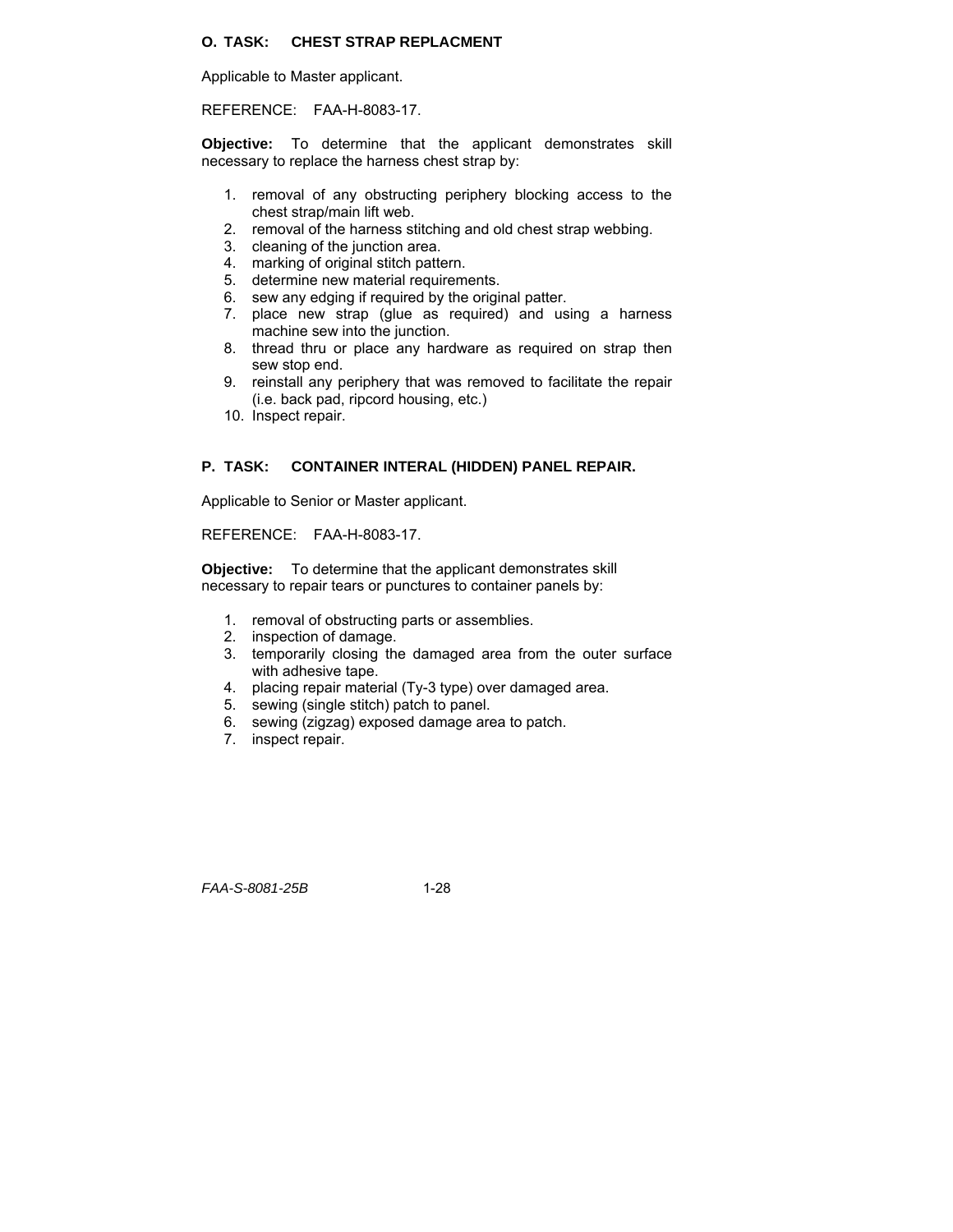## O. TASK: CHEST STRAP REPLACMENT

Applicable to Master applicant.

REFERENCE: FAA-H-8083-17.

**Objective:** To determine that the applicant demonstrates skill necessary to replace the harness chest strap by:

1. removal of any obstructing periphery blocking access to the chest strap/main lift web.
2. removal of the harness stitching and old chest strap webbing.
3. cleaning of the junction area.
4. marking of original stitch pattern.
5. determine new material requirements.
6. sew any edging if required by the original patter.
7. place new strap (glue as required) and using a harness machine sew into the junction.
8. thread thru or place any hardware as required on strap then sew stop end.
9. reinstall any periphery that was removed to facilitate the repair (i.e. back pad, ripcord housing, etc.)
10. Inspect repair.

## P. TASK: CONTAINER INTERAL (HIDDEN) PANEL REPAIR.

Applicable to Senior or Master applicant.

REFERENCE: FAA-H-8083-17.

**Objective:** To determine that the applicant demonstrates skill necessary to repair tears or punctures to container panels by:

1. removal of obstructing parts or assemblies.
2. inspection of damage.
3. temporarily closing the damaged area from the outer surface with adhesive tape.
4. placing repair material (Ty-3 type) over damaged area.
5. sewing (single stitch) patch to panel.
6. sewing (zigzag) exposed damage area to patch.
7. inspect repair.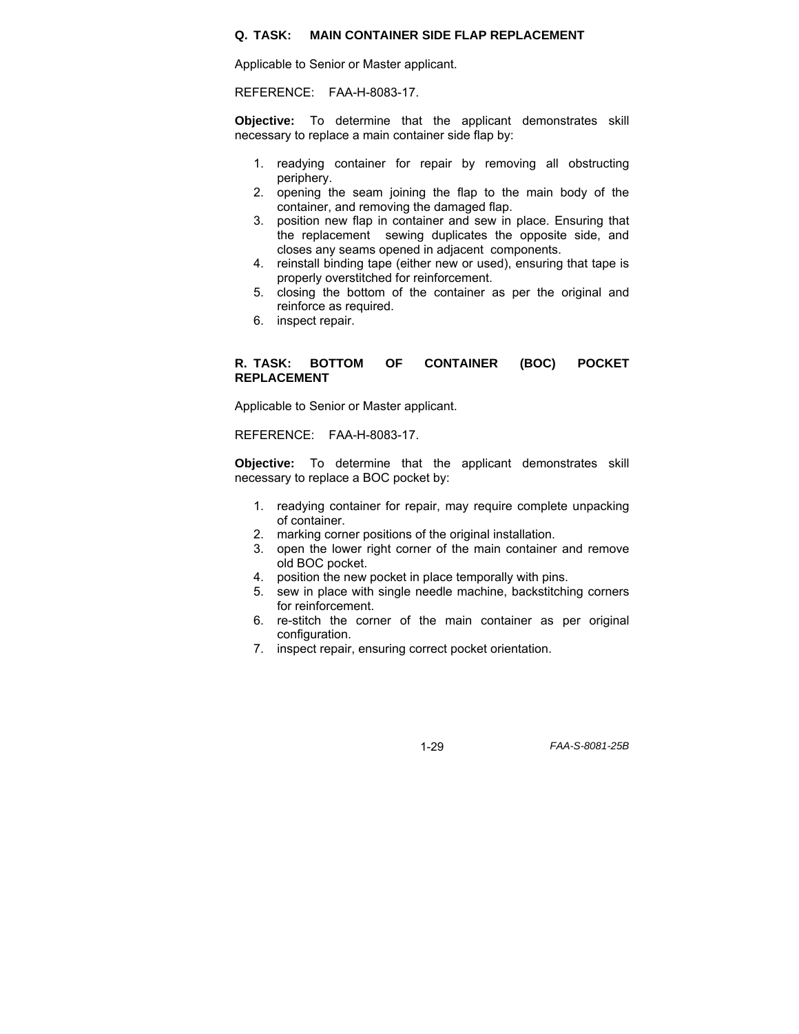### Q. TASK: MAIN CONTAINER SIDE FLAP REPLACEMENT

Applicable to Senior or Master applicant.

REFERENCE: FAA-H-8083-17.

**Objective:** To determine that the applicant demonstrates skill necessary to replace a main container side flap by:

1. readying container for repair by removing all obstructing periphery.
2. opening the seam joining the flap to the main body of the container, and removing the damaged flap.
3. position new flap in container and sew in place. Ensuring that the replacement sewing duplicates the opposite side, and closes any seams opened in adjacent components.
4. reinstall binding tape (either new or used), ensuring that tape is properly overstitched for reinforcement.
5. closing the bottom of the container as per the original and reinforce as required.
6. inspect repair.

### R. TASK: BOTTOM OF CONTAINER (BOC) POCKET REPLACEMENT

Applicable to Senior or Master applicant.

REFERENCE: FAA-H-8083-17.

**Objective:** To determine that the applicant demonstrates skill necessary to replace a BOC pocket by:

1. readying container for repair, may require complete unpacking of container.
2. marking corner positions of the original installation.
3. open the lower right corner of the main container and remove old BOC pocket.
4. position the new pocket in place temporally with pins.
5. sew in place with single needle machine, backstitching corners for reinforcement.
6. re-stitch the corner of the main container as per original configuration.
7. inspect repair, ensuring correct pocket orientation.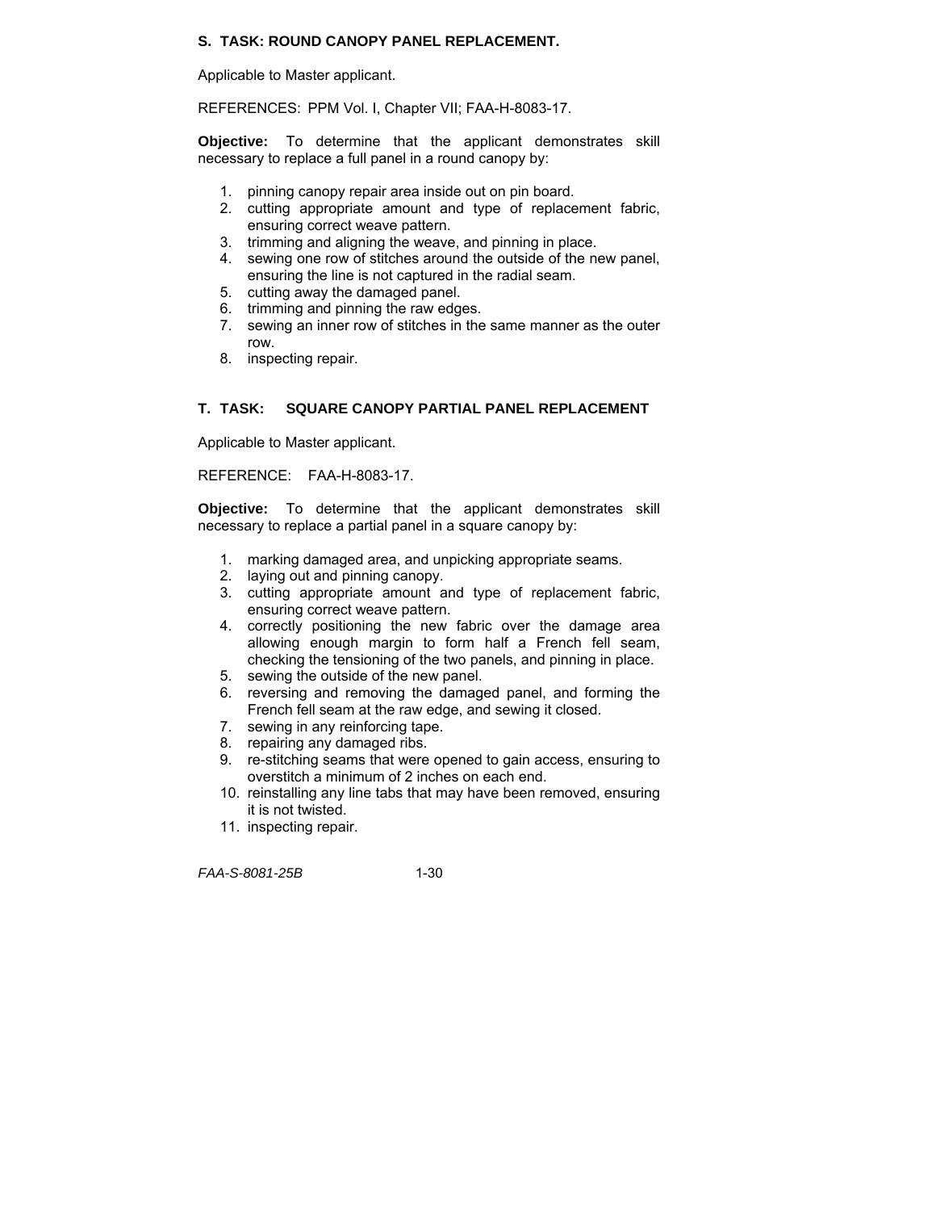### S. TASK: ROUND CANOPY PANEL REPLACEMENT.

Applicable to Master applicant.

REFERENCES: PPM Vol. I, Chapter VII; FAA-H-8083-17.

**Objective:** To determine that the applicant demonstrates skill necessary to replace a full panel in a round canopy by:

1. pinning canopy repair area inside out on pin board.
2. cutting appropriate amount and type of replacement fabric, ensuring correct weave pattern.
3. trimming and aligning the weave, and pinning in place.
4. sewing one row of stitches around the outside of the new panel, ensuring the line is not captured in the radial seam.
5. cutting away the damaged panel.
6. trimming and pinning the raw edges.
7. sewing an inner row of stitches in the same manner as the outer row.
8. inspecting repair.

### T. TASK: SQUARE CANOPY PARTIAL PANEL REPLACEMENT

Applicable to Master applicant.

REFERENCE: FAA-H-8083-17.

**Objective:** To determine that the applicant demonstrates skill necessary to replace a partial panel in a square canopy by:

1. marking damaged area, and unpicking appropriate seams.
2. laying out and pinning canopy.
3. cutting appropriate amount and type of replacement fabric, ensuring correct weave pattern.
4. correctly positioning the new fabric over the damage area allowing enough margin to form half a French fell seam, checking the tensioning of the two panels, and pinning in place.
5. sewing the outside of the new panel.
6. reversing and removing the damaged panel, and forming the French fell seam at the raw edge, and sewing it closed.
7. sewing in any reinforcing tape.
8. repairing any damaged ribs.
9. re-stitching seams that were opened to gain access, ensuring to overstitch a minimum of 2 inches on each end.
10. reinstalling any line tabs that may have been removed, ensuring it is not twisted.
11. inspecting repair.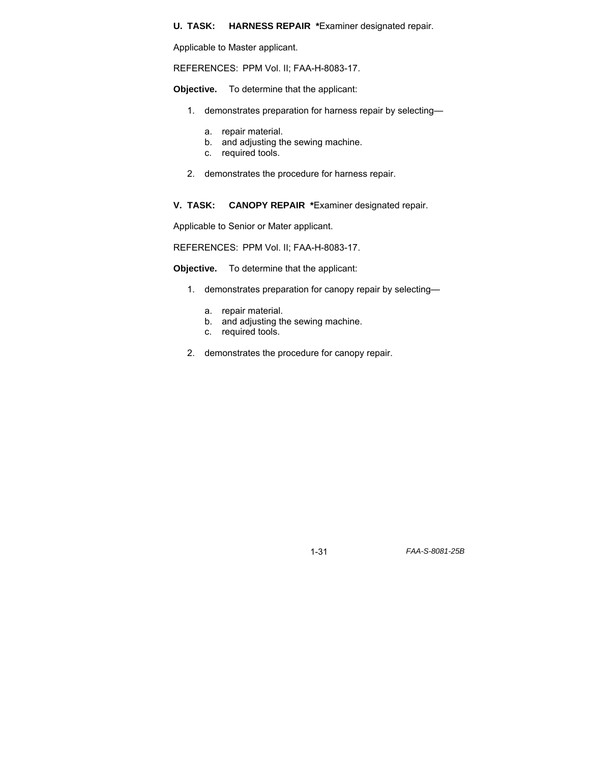**U. TASK: HARNESS REPAIR** ***Examiner designated repair.**

Applicable to Master applicant.

REFERENCES: PPM Vol. II; FAA-H-8083-17.

**Objective.** To determine that the applicant:

1. demonstrates preparation for harness repair by selecting—

   a. repair material.
   b. and adjusting the sewing machine.
   c. required tools.

2. demonstrates the procedure for harness repair.

**V. TASK: CANOPY REPAIR** ***Examiner designated repair.**

Applicable to Senior or Mater applicant.

REFERENCES: PPM Vol. II; FAA-H-8083-17.

**Objective.** To determine that the applicant:

1. demonstrates preparation for canopy repair by selecting—

   a. repair material.
   b. and adjusting the sewing machine.
   c. required tools.

2. demonstrates the procedure for canopy repair.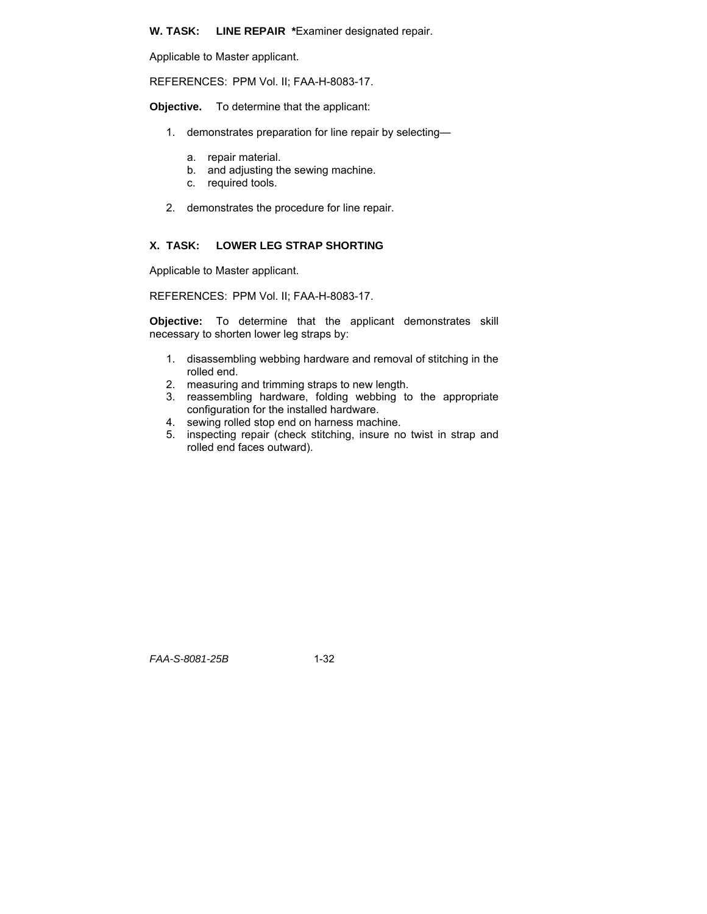**W. TASK: LINE REPAIR** ***Examiner designated repair.**

Applicable to Master applicant.

REFERENCES: PPM Vol. II; FAA-H-8083-17.

**Objective.** To determine that the applicant:

1. demonstrates preparation for line repair by selecting—

    a. repair material.
    b. and adjusting the sewing machine.
    c. required tools.

2. demonstrates the procedure for line repair.

**X. TASK: LOWER LEG STRAP SHORTING**

Applicable to Master applicant.

REFERENCES: PPM Vol. II; FAA-H-8083-17.

**Objective:** To determine that the applicant demonstrates skill necessary to shorten lower leg straps by:

1. disassembling webbing hardware and removal of stitching in the rolled end.
2. measuring and trimming straps to new length.
3. reassembling hardware, folding webbing to the appropriate configuration for the installed hardware.
4. sewing rolled stop end on harness machine.
5. inspecting repair (check stitching, insure no twist in strap and rolled end faces outward).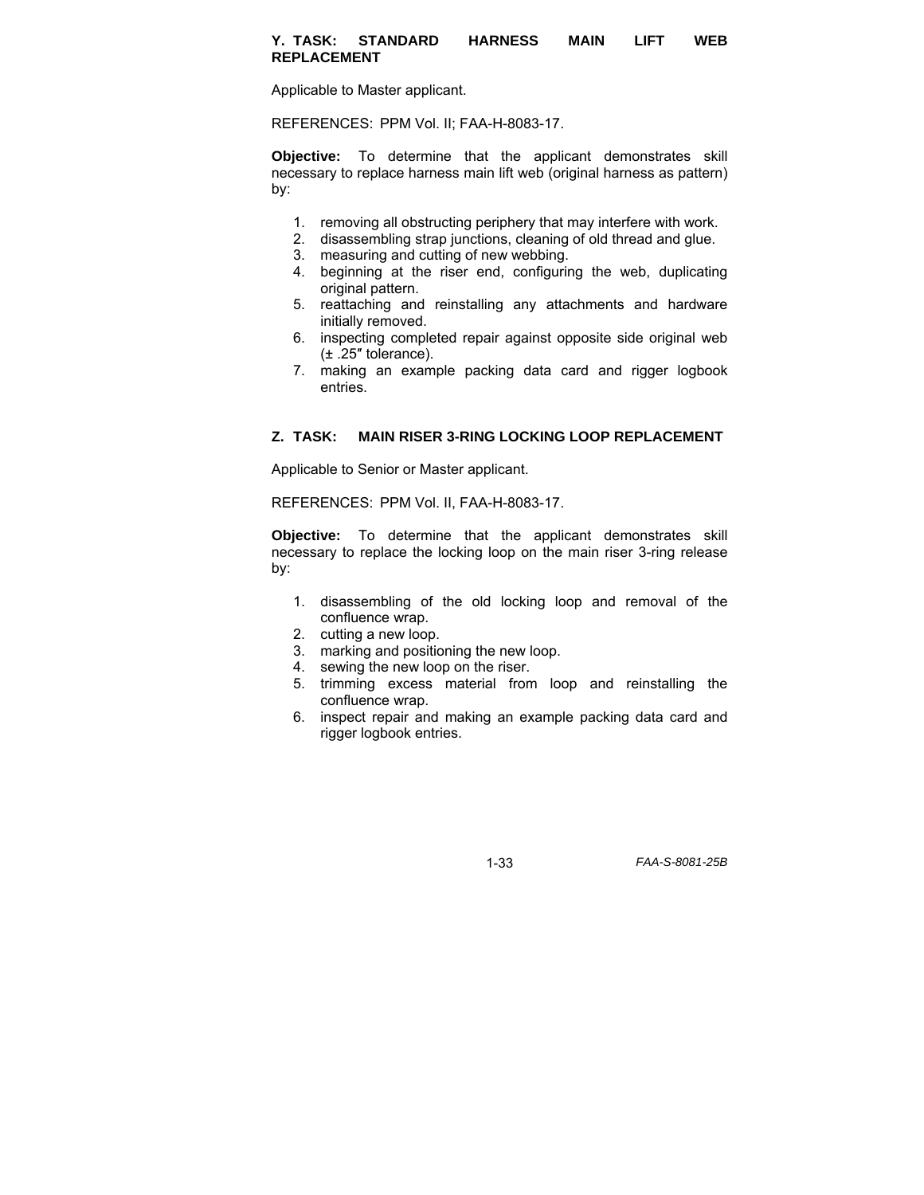### Y. TASK: STANDARD HARNESS MAIN LIFT WEB REPLACEMENT

Applicable to Master applicant.

REFERENCES: PPM Vol. II; FAA-H-8083-17.

**Objective:** To determine that the applicant demonstrates skill necessary to replace harness main lift web (original harness as pattern) by:

1. removing all obstructing periphery that may interfere with work.
2. disassembling strap junctions, cleaning of old thread and glue.
3. measuring and cutting of new webbing.
4. beginning at the riser end, configuring the web, duplicating original pattern.
5. reattaching and reinstalling any attachments and hardware initially removed.
6. inspecting completed repair against opposite side original web (± .25″ tolerance).
7. making an example packing data card and rigger logbook entries.

### Z. TASK: MAIN RISER 3-RING LOCKING LOOP REPLACEMENT

Applicable to Senior or Master applicant.

REFERENCES: PPM Vol. II, FAA-H-8083-17.

**Objective:** To determine that the applicant demonstrates skill necessary to replace the locking loop on the main riser 3-ring release by:

1. disassembling of the old locking loop and removal of the confluence wrap.
2. cutting a new loop.
3. marking and positioning the new loop.
4. sewing the new loop on the riser.
5. trimming excess material from loop and reinstalling the confluence wrap.
6. inspect repair and making an example packing data card and rigger logbook entries.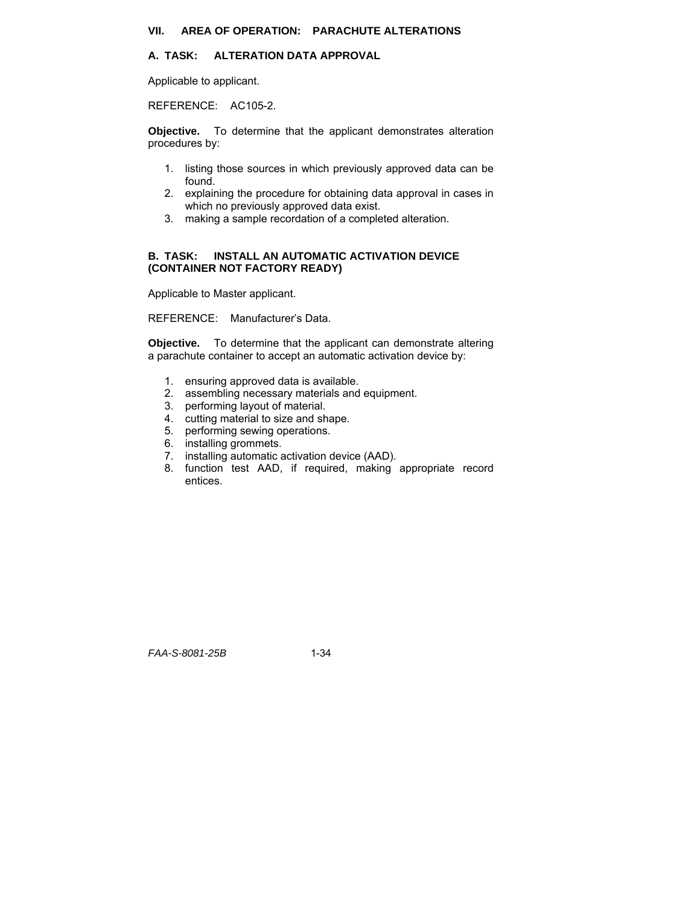## VII. AREA OF OPERATION: PARACHUTE ALTERATIONS

### A. TASK: ALTERATION DATA APPROVAL

Applicable to applicant.

REFERENCE: AC105-2.

**Objective.** To determine that the applicant demonstrates alteration procedures by:

1. listing those sources in which previously approved data can be found.
2. explaining the procedure for obtaining data approval in cases in which no previously approved data exist.
3. making a sample recordation of a completed alteration.

### B. TASK: INSTALL AN AUTOMATIC ACTIVATION DEVICE (CONTAINER NOT FACTORY READY)

Applicable to Master applicant.

REFERENCE: Manufacturer's Data.

**Objective.** To determine that the applicant can demonstrate altering a parachute container to accept an automatic activation device by:

1. ensuring approved data is available.
2. assembling necessary materials and equipment.
3. performing layout of material.
4. cutting material to size and shape.
5. performing sewing operations.
6. installing grommets.
7. installing automatic activation device (AAD).
8. function test AAD, if required, making appropriate record entices.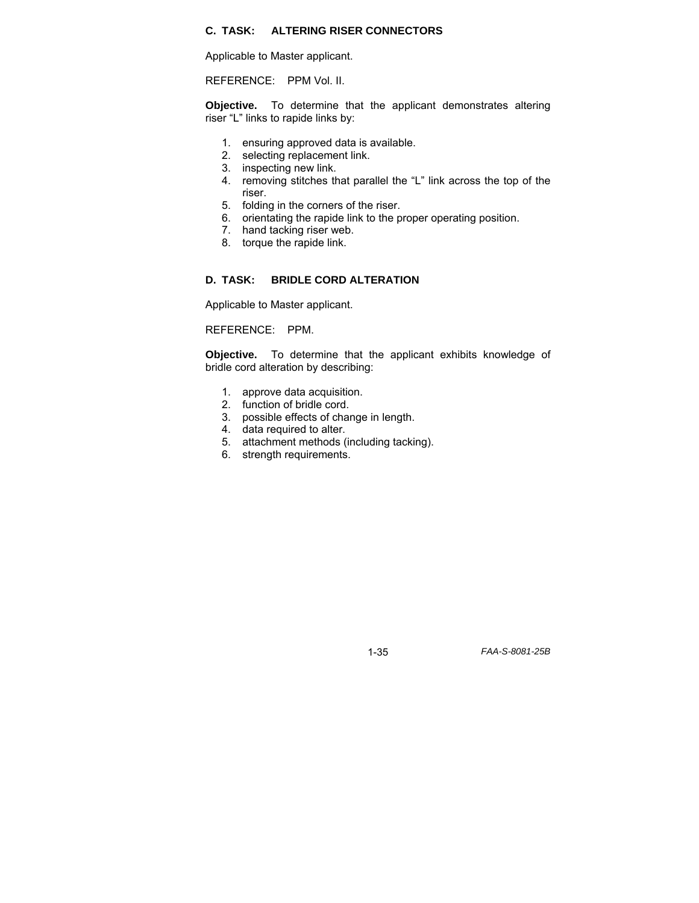### C. TASK: ALTERING RISER CONNECTORS

Applicable to Master applicant.

REFERENCE: PPM Vol. II.

**Objective.** To determine that the applicant demonstrates altering riser "L" links to rapide links by:

1. ensuring approved data is available.
2. selecting replacement link.
3. inspecting new link.
4. removing stitches that parallel the "L" link across the top of the riser.
5. folding in the corners of the riser.
6. orientating the rapide link to the proper operating position.
7. hand tacking riser web.
8. torque the rapide link.

### D. TASK: BRIDLE CORD ALTERATION

Applicable to Master applicant.

REFERENCE: PPM.

**Objective.** To determine that the applicant exhibits knowledge of bridle cord alteration by describing:

1. approve data acquisition.
2. function of bridle cord.
3. possible effects of change in length.
4. data required to alter.
5. attachment methods (including tacking).
6. strength requirements.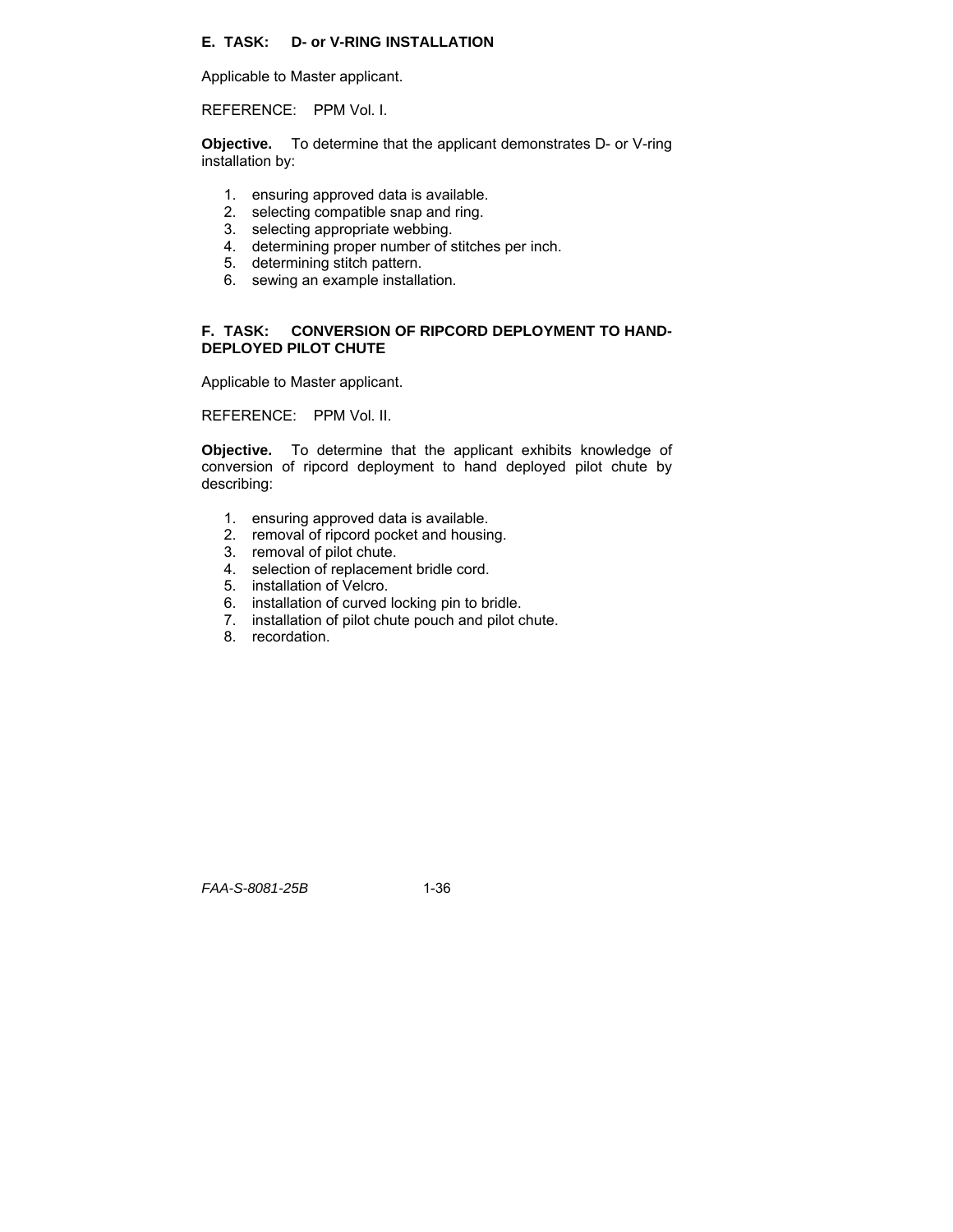### E. TASK: D- or V-RING INSTALLATION

Applicable to Master applicant.

REFERENCE: PPM Vol. I.

**Objective.** To determine that the applicant demonstrates D- or V-ring installation by:

1. ensuring approved data is available.
2. selecting compatible snap and ring.
3. selecting appropriate webbing.
4. determining proper number of stitches per inch.
5. determining stitch pattern.
6. sewing an example installation.

### F. TASK: CONVERSION OF RIPCORD DEPLOYMENT TO HAND-DEPLOYED PILOT CHUTE

Applicable to Master applicant.

REFERENCE: PPM Vol. II.

**Objective.** To determine that the applicant exhibits knowledge of conversion of ripcord deployment to hand deployed pilot chute by describing:

1. ensuring approved data is available.
2. removal of ripcord pocket and housing.
3. removal of pilot chute.
4. selection of replacement bridle cord.
5. installation of Velcro.
6. installation of curved locking pin to bridle.
7. installation of pilot chute pouch and pilot chute.
8. recordation.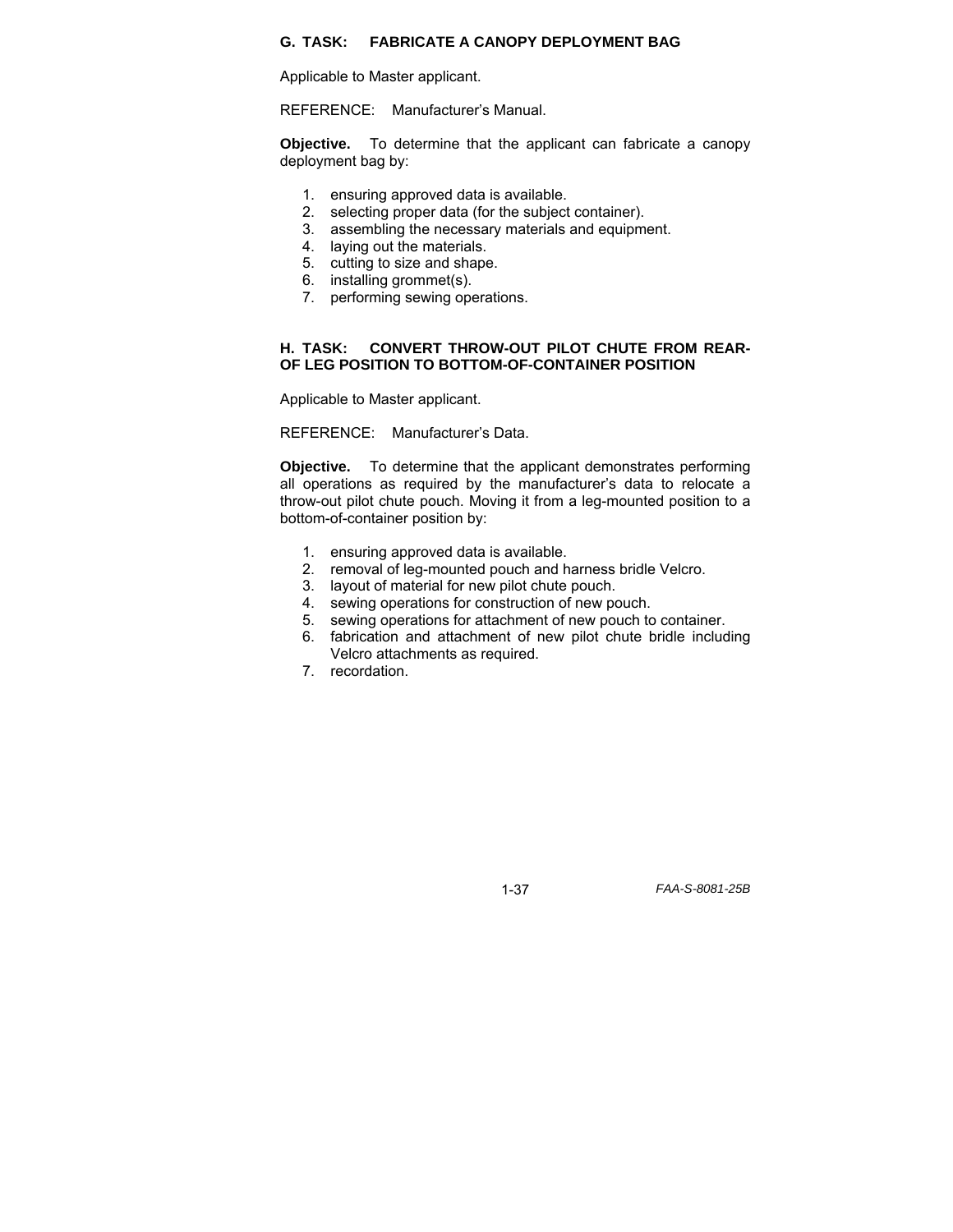### G. TASK: FABRICATE A CANOPY DEPLOYMENT BAG

Applicable to Master applicant.

REFERENCE: Manufacturer's Manual.

**Objective.** To determine that the applicant can fabricate a canopy deployment bag by:

1. ensuring approved data is available.
2. selecting proper data (for the subject container).
3. assembling the necessary materials and equipment.
4. laying out the materials.
5. cutting to size and shape.
6. installing grommet(s).
7. performing sewing operations.

### H. TASK: CONVERT THROW-OUT PILOT CHUTE FROM REAR-OF LEG POSITION TO BOTTOM-OF-CONTAINER POSITION

Applicable to Master applicant.

REFERENCE: Manufacturer's Data.

**Objective.** To determine that the applicant demonstrates performing all operations as required by the manufacturer's data to relocate a throw-out pilot chute pouch. Moving it from a leg-mounted position to a bottom-of-container position by:

1. ensuring approved data is available.
2. removal of leg-mounted pouch and harness bridle Velcro.
3. layout of material for new pilot chute pouch.
4. sewing operations for construction of new pouch.
5. sewing operations for attachment of new pouch to container.
6. fabrication and attachment of new pilot chute bridle including Velcro attachments as required.
7. recordation.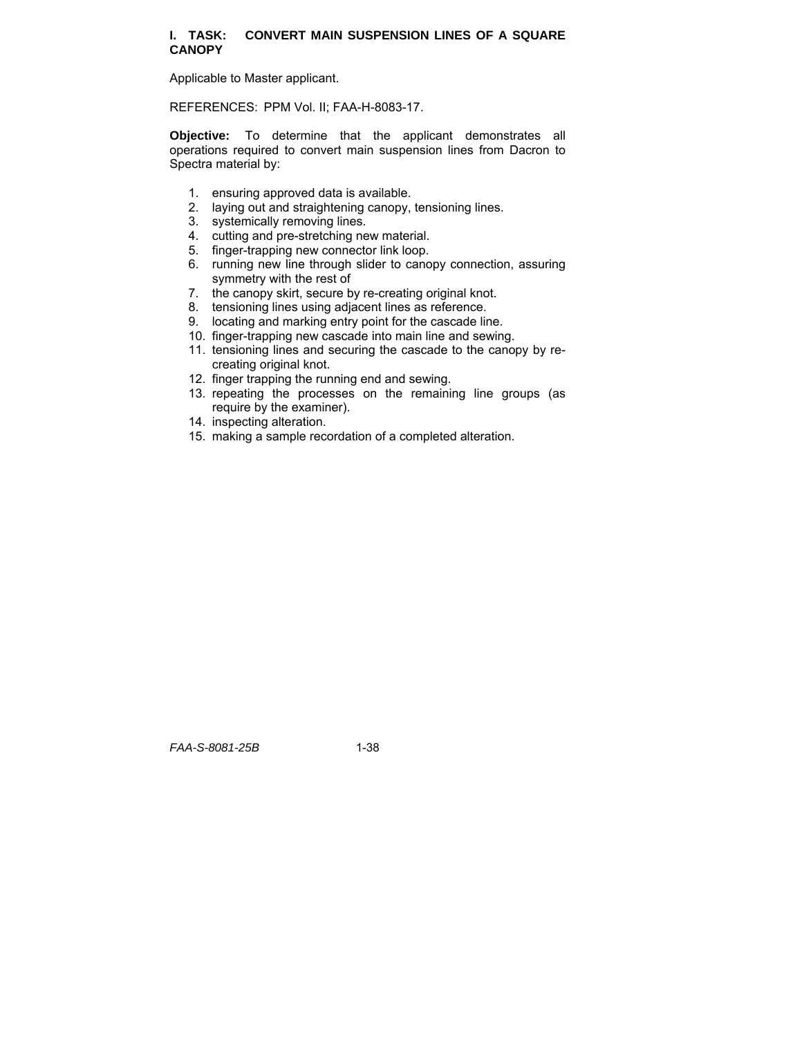## I. TASK: CONVERT MAIN SUSPENSION LINES OF A SQUARE CANOPY

Applicable to Master applicant.

REFERENCES: PPM Vol. II; FAA-H-8083-17.

**Objective:** To determine that the applicant demonstrates all operations required to convert main suspension lines from Dacron to Spectra material by:

1. ensuring approved data is available.
2. laying out and straightening canopy, tensioning lines.
3. systemically removing lines.
4. cutting and pre-stretching new material.
5. finger-trapping new connector link loop.
6. running new line through slider to canopy connection, assuring symmetry with the rest of
7. the canopy skirt, secure by re-creating original knot.
8. tensioning lines using adjacent lines as reference.
9. locating and marking entry point for the cascade line.
10. finger-trapping new cascade into main line and sewing.
11. tensioning lines and securing the cascade to the canopy by re-creating original knot.
12. finger trapping the running end and sewing.
13. repeating the processes on the remaining line groups (as require by the examiner).
14. inspecting alteration.
15. making a sample recordation of a completed alteration.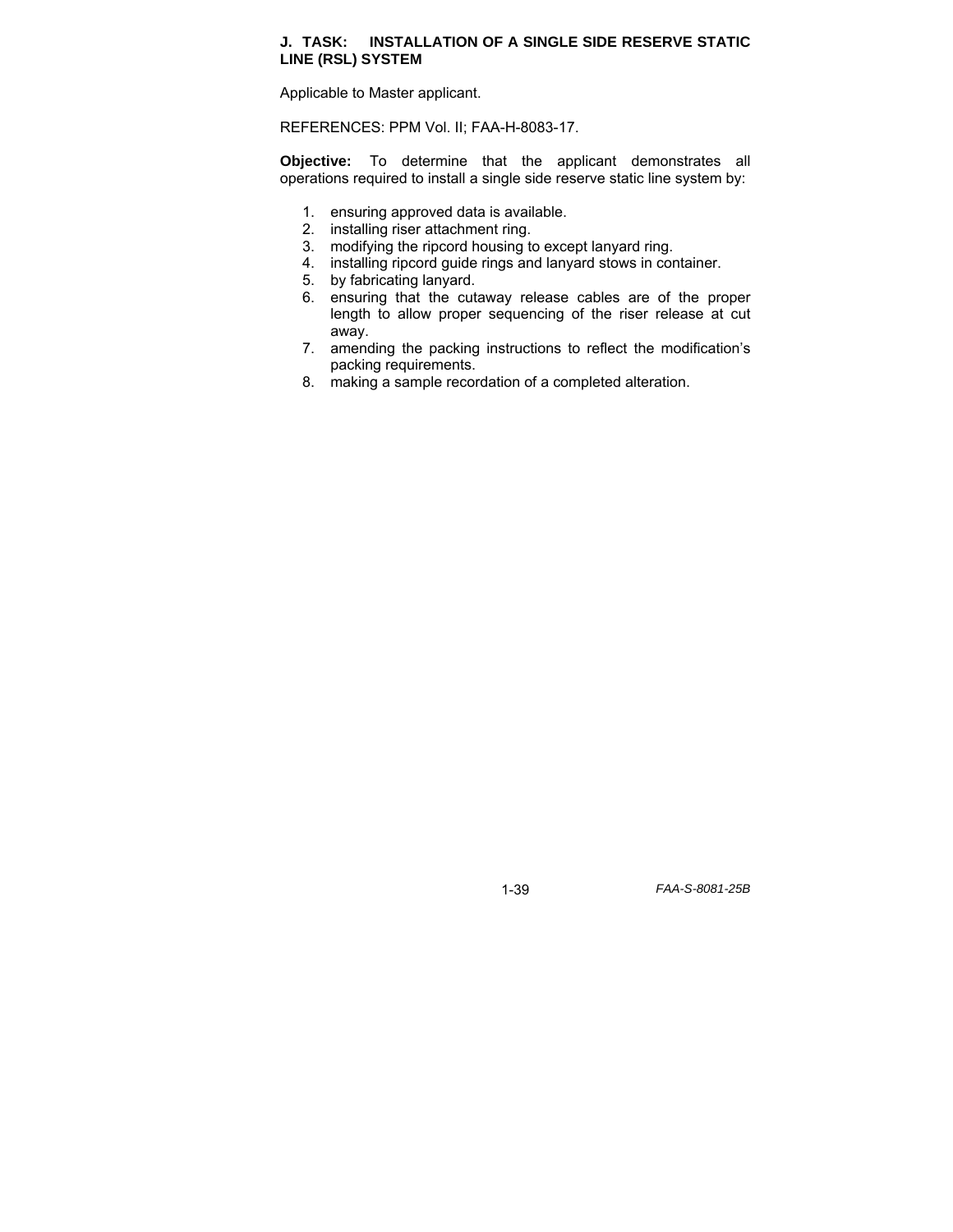### J. TASK: INSTALLATION OF A SINGLE SIDE RESERVE STATIC LINE (RSL) SYSTEM

Applicable to Master applicant.

REFERENCES: PPM Vol. II; FAA-H-8083-17.

**Objective:** To determine that the applicant demonstrates all operations required to install a single side reserve static line system by:

1. ensuring approved data is available.
2. installing riser attachment ring.
3. modifying the ripcord housing to except lanyard ring.
4. installing ripcord guide rings and lanyard stows in container.
5. by fabricating lanyard.
6. ensuring that the cutaway release cables are of the proper length to allow proper sequencing of the riser release at cut away.
7. amending the packing instructions to reflect the modification's packing requirements.
8. making a sample recordation of a completed alteration.